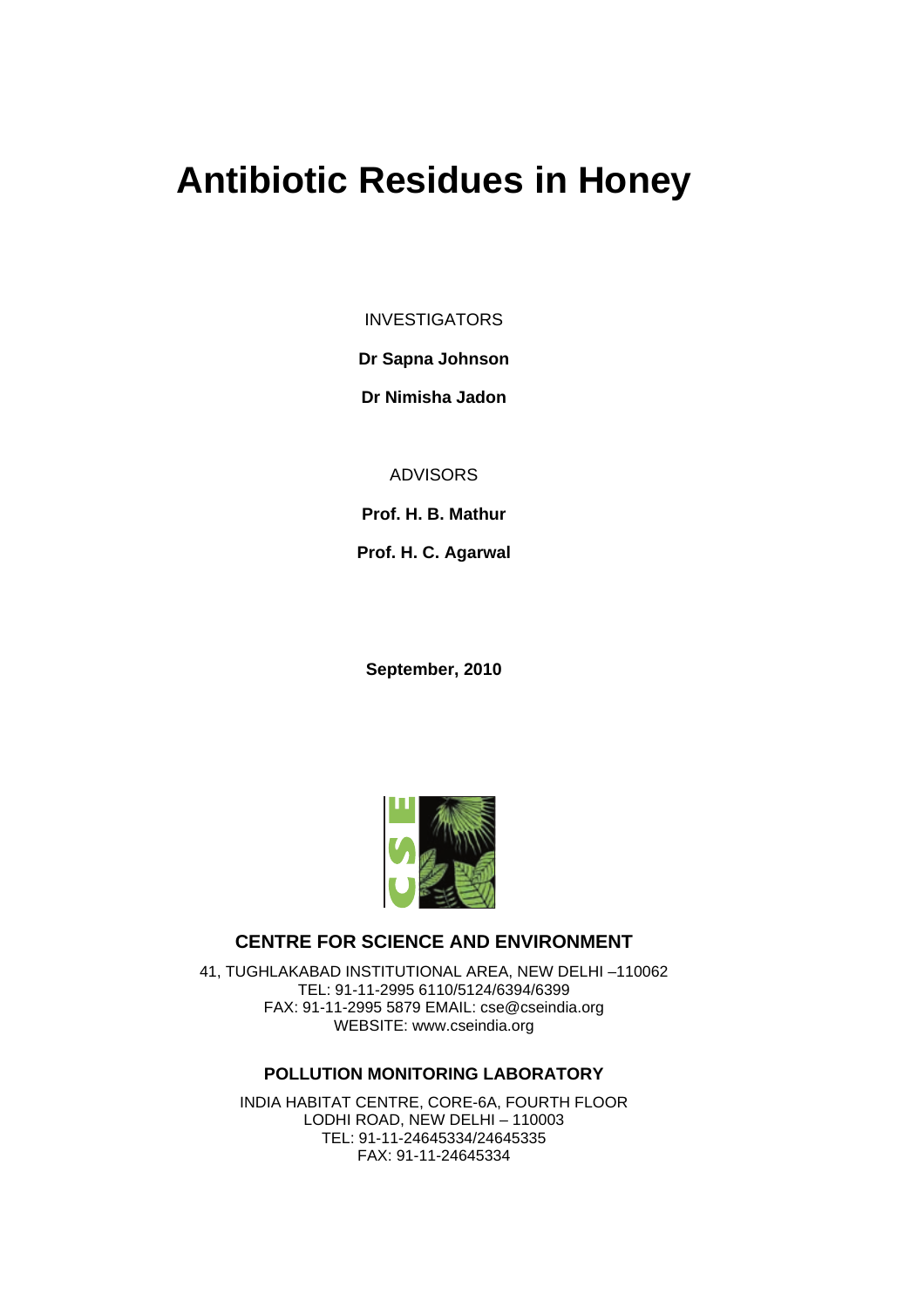# Antibiotic Residues in Honey

INVESTIGATORS

**Dr Sapna Johnson**

**Dr Nimisha Jadon**

ADVISORS

**Prof. H. B. Mathur**

**Prof. H. C. Agarwal**

**September, 2010**

**CENTRE FOR SCIENCE AND ENVIRONMENT**

41, TUGHLAKABAD INSTITUTIONAL AREA, NEW DELHI –110062
TEL: 91-11-2995 6110/5124/6394/6399
FAX: 91-11-2995 5879 EMAIL: cse@cseindia.org
WEBSITE: www.cseindia.org

**POLLUTION MONITORING LABORATORY**

INDIA HABITAT CENTRE, CORE-6A, FOURTH FLOOR
LODHI ROAD, NEW DELHI – 110003
TEL: 91-11-24645334/24645335
FAX: 91-11-24645334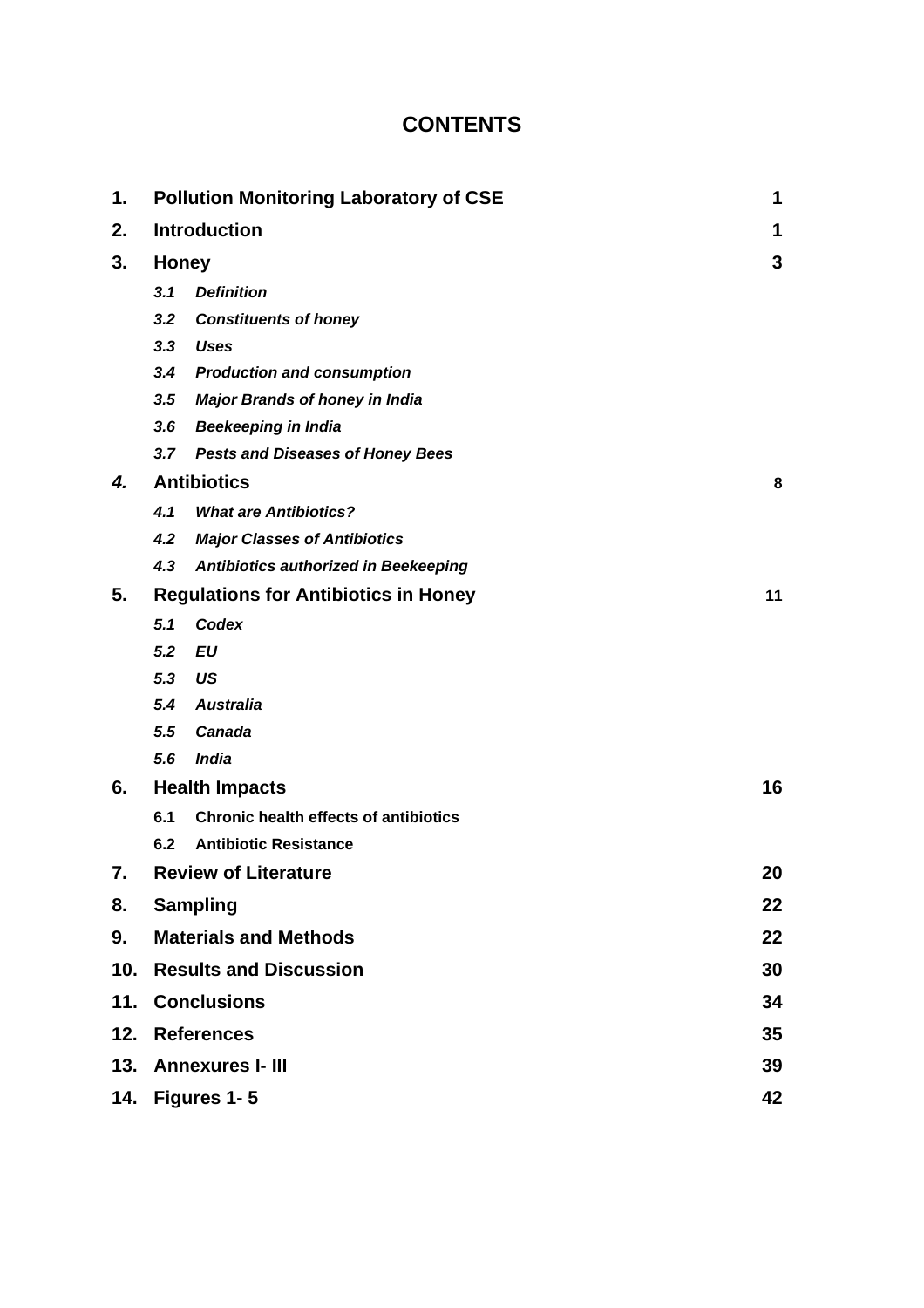# CONTENTS

| | | |
|---|---|---|
| **1.** | **Pollution Monitoring Laboratory of CSE** | **1** |
| **2.** | **Introduction** | **1** |
| **3.** | **Honey** | **3** |
| | ***3.1 Definition*** | |
| | ***3.2 Constituents of honey*** | |
| | ***3.3 Uses*** | |
| | ***3.4 Production and consumption*** | |
| | ***3.5 Major Brands of honey in India*** | |
| | ***3.6 Beekeeping in India*** | |
| | ***3.7 Pests and Diseases of Honey Bees*** | |
| ***4.*** | **Antibiotics** | **8** |
| | ***4.1 What are Antibiotics?*** | |
| | ***4.2 Major Classes of Antibiotics*** | |
| | ***4.3 Antibiotics authorized in Beekeeping*** | |
| **5.** | **Regulations for Antibiotics in Honey** | **11** |
| | ***5.1 Codex*** | |
| | ***5.2 EU*** | |
| | ***5.3 US*** | |
| | ***5.4 Australia*** | |
| | ***5.5 Canada*** | |
| | ***5.6 India*** | |
| **6.** | **Health Impacts** | **16** |
| | **6.1 Chronic health effects of antibiotics** | |
| | **6.2 Antibiotic Resistance** | |
| **7.** | **Review of Literature** | **20** |
| **8.** | **Sampling** | **22** |
| **9.** | **Materials and Methods** | **22** |
| **10.** | **Results and Discussion** | **30** |
| **11.** | **Conclusions** | **34** |
| **12.** | **References** | **35** |
| **13.** | **Annexures I- III** | **39** |
| **14.** | **Figures 1- 5** | **42** |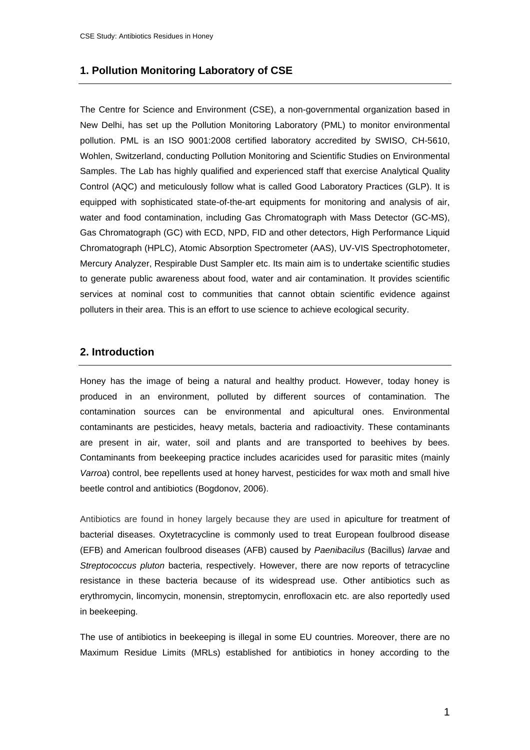## 1. Pollution Monitoring Laboratory of CSE

The Centre for Science and Environment (CSE), a non-governmental organization based in New Delhi, has set up the Pollution Monitoring Laboratory (PML) to monitor environmental pollution. PML is an ISO 9001:2008 certified laboratory accredited by SWISO, CH-5610, Wohlen, Switzerland, conducting Pollution Monitoring and Scientific Studies on Environmental Samples. The Lab has highly qualified and experienced staff that exercise Analytical Quality Control (AQC) and meticulously follow what is called Good Laboratory Practices (GLP). It is equipped with sophisticated state-of-the-art equipments for monitoring and analysis of air, water and food contamination, including Gas Chromatograph with Mass Detector (GC-MS), Gas Chromatograph (GC) with ECD, NPD, FID and other detectors, High Performance Liquid Chromatograph (HPLC), Atomic Absorption Spectrometer (AAS), UV-VIS Spectrophotometer, Mercury Analyzer, Respirable Dust Sampler etc. Its main aim is to undertake scientific studies to generate public awareness about food, water and air contamination. It provides scientific services at nominal cost to communities that cannot obtain scientific evidence against polluters in their area. This is an effort to use science to achieve ecological security.

## 2. Introduction

Honey has the image of being a natural and healthy product. However, today honey is produced in an environment, polluted by different sources of contamination. The contamination sources can be environmental and apicultural ones. Environmental contaminants are pesticides, heavy metals, bacteria and radioactivity. These contaminants are present in air, water, soil and plants and are transported to beehives by bees. Contaminants from beekeeping practice includes acaricides used for parasitic mites (mainly *Varroa*) control, bee repellents used at honey harvest, pesticides for wax moth and small hive beetle control and antibiotics (Bogdonov, 2006).

Antibiotics are found in honey largely because they are used in apiculture for treatment of bacterial diseases. Oxytetracycline is commonly used to treat European foulbrood disease (EFB) and American foulbrood diseases (AFB) caused by *Paenibacilus* (Bacillus) *larvae* and *Streptococcus pluton* bacteria, respectively. However, there are now reports of tetracycline resistance in these bacteria because of its widespread use. Other antibiotics such as erythromycin, lincomycin, monensin, streptomycin, enrofloxacin etc. are also reportedly used in beekeeping.

The use of antibiotics in beekeeping is illegal in some EU countries. Moreover, there are no Maximum Residue Limits (MRLs) established for antibiotics in honey according to the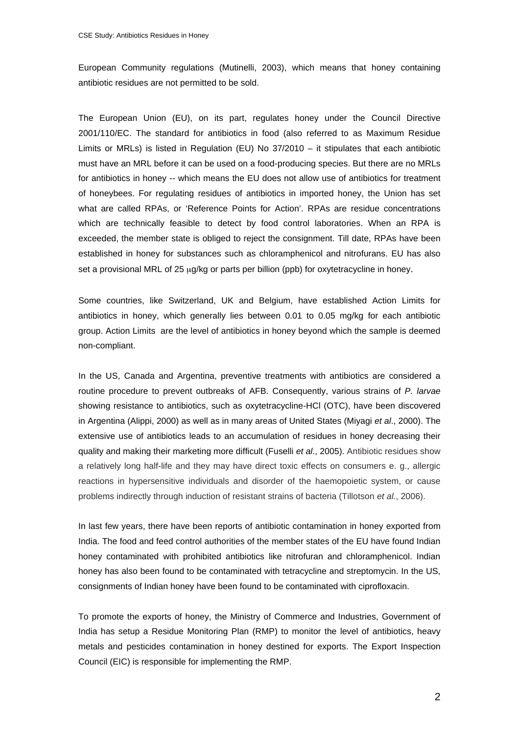European Community regulations (Mutinelli, 2003), which means that honey containing antibiotic residues are not permitted to be sold.

The European Union (EU), on its part, regulates honey under the Council Directive 2001/110/EC. The standard for antibiotics in food (also referred to as Maximum Residue Limits or MRLs) is listed in Regulation (EU) No 37/2010 – it stipulates that each antibiotic must have an MRL before it can be used on a food-producing species. But there are no MRLs for antibiotics in honey -- which means the EU does not allow use of antibiotics for treatment of honeybees. For regulating residues of antibiotics in imported honey, the Union has set what are called RPAs, or 'Reference Points for Action'. RPAs are residue concentrations which are technically feasible to detect by food control laboratories. When an RPA is exceeded, the member state is obliged to reject the consignment. Till date, RPAs have been established in honey for substances such as chloramphenicol and nitrofurans. EU has also set a provisional MRL of 25 μg/kg or parts per billion (ppb) for oxytetracycline in honey.

Some countries, like Switzerland, UK and Belgium, have established Action Limits for antibiotics in honey, which generally lies between 0.01 to 0.05 mg/kg for each antibiotic group. Action Limits are the level of antibiotics in honey beyond which the sample is deemed non-compliant.

In the US, Canada and Argentina, preventive treatments with antibiotics are considered a routine procedure to prevent outbreaks of AFB. Consequently, various strains of *P. larvae* showing resistance to antibiotics, such as oxytetracycline-HCl (OTC), have been discovered in Argentina (Alippi, 2000) as well as in many areas of United States (Miyagi *et al*., 2000). The extensive use of antibiotics leads to an accumulation of residues in honey decreasing their quality and making their marketing more difficult (Fuselli *et al*., 2005). Antibiotic residues show a relatively long half-life and they may have direct toxic effects on consumers e. g., allergic reactions in hypersensitive individuals and disorder of the haemopoietic system, or cause problems indirectly through induction of resistant strains of bacteria (Tillotson *et al.*, 2006).

In last few years, there have been reports of antibiotic contamination in honey exported from India. The food and feed control authorities of the member states of the EU have found Indian honey contaminated with prohibited antibiotics like nitrofuran and chloramphenicol. Indian honey has also been found to be contaminated with tetracycline and streptomycin. In the US, consignments of Indian honey have been found to be contaminated with ciprofloxacin.

To promote the exports of honey, the Ministry of Commerce and Industries, Government of India has setup a Residue Monitoring Plan (RMP) to monitor the level of antibiotics, heavy metals and pesticides contamination in honey destined for exports. The Export Inspection Council (EIC) is responsible for implementing the RMP.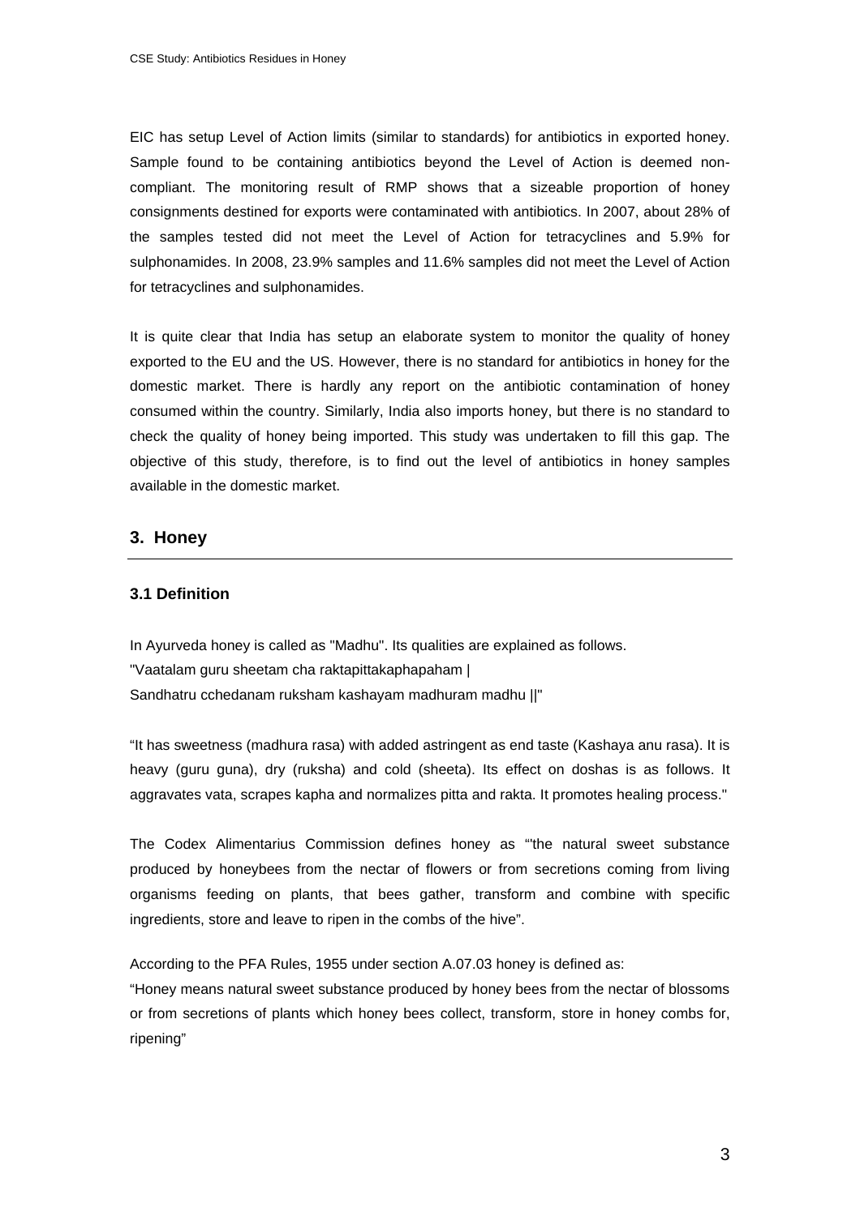EIC has setup Level of Action limits (similar to standards) for antibiotics in exported honey. Sample found to be containing antibiotics beyond the Level of Action is deemed non-compliant. The monitoring result of RMP shows that a sizeable proportion of honey consignments destined for exports were contaminated with antibiotics. In 2007, about 28% of the samples tested did not meet the Level of Action for tetracyclines and 5.9% for sulphonamides. In 2008, 23.9% samples and 11.6% samples did not meet the Level of Action for tetracyclines and sulphonamides.

It is quite clear that India has setup an elaborate system to monitor the quality of honey exported to the EU and the US. However, there is no standard for antibiotics in honey for the domestic market. There is hardly any report on the antibiotic contamination of honey consumed within the country. Similarly, India also imports honey, but there is no standard to check the quality of honey being imported. This study was undertaken to fill this gap. The objective of this study, therefore, is to find out the level of antibiotics in honey samples available in the domestic market.

## 3. Honey

### 3.1 Definition

In Ayurveda honey is called as "Madhu". Its qualities are explained as follows.
"Vaatalam guru sheetam cha raktapittakaphapaham |
Sandhatru cchedanam ruksham kashayam madhuram madhu ||"

"It has sweetness (madhura rasa) with added astringent as end taste (Kashaya anu rasa). It is heavy (guru guna), dry (ruksha) and cold (sheeta). Its effect on doshas is as follows. It aggravates vata, scrapes kapha and normalizes pitta and rakta. It promotes healing process."

The Codex Alimentarius Commission defines honey as "'the natural sweet substance produced by honeybees from the nectar of flowers or from secretions coming from living organisms feeding on plants, that bees gather, transform and combine with specific ingredients, store and leave to ripen in the combs of the hive".

According to the PFA Rules, 1955 under section A.07.03 honey is defined as:
"Honey means natural sweet substance produced by honey bees from the nectar of blossoms or from secretions of plants which honey bees collect, transform, store in honey combs for, ripening"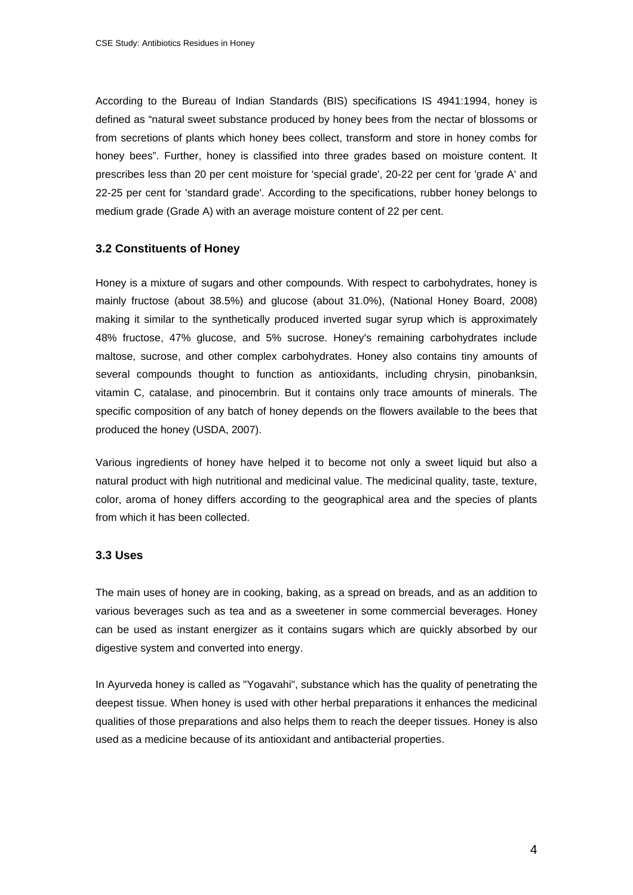According to the Bureau of Indian Standards (BIS) specifications IS 4941:1994, honey is defined as "natural sweet substance produced by honey bees from the nectar of blossoms or from secretions of plants which honey bees collect, transform and store in honey combs for honey bees". Further, honey is classified into three grades based on moisture content. It prescribes less than 20 per cent moisture for 'special grade', 20-22 per cent for 'grade A' and 22-25 per cent for 'standard grade'. According to the specifications, rubber honey belongs to medium grade (Grade A) with an average moisture content of 22 per cent.

### 3.2 Constituents of Honey

Honey is a mixture of sugars and other compounds. With respect to carbohydrates, honey is mainly fructose (about 38.5%) and glucose (about 31.0%), (National Honey Board, 2008) making it similar to the synthetically produced inverted sugar syrup which is approximately 48% fructose, 47% glucose, and 5% sucrose. Honey's remaining carbohydrates include maltose, sucrose, and other complex carbohydrates. Honey also contains tiny amounts of several compounds thought to function as antioxidants, including chrysin, pinobanksin, vitamin C, catalase, and pinocembrin. But it contains only trace amounts of minerals. The specific composition of any batch of honey depends on the flowers available to the bees that produced the honey (USDA, 2007).

Various ingredients of honey have helped it to become not only a sweet liquid but also a natural product with high nutritional and medicinal value. The medicinal quality, taste, texture, color, aroma of honey differs according to the geographical area and the species of plants from which it has been collected.

### 3.3 Uses

The main uses of honey are in cooking, baking, as a spread on breads, and as an addition to various beverages such as tea and as a sweetener in some commercial beverages. Honey can be used as instant energizer as it contains sugars which are quickly absorbed by our digestive system and converted into energy.

In Ayurveda honey is called as "Yogavahi", substance which has the quality of penetrating the deepest tissue. When honey is used with other herbal preparations it enhances the medicinal qualities of those preparations and also helps them to reach the deeper tissues. Honey is also used as a medicine because of its antioxidant and antibacterial properties.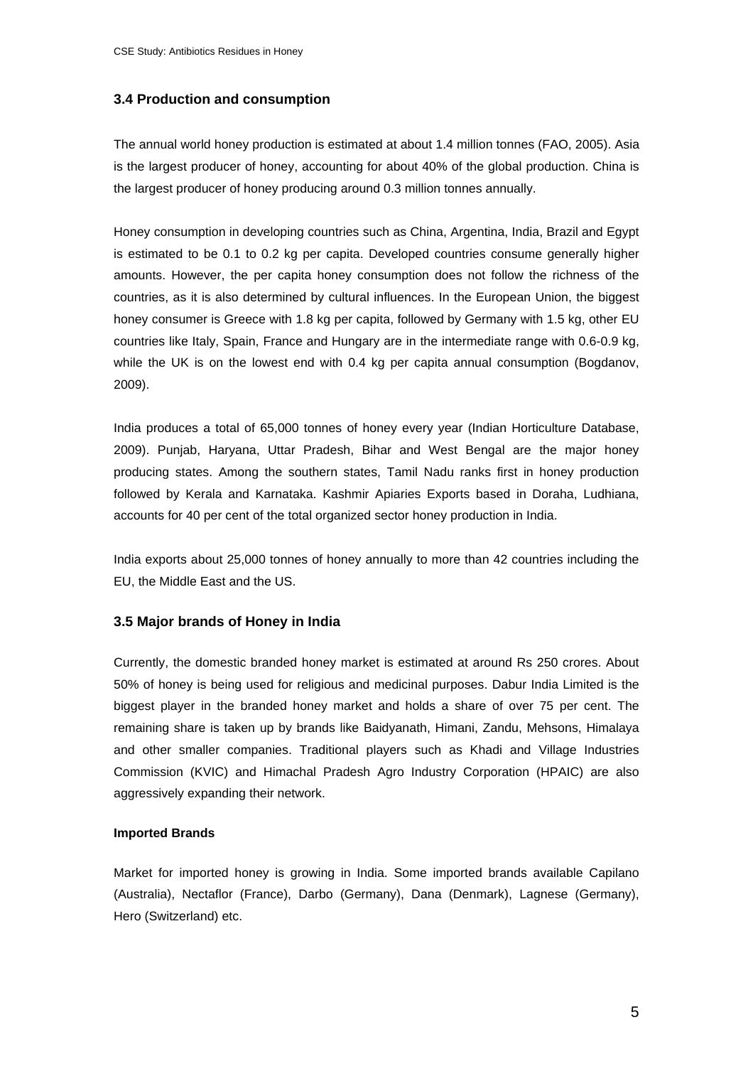### 3.4 Production and consumption

The annual world honey production is estimated at about 1.4 million tonnes (FAO, 2005). Asia is the largest producer of honey, accounting for about 40% of the global production. China is the largest producer of honey producing around 0.3 million tonnes annually.

Honey consumption in developing countries such as China, Argentina, India, Brazil and Egypt is estimated to be 0.1 to 0.2 kg per capita. Developed countries consume generally higher amounts. However, the per capita honey consumption does not follow the richness of the countries, as it is also determined by cultural influences. In the European Union, the biggest honey consumer is Greece with 1.8 kg per capita, followed by Germany with 1.5 kg, other EU countries like Italy, Spain, France and Hungary are in the intermediate range with 0.6-0.9 kg, while the UK is on the lowest end with 0.4 kg per capita annual consumption (Bogdanov, 2009).

India produces a total of 65,000 tonnes of honey every year (Indian Horticulture Database, 2009). Punjab, Haryana, Uttar Pradesh, Bihar and West Bengal are the major honey producing states. Among the southern states, Tamil Nadu ranks first in honey production followed by Kerala and Karnataka. Kashmir Apiaries Exports based in Doraha, Ludhiana, accounts for 40 per cent of the total organized sector honey production in India.

India exports about 25,000 tonnes of honey annually to more than 42 countries including the EU, the Middle East and the US.

### 3.5 Major brands of Honey in India

Currently, the domestic branded honey market is estimated at around Rs 250 crores. About 50% of honey is being used for religious and medicinal purposes. Dabur India Limited is the biggest player in the branded honey market and holds a share of over 75 per cent. The remaining share is taken up by brands like Baidyanath, Himani, Zandu, Mehsons, Himalaya and other smaller companies. Traditional players such as Khadi and Village Industries Commission (KVIC) and Himachal Pradesh Agro Industry Corporation (HPAIC) are also aggressively expanding their network.

**Imported Brands**

Market for imported honey is growing in India. Some imported brands available Capilano (Australia), Nectaflor (France), Darbo (Germany), Dana (Denmark), Lagnese (Germany), Hero (Switzerland) etc.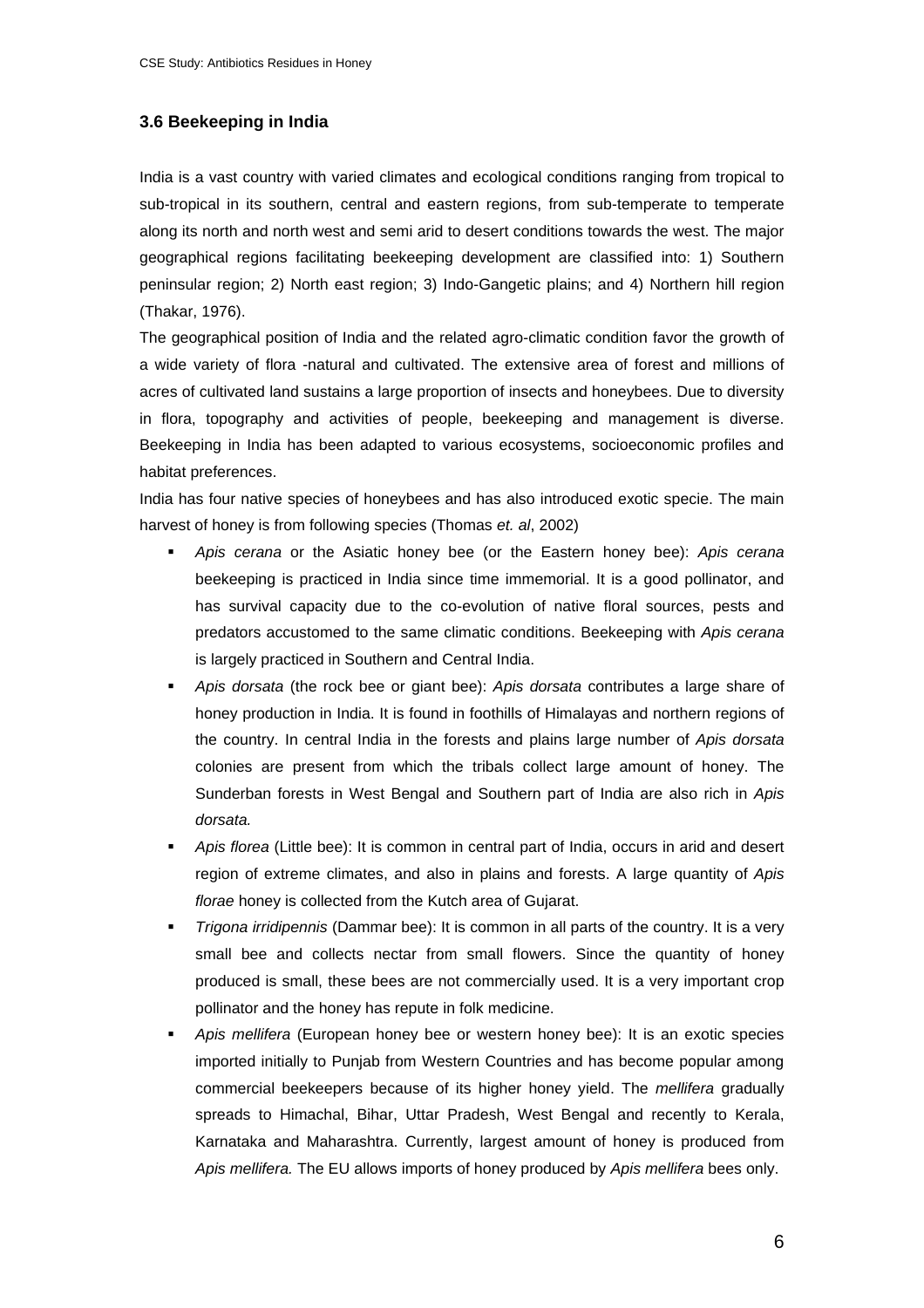### 3.6 Beekeeping in India

India is a vast country with varied climates and ecological conditions ranging from tropical to sub-tropical in its southern, central and eastern regions, from sub-temperate to temperate along its north and north west and semi arid to desert conditions towards the west. The major geographical regions facilitating beekeeping development are classified into: 1) Southern peninsular region; 2) North east region; 3) Indo-Gangetic plains; and 4) Northern hill region (Thakar, 1976).

The geographical position of India and the related agro-climatic condition favor the growth of a wide variety of flora -natural and cultivated. The extensive area of forest and millions of acres of cultivated land sustains a large proportion of insects and honeybees. Due to diversity in flora, topography and activities of people, beekeeping and management is diverse. Beekeeping in India has been adapted to various ecosystems, socioeconomic profiles and habitat preferences.

India has four native species of honeybees and has also introduced exotic specie. The main harvest of honey is from following species (Thomas *et. al*, 2002)

- *Apis cerana* or the Asiatic honey bee (or the Eastern honey bee): *Apis cerana* beekeeping is practiced in India since time immemorial. It is a good pollinator, and has survival capacity due to the co-evolution of native floral sources, pests and predators accustomed to the same climatic conditions. Beekeeping with *Apis cerana* is largely practiced in Southern and Central India.
- *Apis dorsata* (the rock bee or giant bee): *Apis dorsata* contributes a large share of honey production in India. It is found in foothills of Himalayas and northern regions of the country. In central India in the forests and plains large number of *Apis dorsata* colonies are present from which the tribals collect large amount of honey. The Sunderban forests in West Bengal and Southern part of India are also rich in *Apis dorsata.*
- *Apis florea* (Little bee): It is common in central part of India, occurs in arid and desert region of extreme climates, and also in plains and forests. A large quantity of *Apis florae* honey is collected from the Kutch area of Gujarat.
- *Trigona irridipennis* (Dammar bee): It is common in all parts of the country. It is a very small bee and collects nectar from small flowers. Since the quantity of honey produced is small, these bees are not commercially used. It is a very important crop pollinator and the honey has repute in folk medicine.
- *Apis mellifera* (European honey bee or western honey bee): It is an exotic species imported initially to Punjab from Western Countries and has become popular among commercial beekeepers because of its higher honey yield. The *mellifera* gradually spreads to Himachal, Bihar, Uttar Pradesh, West Bengal and recently to Kerala, Karnataka and Maharashtra. Currently, largest amount of honey is produced from *Apis mellifera.* The EU allows imports of honey produced by *Apis mellifera* bees only.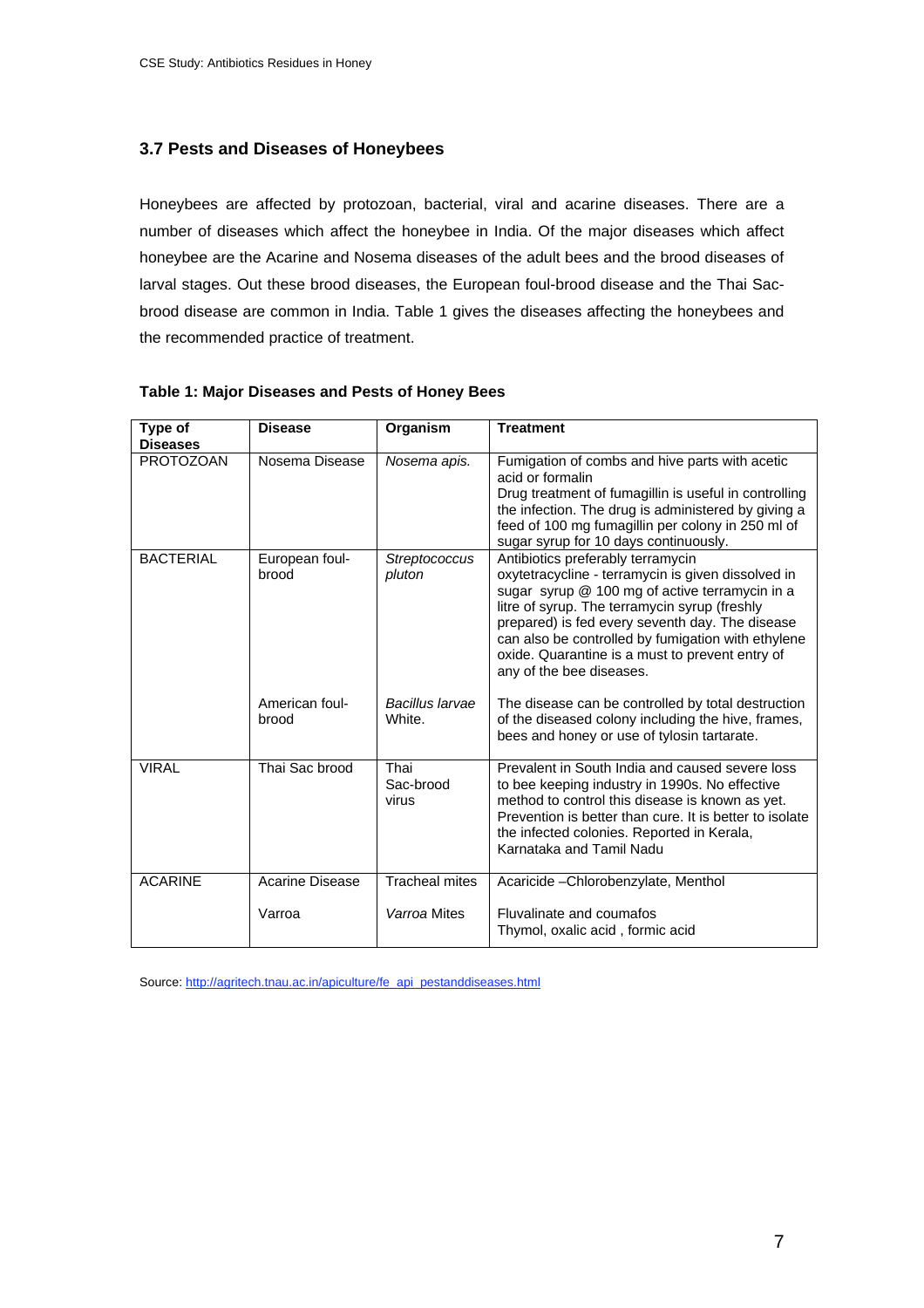### 3.7 Pests and Diseases of Honeybees

Honeybees are affected by protozoan, bacterial, viral and acarine diseases. There are a number of diseases which affect the honeybee in India. Of the major diseases which affect honeybee are the Acarine and Nosema diseases of the adult bees and the brood diseases of larval stages. Out these brood diseases, the European foul-brood disease and the Thai Sac-brood disease are common in India. Table 1 gives the diseases affecting the honeybees and the recommended practice of treatment.

**Table 1: Major Diseases and Pests of Honey Bees**

| Type of Diseases | Disease | Organism | Treatment |
|---|---|---|---|
| PROTOZOAN | Nosema Disease | *Nosema apis.* | Fumigation of combs and hive parts with acetic acid or formalin<br>Drug treatment of fumagillin is useful in controlling the infection. The drug is administered by giving a feed of 100 mg fumagillin per colony in 250 ml of sugar syrup for 10 days continuously. |
| BACTERIAL | European foul-brood | *Streptococcus pluton* | Antibiotics preferably terramycin<br>oxytetracycline - terramycin is given dissolved in sugar syrup @ 100 mg of active terramycin in a litre of syrup. The terramycin syrup (freshly prepared) is fed every seventh day. The disease can also be controlled by fumigation with ethylene oxide. Quarantine is a must to prevent entry of any of the bee diseases. |
| | American foul-brood | *Bacillus larvae* White. | The disease can be controlled by total destruction of the diseased colony including the hive, frames, bees and honey or use of tylosin tartarate. |
| VIRAL | Thai Sac brood | Thai Sac-brood virus | Prevalent in South India and caused severe loss to bee keeping industry in 1990s. No effective method to control this disease is known as yet. Prevention is better than cure. It is better to isolate the infected colonies. Reported in Kerala, Karnataka and Tamil Nadu |
| ACARINE | Acarine Disease | Tracheal mites | Acaricide –Chlorobenzylate, Menthol |
| | Varroa | *Varroa* Mites | Fluvalinate and coumafos<br>Thymol, oxalic acid , formic acid |

Source: http://agritech.tnau.ac.in/apiculture/fe_api_pestanddiseases.html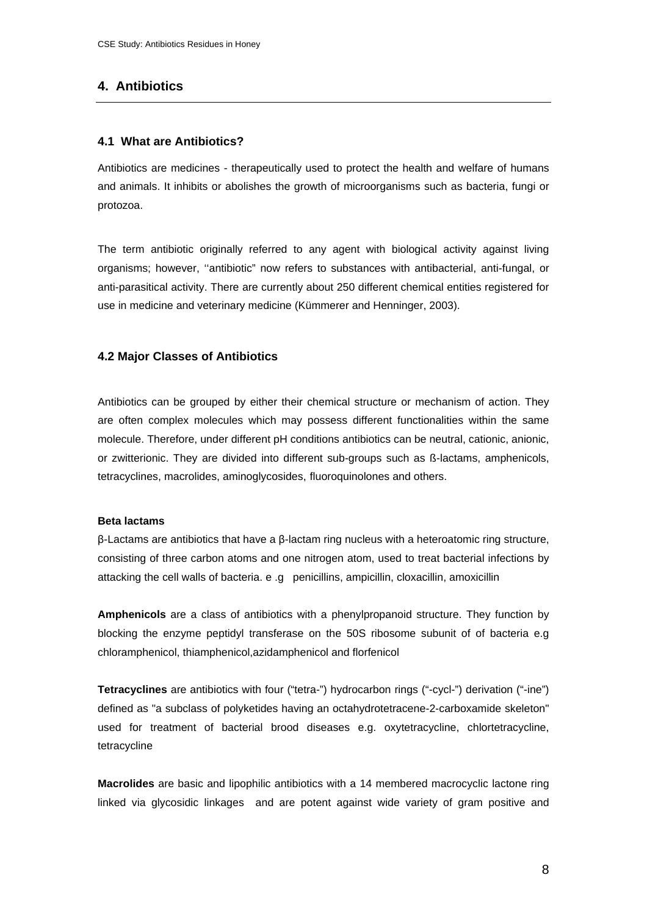## 4. Antibiotics

### 4.1 What are Antibiotics?

Antibiotics are medicines - therapeutically used to protect the health and welfare of humans and animals. It inhibits or abolishes the growth of microorganisms such as bacteria, fungi or protozoa.

The term antibiotic originally referred to any agent with biological activity against living organisms; however, ''antibiotic" now refers to substances with antibacterial, anti-fungal, or anti-parasitical activity. There are currently about 250 different chemical entities registered for use in medicine and veterinary medicine (Kümmerer and Henninger, 2003).

### 4.2 Major Classes of Antibiotics

Antibiotics can be grouped by either their chemical structure or mechanism of action. They are often complex molecules which may possess different functionalities within the same molecule. Therefore, under different pH conditions antibiotics can be neutral, cationic, anionic, or zwitterionic. They are divided into different sub-groups such as ß-lactams, amphenicols, tetracyclines, macrolides, aminoglycosides, fluoroquinolones and others.

**Beta lactams**

β-Lactams are antibiotics that have a β-lactam ring nucleus with a heteroatomic ring structure, consisting of three carbon atoms and one nitrogen atom, used to treat bacterial infections by attacking the cell walls of bacteria. e .g penicillins, ampicillin, cloxacillin, amoxicillin

**Amphenicols** are a class of antibiotics with a phenylpropanoid structure. They function by blocking the enzyme peptidyl transferase on the 50S ribosome subunit of of bacteria e.g chloramphenicol, thiamphenicol,azidamphenicol and florfenicol

**Tetracyclines** are antibiotics with four ("tetra-") hydrocarbon rings ("-cycl-") derivation ("-ine") defined as "a subclass of polyketides having an octahydrotetracene-2-carboxamide skeleton" used for treatment of bacterial brood diseases e.g. oxytetracycline, chlortetracycline, tetracycline

**Macrolides** are basic and lipophilic antibiotics with a 14 membered macrocyclic lactone ring linked via glycosidic linkages and are potent against wide variety of gram positive and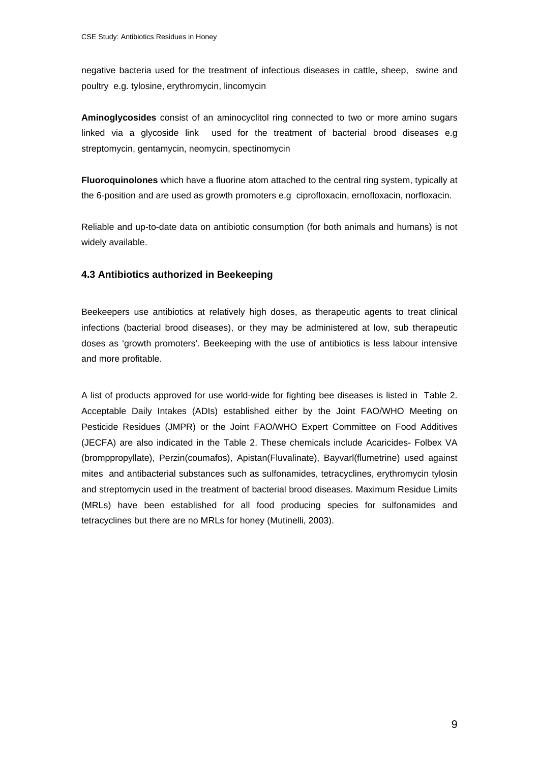negative bacteria used for the treatment of infectious diseases in cattle, sheep, swine and poultry e.g. tylosine, erythromycin, lincomycin

**Aminoglycosides** consist of an aminocyclitol ring connected to two or more amino sugars linked via a glycoside link used for the treatment of bacterial brood diseases e.g streptomycin, gentamycin, neomycin, spectinomycin

**Fluoroquinolones** which have a fluorine atom attached to the central ring system, typically at the 6-position and are used as growth promoters e.g ciprofloxacin, ernofloxacin, norfloxacin.

Reliable and up-to-date data on antibiotic consumption (for both animals and humans) is not widely available.

### 4.3 Antibiotics authorized in Beekeeping

Beekeepers use antibiotics at relatively high doses, as therapeutic agents to treat clinical infections (bacterial brood diseases), or they may be administered at low, sub therapeutic doses as 'growth promoters'. Beekeeping with the use of antibiotics is less labour intensive and more profitable.

A list of products approved for use world-wide for fighting bee diseases is listed in Table 2. Acceptable Daily Intakes (ADIs) established either by the Joint FAO/WHO Meeting on Pesticide Residues (JMPR) or the Joint FAO/WHO Expert Committee on Food Additives (JECFA) are also indicated in the Table 2. These chemicals include Acaricides- Folbex VA (brompropyllate), Perzin(coumafos), Apistan(Fluvalinate), Bayvarl(flumetrine) used against mites and antibacterial substances such as sulfonamides, tetracyclines, erythromycin tylosin and streptomycin used in the treatment of bacterial brood diseases. Maximum Residue Limits (MRLs) have been established for all food producing species for sulfonamides and tetracyclines but there are no MRLs for honey (Mutinelli, 2003).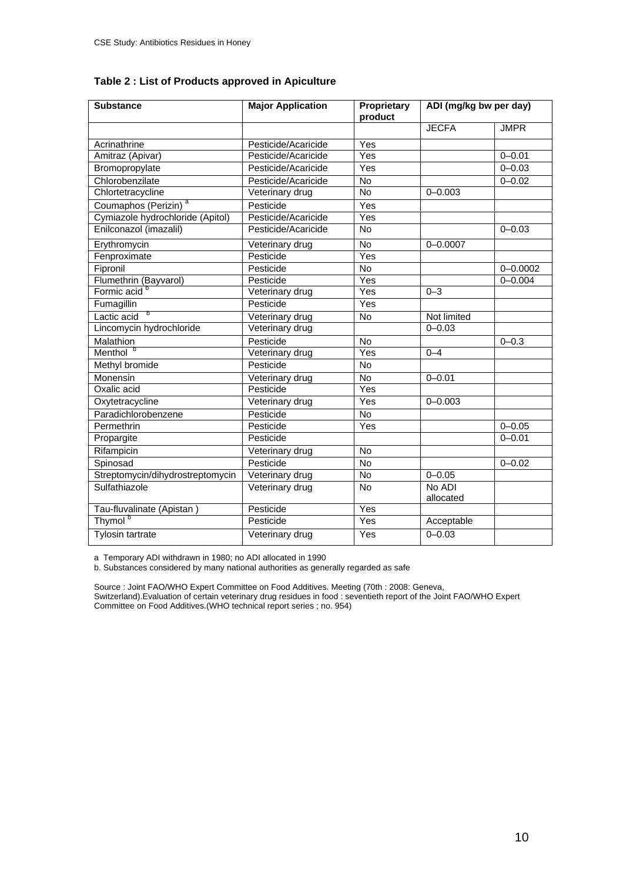**Table 2 : List of Products approved in Apiculture**

| Substance | Major Application | Proprietary product | ADI (mg/kg bw per day) | |
|---|---|---|---|---|
| | | | JECFA | JMPR |
| Acrinathrine | Pesticide/Acaricide | Yes | | |
| Amitraz (Apivar) | Pesticide/Acaricide | Yes | | 0–0.01 |
| Bromopropylate | Pesticide/Acaricide | Yes | | 0–0.03 |
| Chlorobenzilate | Pesticide/Acaricide | No | | 0–0.02 |
| Chlortetracycline | Veterinary drug | No | 0–0.003 | |
| Coumaphos (Perizin) [a] | Pesticide | Yes | | |
| Cymiazole hydrochloride (Apitol) | Pesticide/Acaricide | Yes | | |
| Enilconazol (imazalil) | Pesticide/Acaricide | No | | 0–0.03 |
| Erythromycin | Veterinary drug | No | 0–0.0007 | |
| Fenproximate | Pesticide | Yes | | |
| Fipronil | Pesticide | No | | 0–0.0002 |
| Flumethrin (Bayvarol) | Pesticide | Yes | | 0–0.004 |
| Formic acid [b] | Veterinary drug | Yes | 0–3 | |
| Fumagillin | Pesticide | Yes | | |
| Lactic acid [b] | Veterinary drug | No | Not limited | |
| Lincomycin hydrochloride | Veterinary drug | | 0–0.03 | |
| Malathion | Pesticide | No | | 0–0.3 |
| Menthol [b] | Veterinary drug | Yes | 0–4 | |
| Methyl bromide | Pesticide | No | | |
| Monensin | Veterinary drug | No | 0–0.01 | |
| Oxalic acid | Pesticide | Yes | | |
| Oxytetracycline | Veterinary drug | Yes | 0–0.003 | |
| Paradichlorobenzene | Pesticide | No | | |
| Permethrin | Pesticide | Yes | | 0–0.05 |
| Propargite | Pesticide | | | 0–0.01 |
| Rifampicin | Veterinary drug | No | | |
| Spinosad | Pesticide | No | | 0–0.02 |
| Streptomycin/dihydrostreptomycin | Veterinary drug | No | 0–0.05 | |
| Sulfathiazole | Veterinary drug | No | No ADI allocated | |
| Tau-fluvalinate (Apistan ) | Pesticide | Yes | | |
| Thymol [b] | Pesticide | Yes | Acceptable | |
| Tylosin tartrate | Veterinary drug | Yes | 0–0.03 | |

a Temporary ADI withdrawn in 1980; no ADI allocated in 1990

b. Substances considered by many national authorities as generally regarded as safe

Source : Joint FAO/WHO Expert Committee on Food Additives. Meeting (70th : 2008: Geneva, Switzerland).Evaluation of certain veterinary drug residues in food : seventieth report of the Joint FAO/WHO Expert Committee on Food Additives.(WHO technical report series ; no. 954)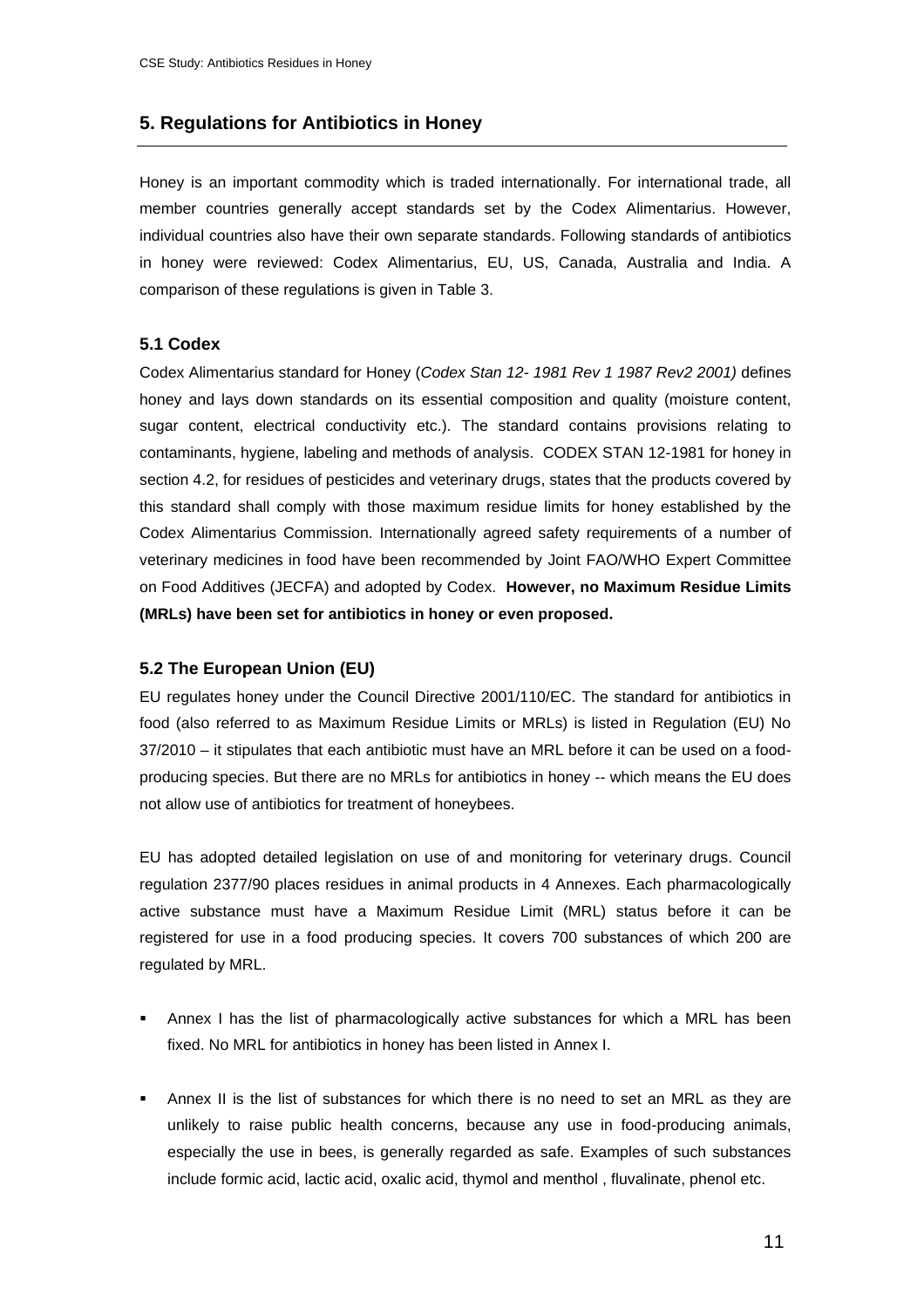## 5. Regulations for Antibiotics in Honey

Honey is an important commodity which is traded internationally. For international trade, all member countries generally accept standards set by the Codex Alimentarius. However, individual countries also have their own separate standards. Following standards of antibiotics in honey were reviewed: Codex Alimentarius, EU, US, Canada, Australia and India. A comparison of these regulations is given in Table 3.

### 5.1 Codex

Codex Alimentarius standard for Honey (*Codex Stan 12- 1981 Rev 1 1987 Rev2 2001)* defines honey and lays down standards on its essential composition and quality (moisture content, sugar content, electrical conductivity etc.). The standard contains provisions relating to contaminants, hygiene, labeling and methods of analysis. CODEX STAN 12-1981 for honey in section 4.2, for residues of pesticides and veterinary drugs, states that the products covered by this standard shall comply with those maximum residue limits for honey established by the Codex Alimentarius Commission. Internationally agreed safety requirements of a number of veterinary medicines in food have been recommended by Joint FAO/WHO Expert Committee on Food Additives (JECFA) and adopted by Codex. **However, no Maximum Residue Limits (MRLs) have been set for antibiotics in honey or even proposed.**

### 5.2 The European Union (EU)

EU regulates honey under the Council Directive 2001/110/EC. The standard for antibiotics in food (also referred to as Maximum Residue Limits or MRLs) is listed in Regulation (EU) No 37/2010 – it stipulates that each antibiotic must have an MRL before it can be used on a food-producing species. But there are no MRLs for antibiotics in honey -- which means the EU does not allow use of antibiotics for treatment of honeybees.

EU has adopted detailed legislation on use of and monitoring for veterinary drugs. Council regulation 2377/90 places residues in animal products in 4 Annexes. Each pharmacologically active substance must have a Maximum Residue Limit (MRL) status before it can be registered for use in a food producing species. It covers 700 substances of which 200 are regulated by MRL.

- Annex I has the list of pharmacologically active substances for which a MRL has been fixed. No MRL for antibiotics in honey has been listed in Annex I.
- Annex II is the list of substances for which there is no need to set an MRL as they are unlikely to raise public health concerns, because any use in food-producing animals, especially the use in bees, is generally regarded as safe. Examples of such substances include formic acid, lactic acid, oxalic acid, thymol and menthol , fluvalinate, phenol etc.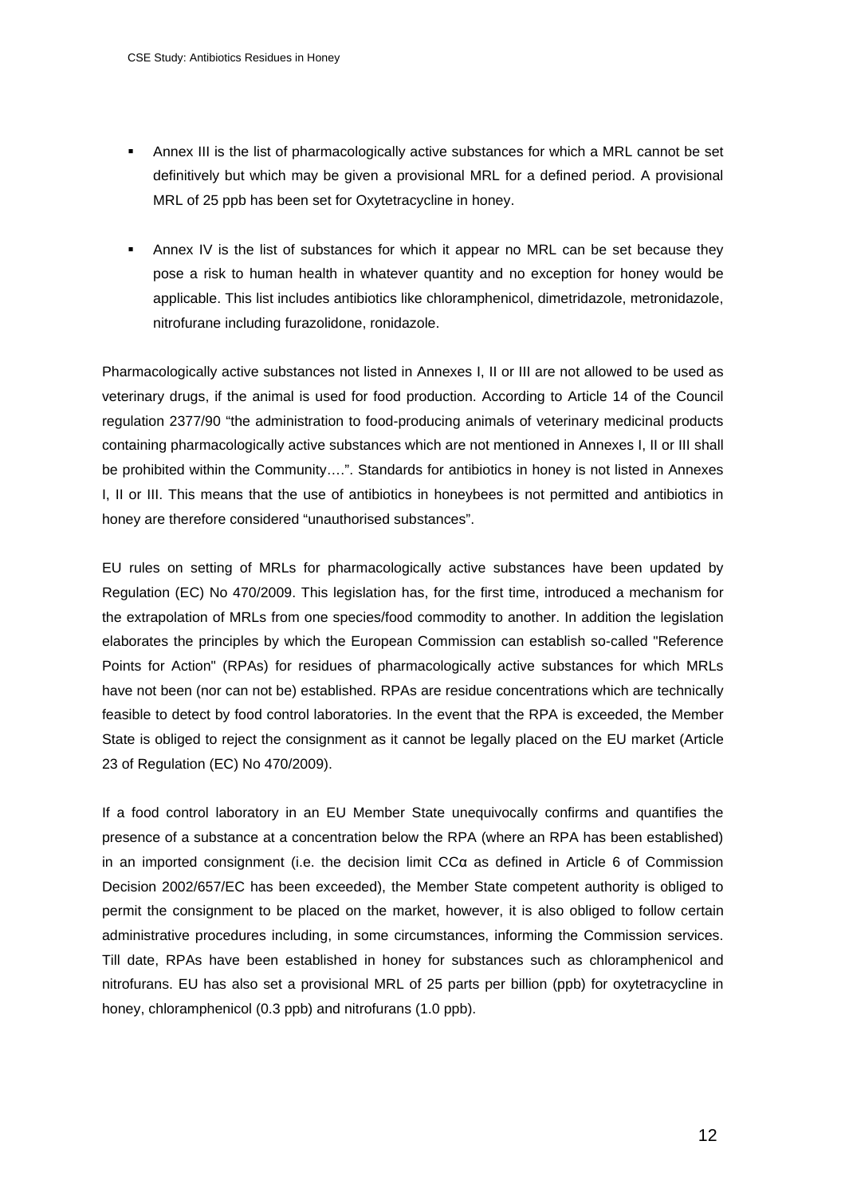- Annex III is the list of pharmacologically active substances for which a MRL cannot be set definitively but which may be given a provisional MRL for a defined period. A provisional MRL of 25 ppb has been set for Oxytetracycline in honey.

- Annex IV is the list of substances for which it appear no MRL can be set because they pose a risk to human health in whatever quantity and no exception for honey would be applicable. This list includes antibiotics like chloramphenicol, dimetridazole, metronidazole, nitrofurane including furazolidone, ronidazole.

Pharmacologically active substances not listed in Annexes I, II or III are not allowed to be used as veterinary drugs, if the animal is used for food production. According to Article 14 of the Council regulation 2377/90 "the administration to food-producing animals of veterinary medicinal products containing pharmacologically active substances which are not mentioned in Annexes I, II or III shall be prohibited within the Community….". Standards for antibiotics in honey is not listed in Annexes I, II or III. This means that the use of antibiotics in honeybees is not permitted and antibiotics in honey are therefore considered "unauthorised substances".

EU rules on setting of MRLs for pharmacologically active substances have been updated by Regulation (EC) No 470/2009. This legislation has, for the first time, introduced a mechanism for the extrapolation of MRLs from one species/food commodity to another. In addition the legislation elaborates the principles by which the European Commission can establish so-called "Reference Points for Action" (RPAs) for residues of pharmacologically active substances for which MRLs have not been (nor can not be) established. RPAs are residue concentrations which are technically feasible to detect by food control laboratories. In the event that the RPA is exceeded, the Member State is obliged to reject the consignment as it cannot be legally placed on the EU market (Article 23 of Regulation (EC) No 470/2009).

If a food control laboratory in an EU Member State unequivocally confirms and quantifies the presence of a substance at a concentration below the RPA (where an RPA has been established) in an imported consignment (i.e. the decision limit CCα as defined in Article 6 of Commission Decision 2002/657/EC has been exceeded), the Member State competent authority is obliged to permit the consignment to be placed on the market, however, it is also obliged to follow certain administrative procedures including, in some circumstances, informing the Commission services. Till date, RPAs have been established in honey for substances such as chloramphenicol and nitrofurans. EU has also set a provisional MRL of 25 parts per billion (ppb) for oxytetracycline in honey, chloramphenicol (0.3 ppb) and nitrofurans (1.0 ppb).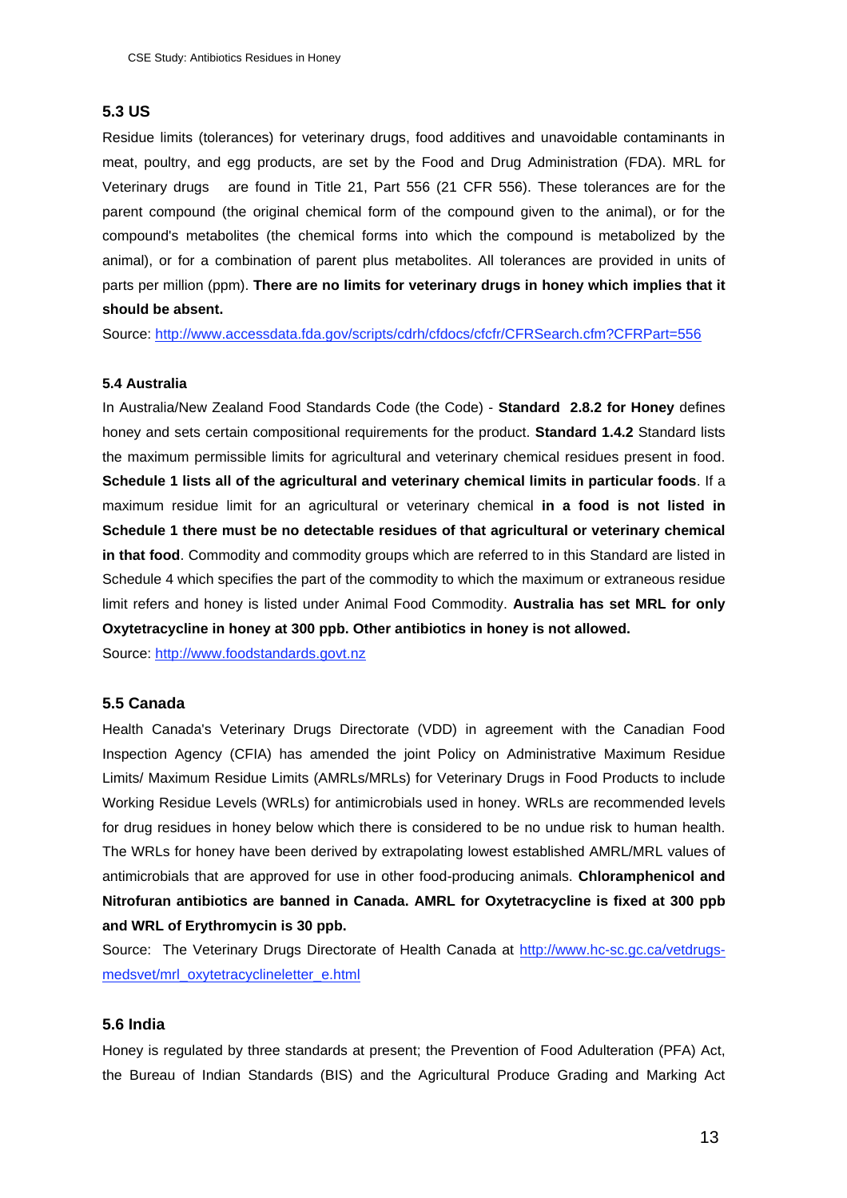### 5.3 US

Residue limits (tolerances) for veterinary drugs, food additives and unavoidable contaminants in meat, poultry, and egg products, are set by the Food and Drug Administration (FDA). MRL for Veterinary drugs are found in Title 21, Part 556 (21 CFR 556). These tolerances are for the parent compound (the original chemical form of the compound given to the animal), or for the compound's metabolites (the chemical forms into which the compound is metabolized by the animal), or for a combination of parent plus metabolites. All tolerances are provided in units of parts per million (ppm). **There are no limits for veterinary drugs in honey which implies that it should be absent.**

Source: http://www.accessdata.fda.gov/scripts/cdrh/cfdocs/cfcfr/CFRSearch.cfm?CFRPart=556

#### 5.4 Australia

In Australia/New Zealand Food Standards Code (the Code) - **Standard 2.8.2 for Honey** defines honey and sets certain compositional requirements for the product. **Standard 1.4.2** Standard lists the maximum permissible limits for agricultural and veterinary chemical residues present in food. **Schedule 1 lists all of the agricultural and veterinary chemical limits in particular foods**. If a maximum residue limit for an agricultural or veterinary chemical **in a food is not listed in Schedule 1 there must be no detectable residues of that agricultural or veterinary chemical in that food**. Commodity and commodity groups which are referred to in this Standard are listed in Schedule 4 which specifies the part of the commodity to which the maximum or extraneous residue limit refers and honey is listed under Animal Food Commodity. **Australia has set MRL for only Oxytetracycline in honey at 300 ppb. Other antibiotics in honey is not allowed.**

Source: http://www.foodstandards.govt.nz

### 5.5 Canada

Health Canada's Veterinary Drugs Directorate (VDD) in agreement with the Canadian Food Inspection Agency (CFIA) has amended the joint Policy on Administrative Maximum Residue Limits/ Maximum Residue Limits (AMRLs/MRLs) for Veterinary Drugs in Food Products to include Working Residue Levels (WRLs) for antimicrobials used in honey. WRLs are recommended levels for drug residues in honey below which there is considered to be no undue risk to human health. The WRLs for honey have been derived by extrapolating lowest established AMRL/MRL values of antimicrobials that are approved for use in other food-producing animals. **Chloramphenicol and Nitrofuran antibiotics are banned in Canada. AMRL for Oxytetracycline is fixed at 300 ppb and WRL of Erythromycin is 30 ppb.**

Source: The Veterinary Drugs Directorate of Health Canada at http://www.hc-sc.gc.ca/vetdrugs-medsvet/mrl_oxytetracyclineletter_e.html

### 5.6 India

Honey is regulated by three standards at present; the Prevention of Food Adulteration (PFA) Act, the Bureau of Indian Standards (BIS) and the Agricultural Produce Grading and Marking Act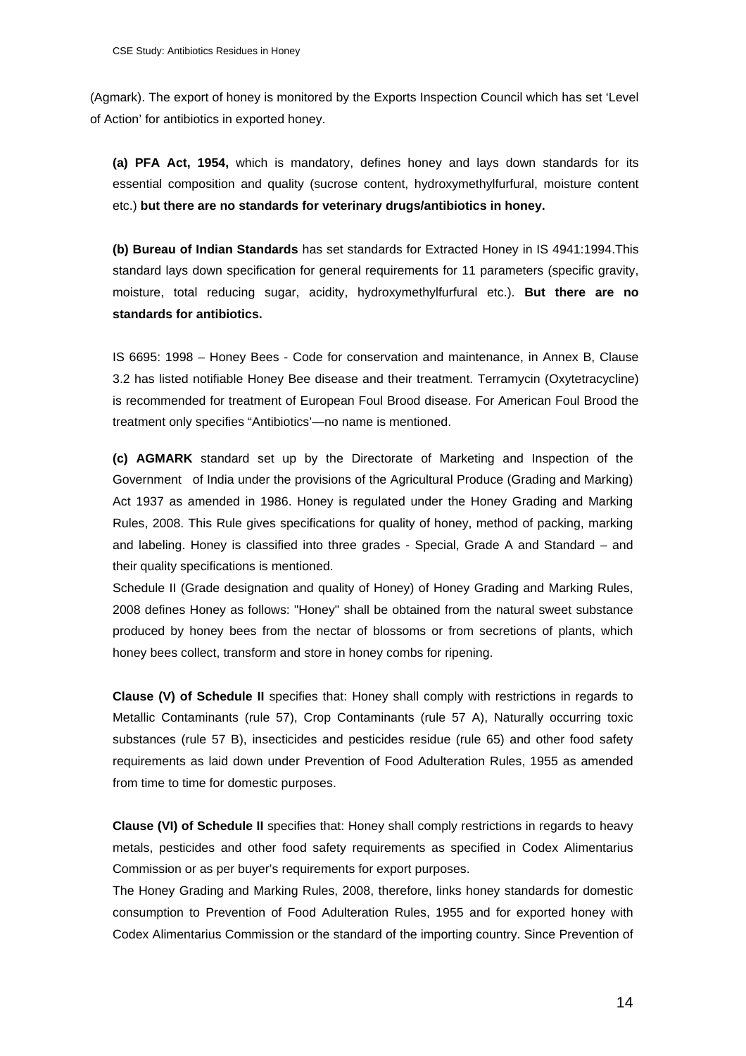(Agmark). The export of honey is monitored by the Exports Inspection Council which has set 'Level of Action' for antibiotics in exported honey.

**(a) PFA Act, 1954,** which is mandatory, defines honey and lays down standards for its essential composition and quality (sucrose content, hydroxymethylfurfural, moisture content etc.) **but there are no standards for veterinary drugs/antibiotics in honey.**

**(b) Bureau of Indian Standards** has set standards for Extracted Honey in IS 4941:1994.This standard lays down specification for general requirements for 11 parameters (specific gravity, moisture, total reducing sugar, acidity, hydroxymethylfurfural etc.). **But there are no standards for antibiotics.**

IS 6695: 1998 – Honey Bees - Code for conservation and maintenance, in Annex B, Clause 3.2 has listed notifiable Honey Bee disease and their treatment. Terramycin (Oxytetracycline) is recommended for treatment of European Foul Brood disease. For American Foul Brood the treatment only specifies "Antibiotics'—no name is mentioned.

**(c) AGMARK** standard set up by the Directorate of Marketing and Inspection of the Government of India under the provisions of the Agricultural Produce (Grading and Marking) Act 1937 as amended in 1986. Honey is regulated under the Honey Grading and Marking Rules, 2008. This Rule gives specifications for quality of honey, method of packing, marking and labeling. Honey is classified into three grades - Special, Grade A and Standard – and their quality specifications is mentioned.

Schedule II (Grade designation and quality of Honey) of Honey Grading and Marking Rules, 2008 defines Honey as follows: "Honey" shall be obtained from the natural sweet substance produced by honey bees from the nectar of blossoms or from secretions of plants, which honey bees collect, transform and store in honey combs for ripening.

**Clause (V) of Schedule II** specifies that: Honey shall comply with restrictions in regards to Metallic Contaminants (rule 57), Crop Contaminants (rule 57 A), Naturally occurring toxic substances (rule 57 B), insecticides and pesticides residue (rule 65) and other food safety requirements as laid down under Prevention of Food Adulteration Rules, 1955 as amended from time to time for domestic purposes.

**Clause (VI) of Schedule II** specifies that: Honey shall comply restrictions in regards to heavy metals, pesticides and other food safety requirements as specified in Codex Alimentarius Commission or as per buyer's requirements for export purposes.

The Honey Grading and Marking Rules, 2008, therefore, links honey standards for domestic consumption to Prevention of Food Adulteration Rules, 1955 and for exported honey with Codex Alimentarius Commission or the standard of the importing country. Since Prevention of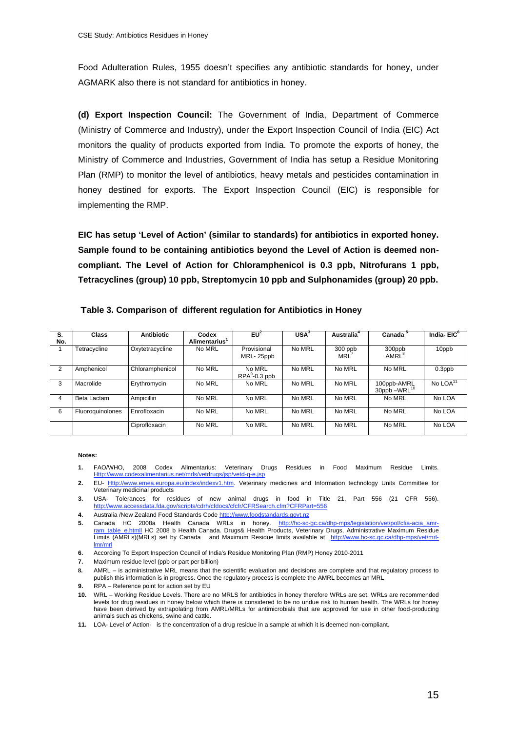Food Adulteration Rules, 1955 doesn't specifies any antibiotic standards for honey, under AGMARK also there is not standard for antibiotics in honey.

**(d) Export Inspection Council:** The Government of India, Department of Commerce (Ministry of Commerce and Industry), under the Export Inspection Council of India (EIC) Act monitors the quality of products exported from India. To promote the exports of honey, the Ministry of Commerce and Industries, Government of India has setup a Residue Monitoring Plan (RMP) to monitor the level of antibiotics, heavy metals and pesticides contamination in honey destined for exports. The Export Inspection Council (EIC) is responsible for implementing the RMP.

**EIC has setup 'Level of Action' (similar to standards) for antibiotics in exported honey. Sample found to be containing antibiotics beyond the Level of Action is deemed non-compliant. The Level of Action for Chloramphenicol is 0.3 ppb, Nitrofurans 1 ppb, Tetracyclines (group) 10 ppb, Streptomycin 10 ppb and Sulphonamides (group) 20 ppb.**

**Table 3. Comparison of different regulation for Antibiotics in Honey**

| S. No. | Class | Antibiotic | Codex Alimentarius[1] | EU[2] | USA[3] | Australia[4] | Canada[5] | India- EIC[6] |
|---|---|---|---|---|---|---|---|---|
| 1 | Tetracycline | Oxytetracycline | No MRL | Provisional MRL- 25ppb | No MRL | 300 ppb MRL[7] | 300ppb AMRL[8] | 10ppb |
| 2 | Amphenicol | Chloramphenicol | No MRL | No MRL RPA[9]-0.3 ppb | No MRL | No MRL | No MRL | 0.3ppb |
| 3 | Macrolide | Erythromycin | No MRL | No MRL | No MRL | No MRL | 100ppb-AMRL 30ppb –WRL[10] | No LOA[11] |
| 4 | Beta Lactam | Ampicillin | No MRL | No MRL | No MRL | No MRL | No MRL | No LOA |
| 6 | Fluoroquinolones | Enrofloxacin | No MRL | No MRL | No MRL | No MRL | No MRL | No LOA |
| | | Ciprofloxacin | No MRL | No MRL | No MRL | No MRL | No MRL | No LOA |

**Notes:**

1. FAO/WHO, 2008 Codex Alimentarius: Veterinary Drugs Residues in Food Maximum Residue Limits. Http://www.codexalimentarius.net/mrls/vetdrugs/jsp/vetd-q-e.jsp
2. EU- Http://www.emea.europa.eu/index/indexv1.htm. Veterinary medicines and Information technology Units Committee for Veterinary medicinal products
3. USA- Tolerances for residues of new animal drugs in food in Title 21, Part 556 (21 CFR 556). http://www.accessdata.fda.gov/scripts/cdrh/cfdocs/cfcfr/CFRSearch.cfm?CFRPart=556
4. Australia /New Zealand Food Standards Code http://www.foodstandards.govt.nz
5. Canada HC 2008a Health Canada WRLs in honey. http://hc-sc-gc.ca/dhp-mps/legislation/vet/pol/cfia-acia_amr-ram_table_e.htmll HC 2008 b Health Canada. Drugs& Health Products, Veterinary Drugs, Administrative Maximum Residue Limits (AMRLs)(MRLs) set by Canada and Maximum Residue limits available at http://www.hc-sc.gc.ca/dhp-mps/vet/mrl-lmr/mrl
6. According To Export Inspection Council of India's Residue Monitoring Plan (RMP) Honey 2010-2011
7. Maximum residue level (ppb or part per billion)
8. AMRL – is administrative MRL means that the scientific evaluation and decisions are complete and that regulatory process to publish this information is in progress. Once the regulatory process is complete the AMRL becomes an MRL
9. RPA – Reference point for action set by EU
10. WRL – Working Residue Levels. There are no MRLS for antibiotics in honey therefore WRLs are set. WRLs are recommended levels for drug residues in honey below which there is considered to be no undue risk to human health. The WRLs for honey have been derived by extrapolating from AMRL/MRLs for antimicrobials that are approved for use in other food-producing animals such as chickens, swine and cattle.
11. LOA- Level of Action- is the concentration of a drug residue in a sample at which it is deemed non-compliant.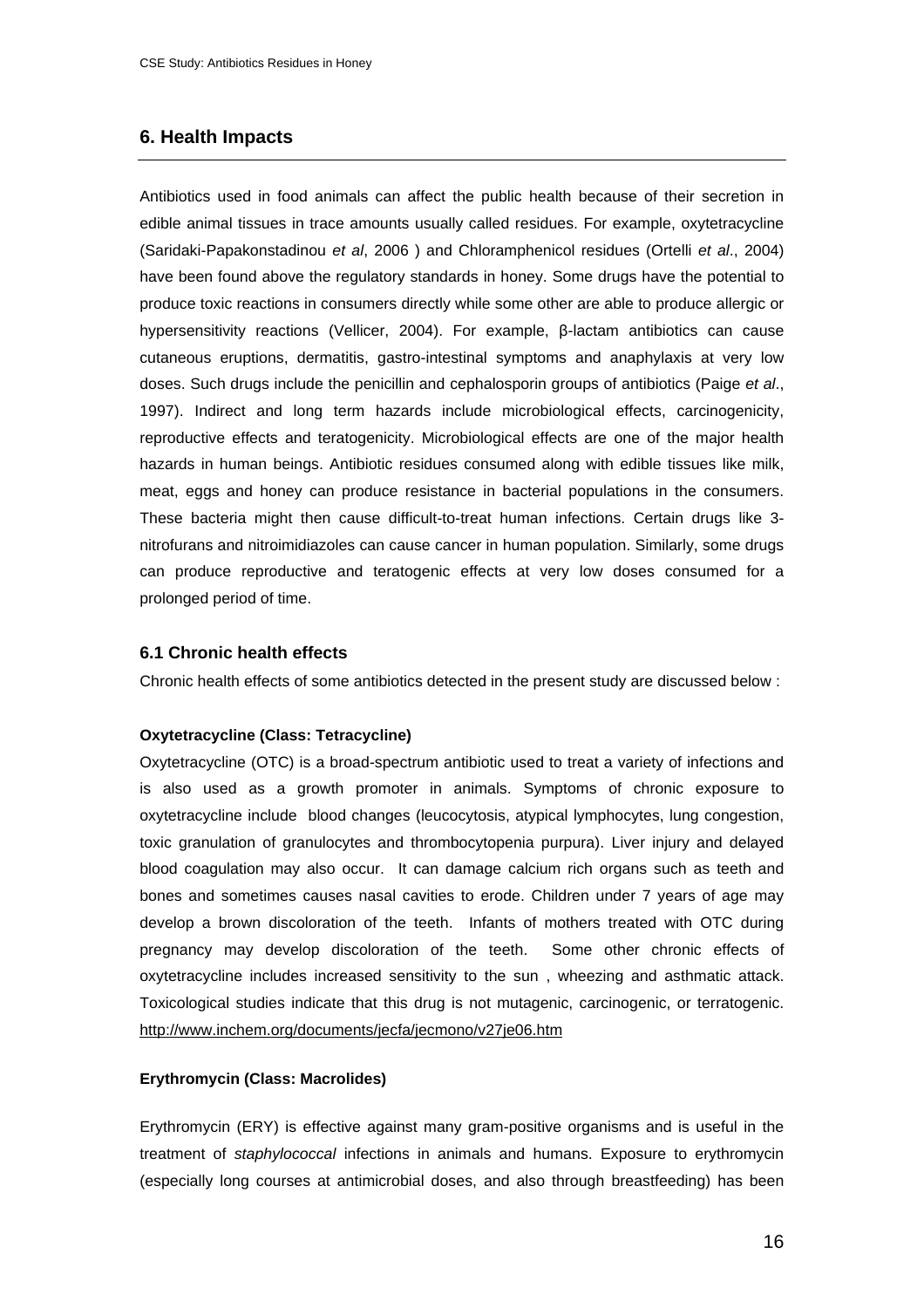## 6. Health Impacts

Antibiotics used in food animals can affect the public health because of their secretion in edible animal tissues in trace amounts usually called residues. For example, oxytetracycline (Saridaki-Papakonstadinou *et al*, 2006 ) and Chloramphenicol residues (Ortelli *et al*., 2004) have been found above the regulatory standards in honey. Some drugs have the potential to produce toxic reactions in consumers directly while some other are able to produce allergic or hypersensitivity reactions (Vellicer, 2004). For example, β-lactam antibiotics can cause cutaneous eruptions, dermatitis, gastro-intestinal symptoms and anaphylaxis at very low doses. Such drugs include the penicillin and cephalosporin groups of antibiotics (Paige *et al*., 1997). Indirect and long term hazards include microbiological effects, carcinogenicity, reproductive effects and teratogenicity. Microbiological effects are one of the major health hazards in human beings. Antibiotic residues consumed along with edible tissues like milk, meat, eggs and honey can produce resistance in bacterial populations in the consumers. These bacteria might then cause difficult-to-treat human infections. Certain drugs like 3-nitrofurans and nitroimidiazoles can cause cancer in human population. Similarly, some drugs can produce reproductive and teratogenic effects at very low doses consumed for a prolonged period of time.

### 6.1 Chronic health effects

Chronic health effects of some antibiotics detected in the present study are discussed below :

**Oxytetracycline (Class: Tetracycline)**

Oxytetracycline (OTC) is a broad-spectrum antibiotic used to treat a variety of infections and is also used as a growth promoter in animals. Symptoms of chronic exposure to oxytetracycline include blood changes (leucocytosis, atypical lymphocytes, lung congestion, toxic granulation of granulocytes and thrombocytopenia purpura). Liver injury and delayed blood coagulation may also occur. It can damage calcium rich organs such as teeth and bones and sometimes causes nasal cavities to erode. Children under 7 years of age may develop a brown discoloration of the teeth. Infants of mothers treated with OTC during pregnancy may develop discoloration of the teeth. Some other chronic effects of oxytetracycline includes increased sensitivity to the sun , wheezing and asthmatic attack. Toxicological studies indicate that this drug is not mutagenic, carcinogenic, or terratogenic. http://www.inchem.org/documents/jecfa/jecmono/v27je06.htm

**Erythromycin (Class: Macrolides)**

Erythromycin (ERY) is effective against many gram-positive organisms and is useful in the treatment of *staphylococcal* infections in animals and humans. Exposure to erythromycin (especially long courses at antimicrobial doses, and also through breastfeeding) has been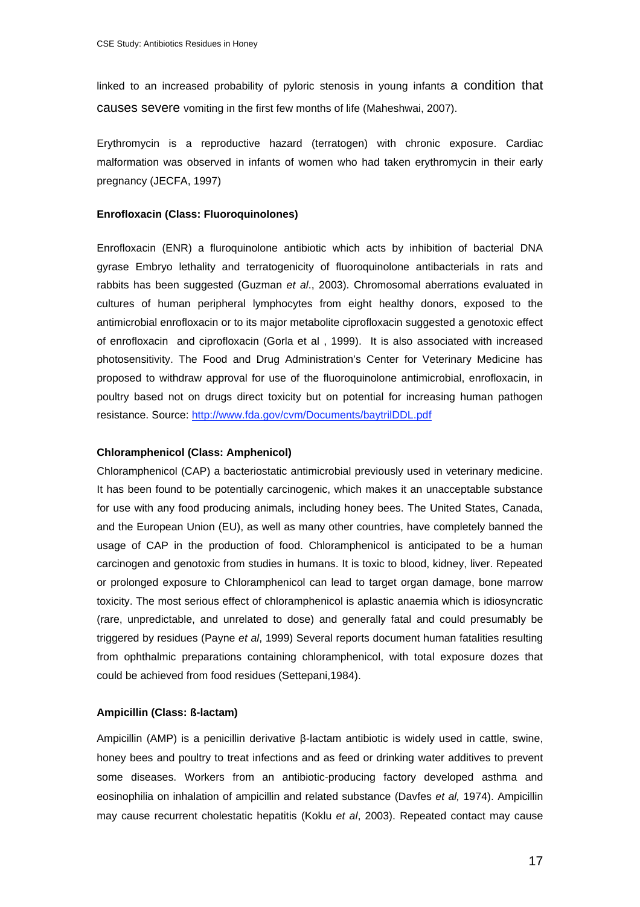linked to an increased probability of pyloric stenosis in young infants a condition that causes severe vomiting in the first few months of life (Maheshwai, 2007).

Erythromycin is a reproductive hazard (terratogen) with chronic exposure. Cardiac malformation was observed in infants of women who had taken erythromycin in their early pregnancy (JECFA, 1997)

**Enrofloxacin (Class: Fluoroquinolones)**

Enrofloxacin (ENR) a fluroquinolone antibiotic which acts by inhibition of bacterial DNA gyrase Embryo lethality and terratogenicity of fluoroquinolone antibacterials in rats and rabbits has been suggested (Guzman *et al*., 2003). Chromosomal aberrations evaluated in cultures of human peripheral lymphocytes from eight healthy donors, exposed to the antimicrobial enrofloxacin or to its major metabolite ciprofloxacin suggested a genotoxic effect of enrofloxacin and ciprofloxacin (Gorla et al , 1999). It is also associated with increased photosensitivity. The Food and Drug Administration's Center for Veterinary Medicine has proposed to withdraw approval for use of the fluoroquinolone antimicrobial, enrofloxacin, in poultry based not on drugs direct toxicity but on potential for increasing human pathogen resistance. Source: http://www.fda.gov/cvm/Documents/baytrilDDL.pdf

**Chloramphenicol (Class: Amphenicol)**

Chloramphenicol (CAP) a bacteriostatic antimicrobial previously used in veterinary medicine. It has been found to be potentially carcinogenic, which makes it an unacceptable substance for use with any food producing animals, including honey bees. The United States, Canada, and the European Union (EU), as well as many other countries, have completely banned the usage of CAP in the production of food. Chloramphenicol is anticipated to be a human carcinogen and genotoxic from studies in humans. It is toxic to blood, kidney, liver. Repeated or prolonged exposure to Chloramphenicol can lead to target organ damage, bone marrow toxicity. The most serious effect of chloramphenicol is aplastic anaemia which is idiosyncratic (rare, unpredictable, and unrelated to dose) and generally fatal and could presumably be triggered by residues (Payne *et al*, 1999) Several reports document human fatalities resulting from ophthalmic preparations containing chloramphenicol, with total exposure dozes that could be achieved from food residues (Settepani,1984).

**Ampicillin (Class: ß-lactam)**

Ampicillin (AMP) is a penicillin derivative β-lactam antibiotic is widely used in cattle, swine, honey bees and poultry to treat infections and as feed or drinking water additives to prevent some diseases. Workers from an antibiotic-producing factory developed asthma and eosinophilia on inhalation of ampicillin and related substance (Davfes *et al,* 1974). Ampicillin may cause recurrent cholestatic hepatitis (Koklu *et al*, 2003). Repeated contact may cause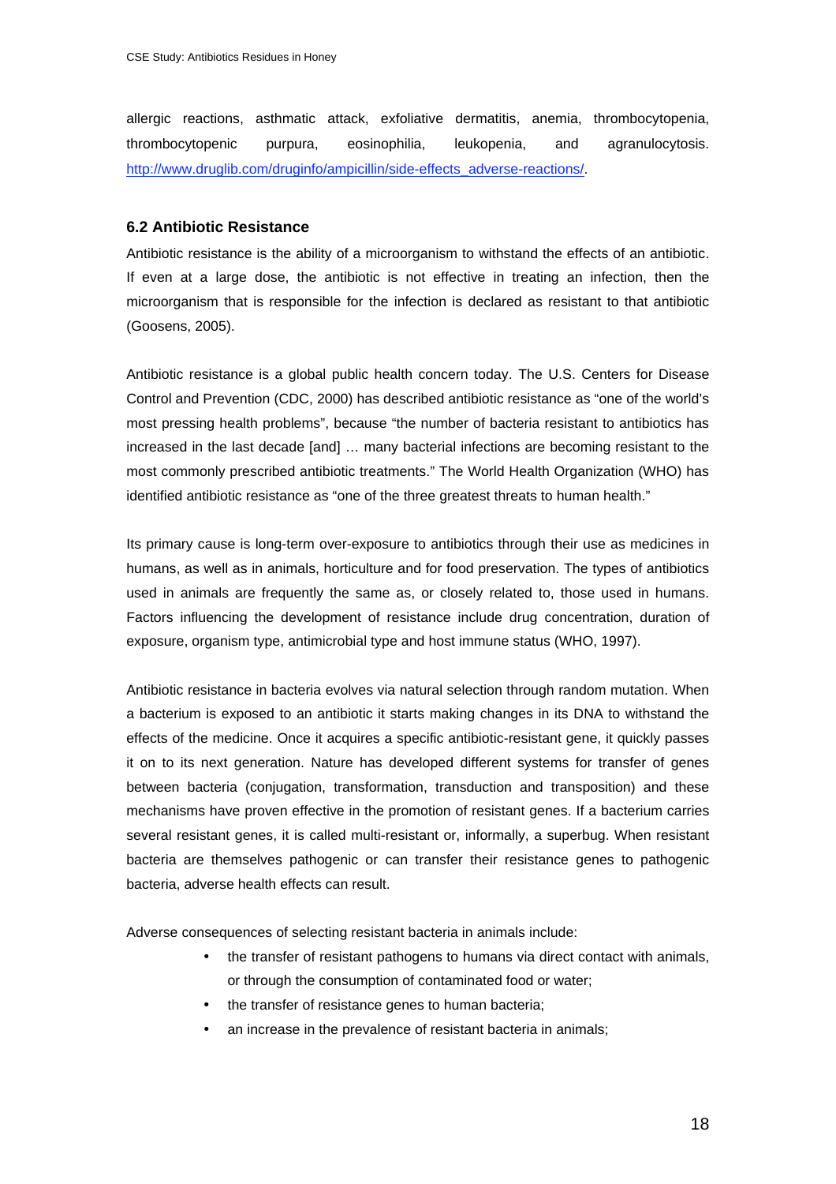allergic reactions, asthmatic attack, exfoliative dermatitis, anemia, thrombocytopenia, thrombocytopenic purpura, eosinophilia, leukopenia, and agranulocytosis. [http://www.druglib.com/druginfo/ampicillin/side-effects_adverse-reactions/](http://www.druglib.com/druginfo/ampicillin/side-effects_adverse-reactions/).

### 6.2 Antibiotic Resistance

Antibiotic resistance is the ability of a microorganism to withstand the effects of an antibiotic. If even at a large dose, the antibiotic is not effective in treating an infection, then the microorganism that is responsible for the infection is declared as resistant to that antibiotic (Goosens, 2005).

Antibiotic resistance is a global public health concern today. The U.S. Centers for Disease Control and Prevention (CDC, 2000) has described antibiotic resistance as "one of the world's most pressing health problems", because "the number of bacteria resistant to antibiotics has increased in the last decade [and] … many bacterial infections are becoming resistant to the most commonly prescribed antibiotic treatments." The World Health Organization (WHO) has identified antibiotic resistance as "one of the three greatest threats to human health."

Its primary cause is long-term over-exposure to antibiotics through their use as medicines in humans, as well as in animals, horticulture and for food preservation. The types of antibiotics used in animals are frequently the same as, or closely related to, those used in humans. Factors influencing the development of resistance include drug concentration, duration of exposure, organism type, antimicrobial type and host immune status (WHO, 1997).

Antibiotic resistance in bacteria evolves via natural selection through random mutation. When a bacterium is exposed to an antibiotic it starts making changes in its DNA to withstand the effects of the medicine. Once it acquires a specific antibiotic-resistant gene, it quickly passes it on to its next generation. Nature has developed different systems for transfer of genes between bacteria (conjugation, transformation, transduction and transposition) and these mechanisms have proven effective in the promotion of resistant genes. If a bacterium carries several resistant genes, it is called multi-resistant or, informally, a superbug. When resistant bacteria are themselves pathogenic or can transfer their resistance genes to pathogenic bacteria, adverse health effects can result.

Adverse consequences of selecting resistant bacteria in animals include:

- the transfer of resistant pathogens to humans via direct contact with animals, or through the consumption of contaminated food or water;
- the transfer of resistance genes to human bacteria;
- an increase in the prevalence of resistant bacteria in animals;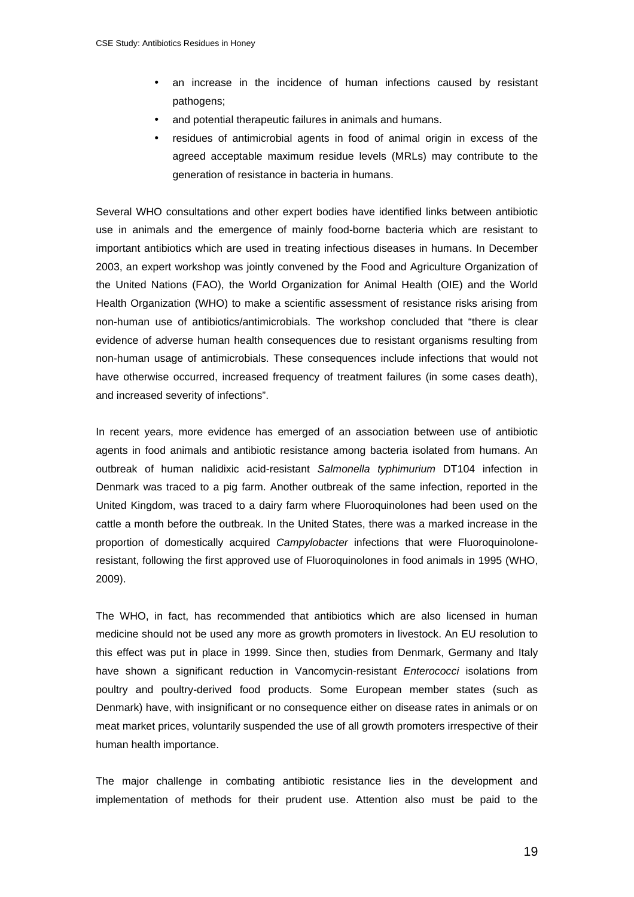- an increase in the incidence of human infections caused by resistant pathogens;
- and potential therapeutic failures in animals and humans.
- residues of antimicrobial agents in food of animal origin in excess of the agreed acceptable maximum residue levels (MRLs) may contribute to the generation of resistance in bacteria in humans.

Several WHO consultations and other expert bodies have identified links between antibiotic use in animals and the emergence of mainly food-borne bacteria which are resistant to important antibiotics which are used in treating infectious diseases in humans. In December 2003, an expert workshop was jointly convened by the Food and Agriculture Organization of the United Nations (FAO), the World Organization for Animal Health (OIE) and the World Health Organization (WHO) to make a scientific assessment of resistance risks arising from non-human use of antibiotics/antimicrobials. The workshop concluded that "there is clear evidence of adverse human health consequences due to resistant organisms resulting from non-human usage of antimicrobials. These consequences include infections that would not have otherwise occurred, increased frequency of treatment failures (in some cases death), and increased severity of infections".

In recent years, more evidence has emerged of an association between use of antibiotic agents in food animals and antibiotic resistance among bacteria isolated from humans. An outbreak of human nalidixic acid-resistant *Salmonella typhimurium* DT104 infection in Denmark was traced to a pig farm. Another outbreak of the same infection, reported in the United Kingdom, was traced to a dairy farm where Fluoroquinolones had been used on the cattle a month before the outbreak. In the United States, there was a marked increase in the proportion of domestically acquired *Campylobacter* infections that were Fluoroquinolone-resistant, following the first approved use of Fluoroquinolones in food animals in 1995 (WHO, 2009).

The WHO, in fact, has recommended that antibiotics which are also licensed in human medicine should not be used any more as growth promoters in livestock. An EU resolution to this effect was put in place in 1999. Since then, studies from Denmark, Germany and Italy have shown a significant reduction in Vancomycin-resistant *Enterococci* isolations from poultry and poultry-derived food products. Some European member states (such as Denmark) have, with insignificant or no consequence either on disease rates in animals or on meat market prices, voluntarily suspended the use of all growth promoters irrespective of their human health importance.

The major challenge in combating antibiotic resistance lies in the development and implementation of methods for their prudent use. Attention also must be paid to the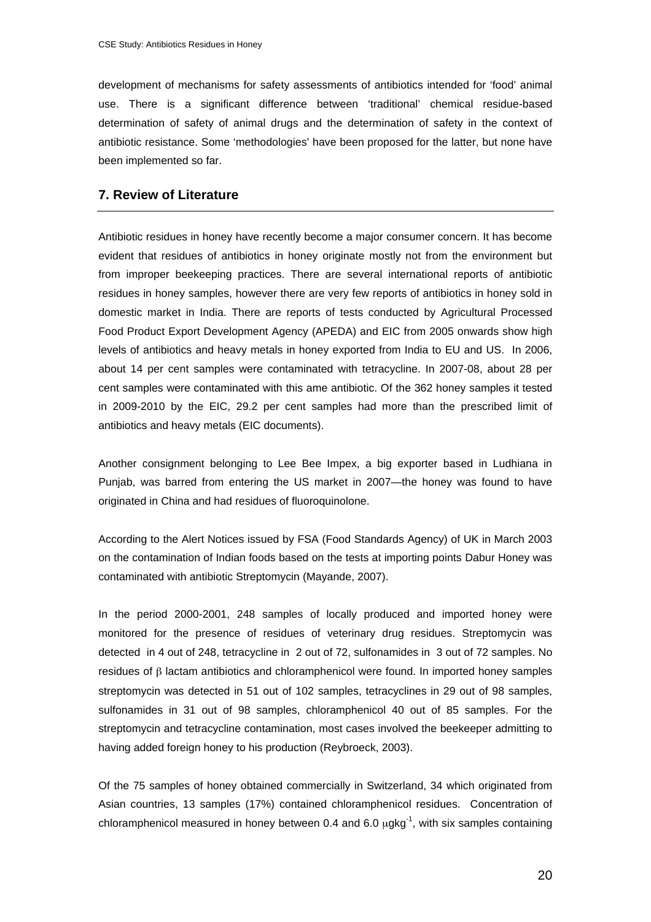development of mechanisms for safety assessments of antibiotics intended for 'food' animal use. There is a significant difference between 'traditional' chemical residue-based determination of safety of animal drugs and the determination of safety in the context of antibiotic resistance. Some 'methodologies' have been proposed for the latter, but none have been implemented so far.

## 7. Review of Literature

Antibiotic residues in honey have recently become a major consumer concern. It has become evident that residues of antibiotics in honey originate mostly not from the environment but from improper beekeeping practices. There are several international reports of antibiotic residues in honey samples, however there are very few reports of antibiotics in honey sold in domestic market in India. There are reports of tests conducted by Agricultural Processed Food Product Export Development Agency (APEDA) and EIC from 2005 onwards show high levels of antibiotics and heavy metals in honey exported from India to EU and US. In 2006, about 14 per cent samples were contaminated with tetracycline. In 2007-08, about 28 per cent samples were contaminated with this ame antibiotic. Of the 362 honey samples it tested in 2009-2010 by the EIC, 29.2 per cent samples had more than the prescribed limit of antibiotics and heavy metals (EIC documents).

Another consignment belonging to Lee Bee Impex, a big exporter based in Ludhiana in Punjab, was barred from entering the US market in 2007—the honey was found to have originated in China and had residues of fluoroquinolone.

According to the Alert Notices issued by FSA (Food Standards Agency) of UK in March 2003 on the contamination of Indian foods based on the tests at importing points Dabur Honey was contaminated with antibiotic Streptomycin (Mayande, 2007).

In the period 2000-2001, 248 samples of locally produced and imported honey were monitored for the presence of residues of veterinary drug residues. Streptomycin was detected in 4 out of 248, tetracycline in 2 out of 72, sulfonamides in 3 out of 72 samples. No residues of $\beta$ lactam antibiotics and chloramphenicol were found. In imported honey samples streptomycin was detected in 51 out of 102 samples, tetracyclines in 29 out of 98 samples, sulfonamides in 31 out of 98 samples, chloramphenicol 40 out of 85 samples. For the streptomycin and tetracycline contamination, most cases involved the beekeeper admitting to having added foreign honey to his production (Reybroeck, 2003).

Of the 75 samples of honey obtained commercially in Switzerland, 34 which originated from Asian countries, 13 samples (17%) contained chloramphenicol residues. Concentration of chloramphenicol measured in honey between 0.4 and 6.0 $\mu gkg^{-1}$, with six samples containing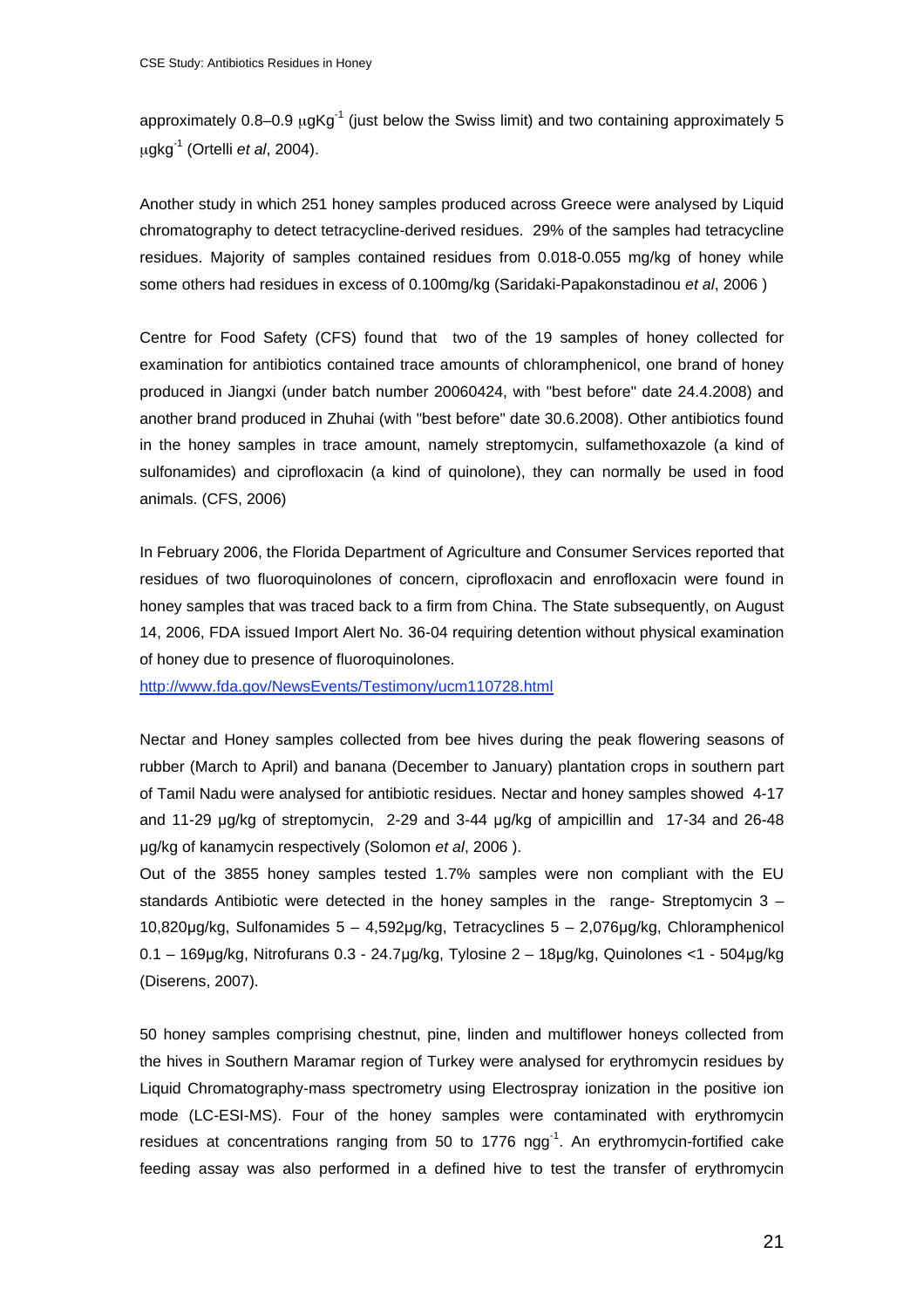approximately 0.8–0.9 $\mu gKg^{-1}$ (just below the Swiss limit) and two containing approximately 5 $\mu gkg^{-1}$ (Ortelli *et al*, 2004).

Another study in which 251 honey samples produced across Greece were analysed by Liquid chromatography to detect tetracycline-derived residues. 29% of the samples had tetracycline residues. Majority of samples contained residues from 0.018-0.055 mg/kg of honey while some others had residues in excess of 0.100mg/kg (Saridaki-Papakonstadinou *et al*, 2006 )

Centre for Food Safety (CFS) found that two of the 19 samples of honey collected for examination for antibiotics contained trace amounts of chloramphenicol, one brand of honey produced in Jiangxi (under batch number 20060424, with "best before" date 24.4.2008) and another brand produced in Zhuhai (with "best before" date 30.6.2008). Other antibiotics found in the honey samples in trace amount, namely streptomycin, sulfamethoxazole (a kind of sulfonamides) and ciprofloxacin (a kind of quinolone), they can normally be used in food animals. (CFS, 2006)

In February 2006, the Florida Department of Agriculture and Consumer Services reported that residues of two fluoroquinolones of concern, ciprofloxacin and enrofloxacin were found in honey samples that was traced back to a firm from China. The State subsequently, on August 14, 2006, FDA issued Import Alert No. 36-04 requiring detention without physical examination of honey due to presence of fluoroquinolones.

http://www.fda.gov/NewsEvents/Testimony/ucm110728.html

Nectar and Honey samples collected from bee hives during the peak flowering seasons of rubber (March to April) and banana (December to January) plantation crops in southern part of Tamil Nadu were analysed for antibiotic residues. Nectar and honey samples showed 4-17 and 11-29 µg/kg of streptomycin, 2-29 and 3-44 µg/kg of ampicillin and 17-34 and 26-48 µg/kg of kanamycin respectively (Solomon *et al*, 2006 ).

Out of the 3855 honey samples tested 1.7% samples were non compliant with the EU standards Antibiotic were detected in the honey samples in the range- Streptomycin 3 – 10,820µg/kg, Sulfonamides 5 – 4,592µg/kg, Tetracyclines 5 – 2,076µg/kg, Chloramphenicol 0.1 – 169µg/kg, Nitrofurans 0.3 - 24.7µg/kg, Tylosine 2 – 18µg/kg, Quinolones <1 - 504µg/kg (Diserens, 2007).

50 honey samples comprising chestnut, pine, linden and multiflower honeys collected from the hives in Southern Maramar region of Turkey were analysed for erythromycin residues by Liquid Chromatography-mass spectrometry using Electrospray ionization in the positive ion mode (LC-ESI-MS). Four of the honey samples were contaminated with erythromycin residues at concentrations ranging from 50 to 1776 $ngg^{-1}$. An erythromycin-fortified cake feeding assay was also performed in a defined hive to test the transfer of erythromycin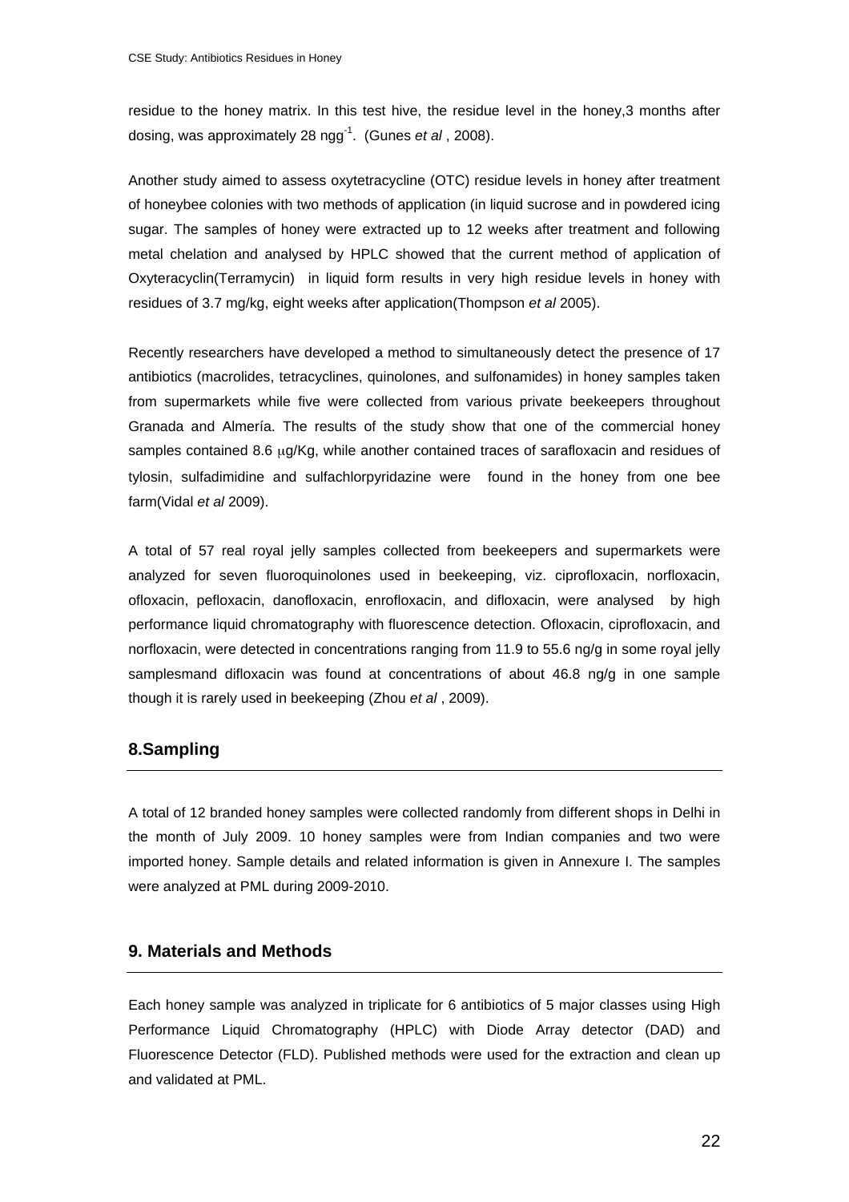residue to the honey matrix. In this test hive, the residue level in the honey,3 months after dosing, was approximately 28 $ngg^{-1}$. (Gunes *et al* , 2008).

Another study aimed to assess oxytetracycline (OTC) residue levels in honey after treatment of honeybee colonies with two methods of application (in liquid sucrose and in powdered icing sugar. The samples of honey were extracted up to 12 weeks after treatment and following metal chelation and analysed by HPLC showed that the current method of application of Oxyteracyclin(Terramycin) in liquid form results in very high residue levels in honey with residues of 3.7 mg/kg, eight weeks after application(Thompson *et al* 2005).

Recently researchers have developed a method to simultaneously detect the presence of 17 antibiotics (macrolides, tetracyclines, quinolones, and sulfonamides) in honey samples taken from supermarkets while five were collected from various private beekeepers throughout Granada and Almería. The results of the study show that one of the commercial honey samples contained 8.6 μg/Kg, while another contained traces of sarafloxacin and residues of tylosin, sulfadimidine and sulfachlorpyridazine were found in the honey from one bee farm(Vidal *et al* 2009).

A total of 57 real royal jelly samples collected from beekeepers and supermarkets were analyzed for seven fluoroquinolones used in beekeeping, viz. ciprofloxacin, norfloxacin, ofloxacin, pefloxacin, danofloxacin, enrofloxacin, and difloxacin, were analysed by high performance liquid chromatography with fluorescence detection. Ofloxacin, ciprofloxacin, and norfloxacin, were detected in concentrations ranging from 11.9 to 55.6 ng/g in some royal jelly samplesmand difloxacin was found at concentrations of about 46.8 ng/g in one sample though it is rarely used in beekeeping (Zhou *et al* , 2009).

## 8.Sampling

A total of 12 branded honey samples were collected randomly from different shops in Delhi in the month of July 2009. 10 honey samples were from Indian companies and two were imported honey. Sample details and related information is given in Annexure I. The samples were analyzed at PML during 2009-2010.

## 9. Materials and Methods

Each honey sample was analyzed in triplicate for 6 antibiotics of 5 major classes using High Performance Liquid Chromatography (HPLC) with Diode Array detector (DAD) and Fluorescence Detector (FLD). Published methods were used for the extraction and clean up and validated at PML.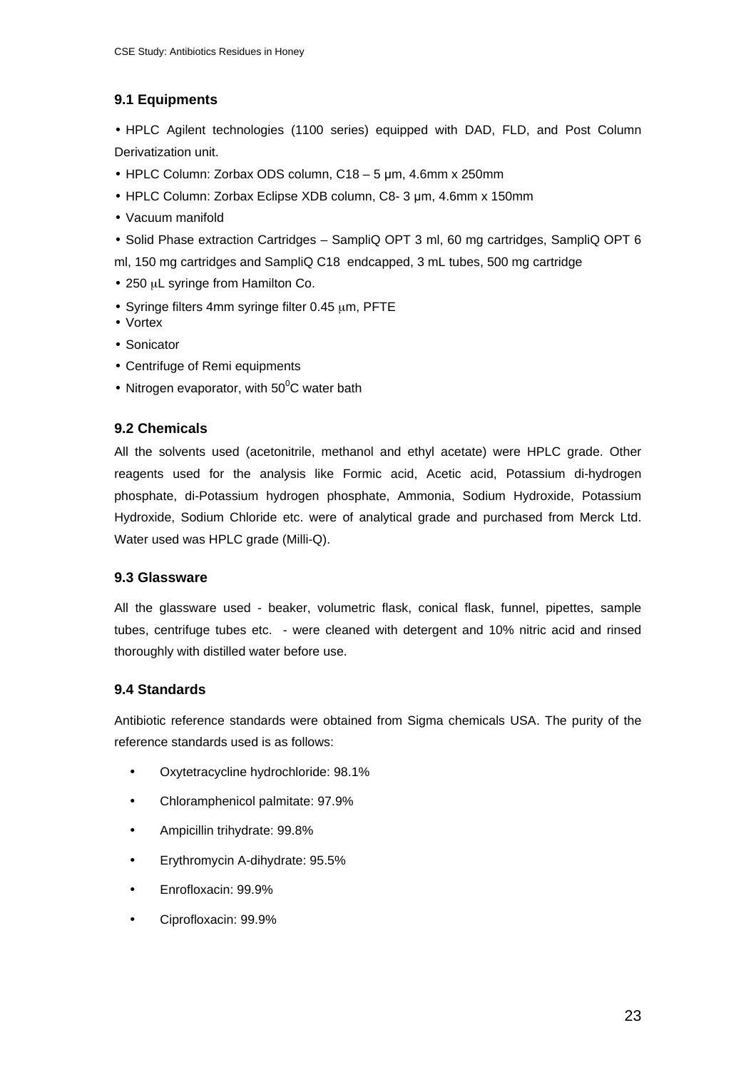## 9.1 Equipments

- HPLC Agilent technologies (1100 series) equipped with DAD, FLD, and Post Column Derivatization unit.
- HPLC Column: Zorbax ODS column, C18 – 5 μm, 4.6mm x 250mm
- HPLC Column: Zorbax Eclipse XDB column, C8- 3 μm, 4.6mm x 150mm
- Vacuum manifold
- Solid Phase extraction Cartridges – SampliQ OPT 3 ml, 60 mg cartridges, SampliQ OPT 6 ml, 150 mg cartridges and SampliQ C18 endcapped, 3 mL tubes, 500 mg cartridge
- 250 μL syringe from Hamilton Co.
- Syringe filters 4mm syringe filter 0.45 μm, PFTE
- Vortex
- Sonicator
- Centrifuge of Remi equipments
- Nitrogen evaporator, with $50^0$C water bath

## 9.2 Chemicals

All the solvents used (acetonitrile, methanol and ethyl acetate) were HPLC grade. Other reagents used for the analysis like Formic acid, Acetic acid, Potassium di-hydrogen phosphate, di-Potassium hydrogen phosphate, Ammonia, Sodium Hydroxide, Potassium Hydroxide, Sodium Chloride etc. were of analytical grade and purchased from Merck Ltd. Water used was HPLC grade (Milli-Q).

## 9.3 Glassware

All the glassware used - beaker, volumetric flask, conical flask, funnel, pipettes, sample tubes, centrifuge tubes etc. - were cleaned with detergent and 10% nitric acid and rinsed thoroughly with distilled water before use.

## 9.4 Standards

Antibiotic reference standards were obtained from Sigma chemicals USA. The purity of the reference standards used is as follows:

- Oxytetracycline hydrochloride: 98.1%
- Chloramphenicol palmitate: 97.9%
- Ampicillin trihydrate: 99.8%
- Erythromycin A-dihydrate: 95.5%
- Enrofloxacin: 99.9%
- Ciprofloxacin: 99.9%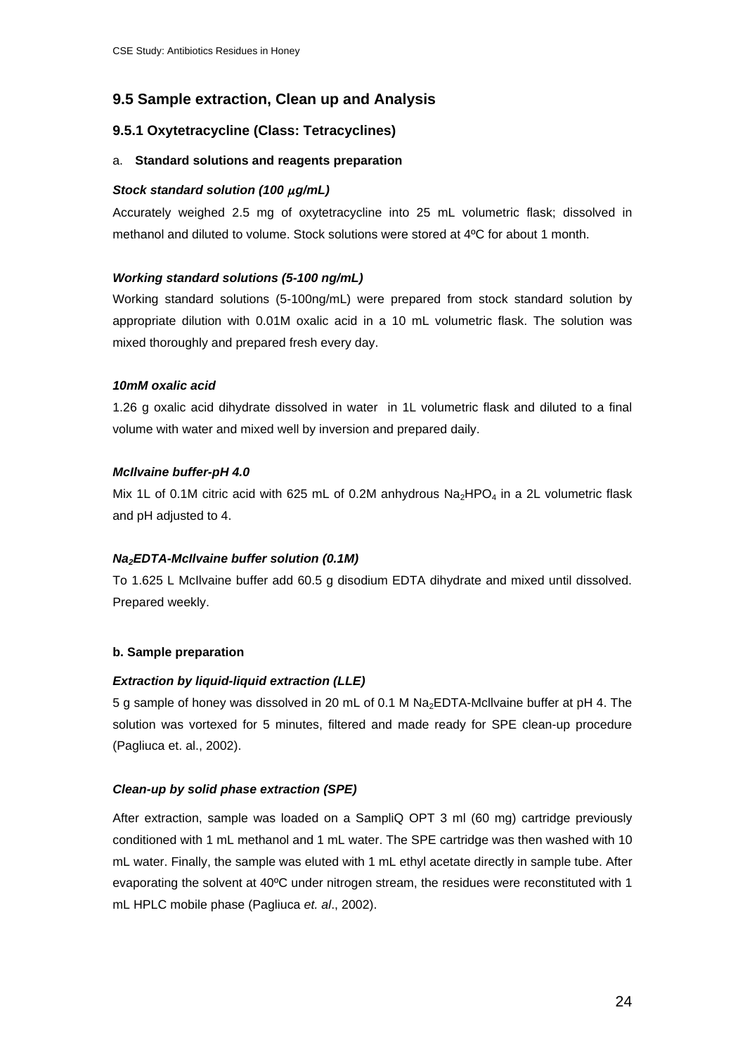## 9.5 Sample extraction, Clean up and Analysis

### 9.5.1 Oxytetracycline (Class: Tetracyclines)

a. **Standard solutions and reagents preparation**

***Stock standard solution (100 μg/mL)***

Accurately weighed 2.5 mg of oxytetracycline into 25 mL volumetric flask; dissolved in methanol and diluted to volume. Stock solutions were stored at 4ºC for about 1 month.

***Working standard solutions (5-100 ng/mL)***

Working standard solutions (5-100ng/mL) were prepared from stock standard solution by appropriate dilution with 0.01M oxalic acid in a 10 mL volumetric flask. The solution was mixed thoroughly and prepared fresh every day.

***10mM oxalic acid***

1.26 g oxalic acid dihydrate dissolved in water in 1L volumetric flask and diluted to a final volume with water and mixed well by inversion and prepared daily.

***McIlvaine buffer-pH 4.0***

Mix 1L of 0.1M citric acid with 625 mL of 0.2M anhydrous $Na_2HPO_4$ in a 2L volumetric flask and pH adjusted to 4.

***$Na_2$EDTA-McIlvaine buffer solution (0.1M)***

To 1.625 L McIlvaine buffer add 60.5 g disodium EDTA dihydrate and mixed until dissolved. Prepared weekly.

**b. Sample preparation**

***Extraction by liquid-liquid extraction (LLE)***

5 g sample of honey was dissolved in 20 mL of 0.1 M $Na_2$EDTA-Mcllvaine buffer at pH 4. The solution was vortexed for 5 minutes, filtered and made ready for SPE clean-up procedure (Pagliuca et. al., 2002).

***Clean-up by solid phase extraction (SPE)***

After extraction, sample was loaded on a SampliQ OPT 3 ml (60 mg) cartridge previously conditioned with 1 mL methanol and 1 mL water. The SPE cartridge was then washed with 10 mL water. Finally, the sample was eluted with 1 mL ethyl acetate directly in sample tube. After evaporating the solvent at 40ºC under nitrogen stream, the residues were reconstituted with 1 mL HPLC mobile phase (Pagliuca *et. al*., 2002).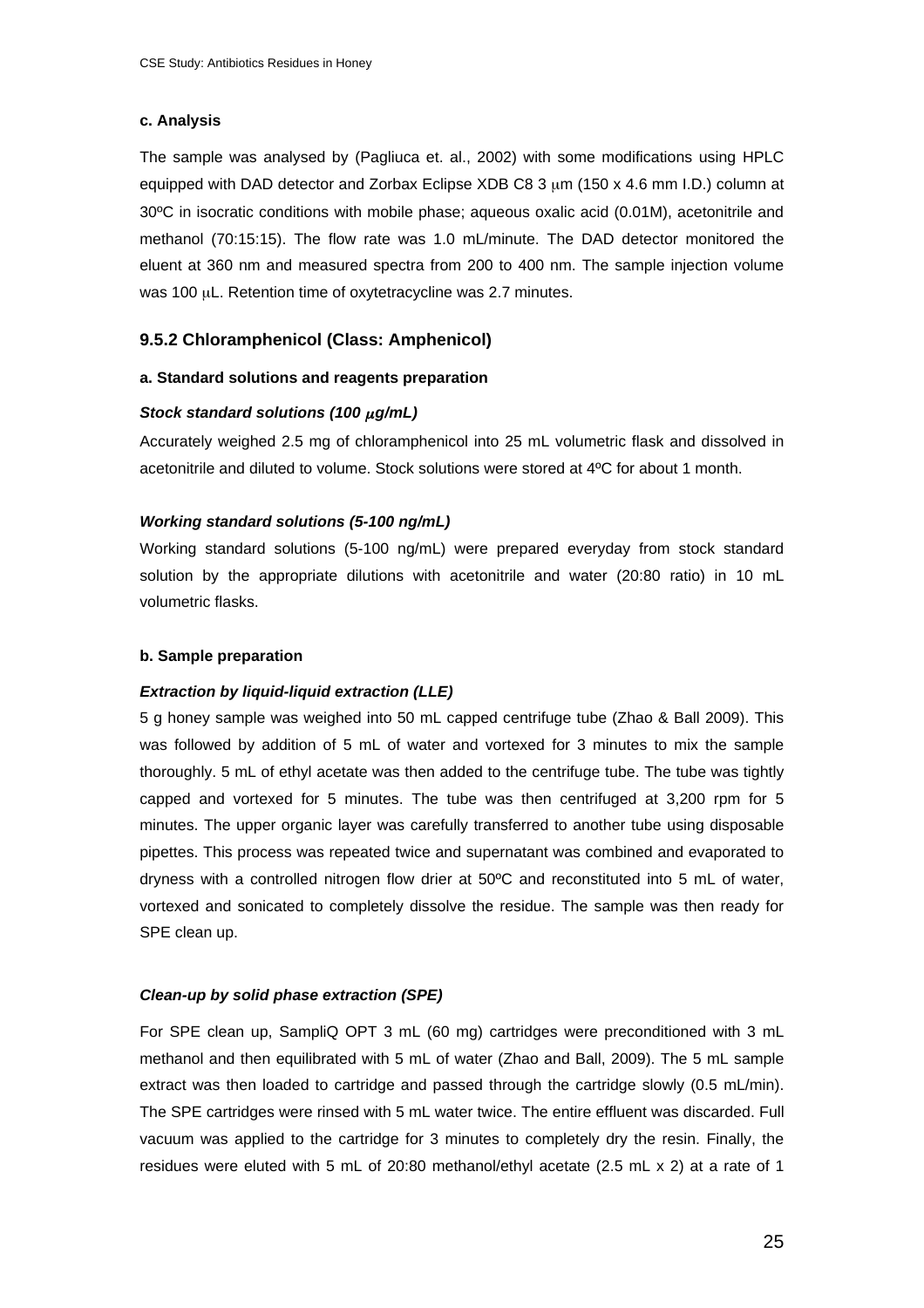**c. Analysis**

The sample was analysed by (Pagliuca et. al., 2002) with some modifications using HPLC equipped with DAD detector and Zorbax Eclipse XDB C8 3 μm (150 x 4.6 mm I.D.) column at 30ºC in isocratic conditions with mobile phase; aqueous oxalic acid (0.01M), acetonitrile and methanol (70:15:15). The flow rate was 1.0 mL/minute. The DAD detector monitored the eluent at 360 nm and measured spectra from 200 to 400 nm. The sample injection volume was 100 μL. Retention time of oxytetracycline was 2.7 minutes.

### 9.5.2 Chloramphenicol (Class: Amphenicol)

**a. Standard solutions and reagents preparation**

***Stock standard solutions (100 μg/mL)***

Accurately weighed 2.5 mg of chloramphenicol into 25 mL volumetric flask and dissolved in acetonitrile and diluted to volume. Stock solutions were stored at 4ºC for about 1 month.

***Working standard solutions (5-100 ng/mL)***

Working standard solutions (5-100 ng/mL) were prepared everyday from stock standard solution by the appropriate dilutions with acetonitrile and water (20:80 ratio) in 10 mL volumetric flasks.

**b. Sample preparation**

***Extraction by liquid-liquid extraction (LLE)***

5 g honey sample was weighed into 50 mL capped centrifuge tube (Zhao & Ball 2009). This was followed by addition of 5 mL of water and vortexed for 3 minutes to mix the sample thoroughly. 5 mL of ethyl acetate was then added to the centrifuge tube. The tube was tightly capped and vortexed for 5 minutes. The tube was then centrifuged at 3,200 rpm for 5 minutes. The upper organic layer was carefully transferred to another tube using disposable pipettes. This process was repeated twice and supernatant was combined and evaporated to dryness with a controlled nitrogen flow drier at 50ºC and reconstituted into 5 mL of water, vortexed and sonicated to completely dissolve the residue. The sample was then ready for SPE clean up.

***Clean-up by solid phase extraction (SPE)***

For SPE clean up, SampliQ OPT 3 mL (60 mg) cartridges were preconditioned with 3 mL methanol and then equilibrated with 5 mL of water (Zhao and Ball, 2009). The 5 mL sample extract was then loaded to cartridge and passed through the cartridge slowly (0.5 mL/min). The SPE cartridges were rinsed with 5 mL water twice. The entire effluent was discarded. Full vacuum was applied to the cartridge for 3 minutes to completely dry the resin. Finally, the residues were eluted with 5 mL of 20:80 methanol/ethyl acetate (2.5 mL x 2) at a rate of 1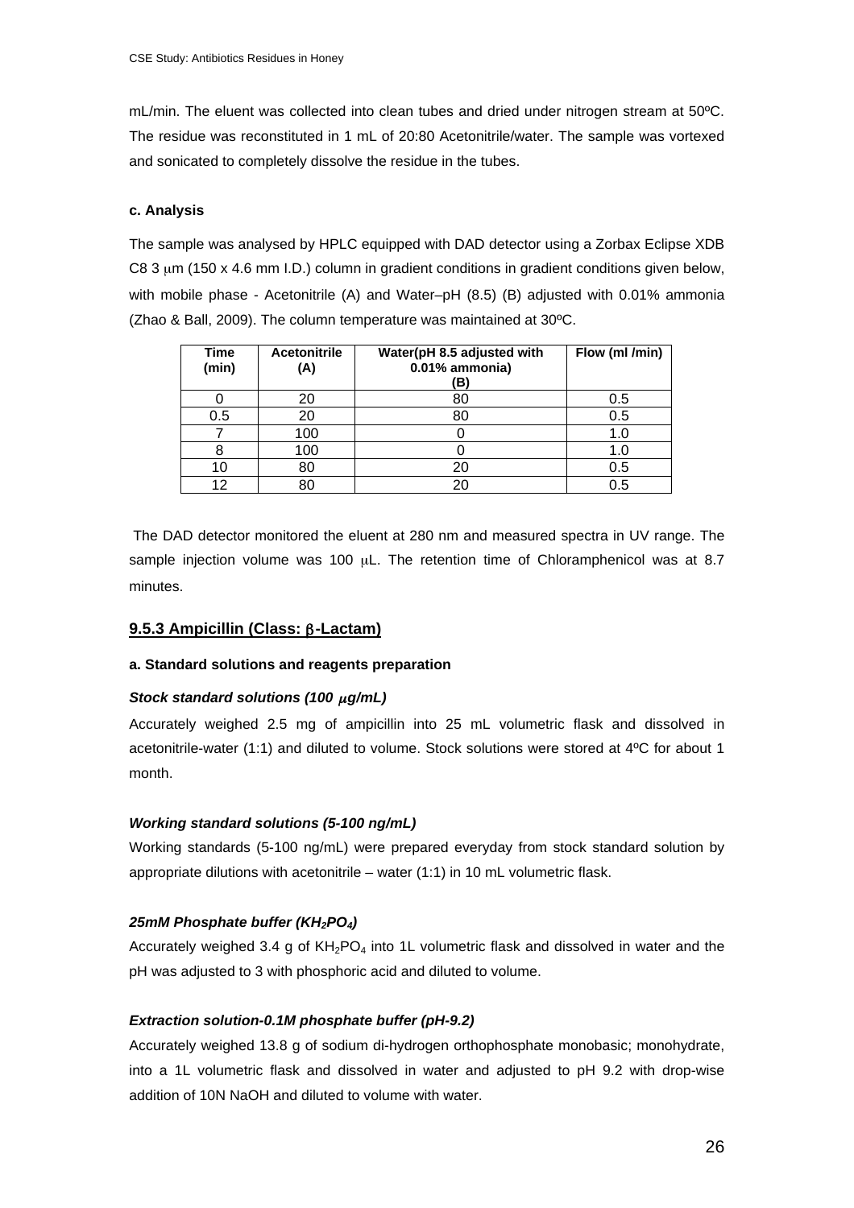mL/min. The eluent was collected into clean tubes and dried under nitrogen stream at 50ºC. The residue was reconstituted in 1 mL of 20:80 Acetonitrile/water. The sample was vortexed and sonicated to completely dissolve the residue in the tubes.

**c. Analysis**

The sample was analysed by HPLC equipped with DAD detector using a Zorbax Eclipse XDB C8 3 μm (150 x 4.6 mm I.D.) column in gradient conditions in gradient conditions given below, with mobile phase - Acetonitrile (A) and Water–pH (8.5) (B) adjusted with 0.01% ammonia (Zhao & Ball, 2009). The column temperature was maintained at 30ºC.

| Time (min) | Acetonitrile (A) | Water(pH 8.5 adjusted with 0.01% ammonia) (B) | Flow (ml /min) |
|---|---|---|---|
| 0 | 20 | 80 | 0.5 |
| 0.5 | 20 | 80 | 0.5 |
| 7 | 100 | 0 | 1.0 |
| 8 | 100 | 0 | 1.0 |
| 10 | 80 | 20 | 0.5 |
| 12 | 80 | 20 | 0.5 |

The DAD detector monitored the eluent at 280 nm and measured spectra in UV range. The sample injection volume was 100 μL. The retention time of Chloramphenicol was at 8.7 minutes.

### 9.5.3 Ampicillin (Class: β-Lactam)

**a. Standard solutions and reagents preparation**

***Stock standard solutions (100 μg/mL)***

Accurately weighed 2.5 mg of ampicillin into 25 mL volumetric flask and dissolved in acetonitrile-water (1:1) and diluted to volume. Stock solutions were stored at 4ºC for about 1 month.

***Working standard solutions (5-100 ng/mL)***

Working standards (5-100 ng/mL) were prepared everyday from stock standard solution by appropriate dilutions with acetonitrile – water (1:1) in 10 mL volumetric flask.

***25mM Phosphate buffer ($KH_2PO_4$)***

Accurately weighed 3.4 g of $KH_2PO_4$ into 1L volumetric flask and dissolved in water and the pH was adjusted to 3 with phosphoric acid and diluted to volume.

***Extraction solution-0.1M phosphate buffer (pH-9.2)***

Accurately weighed 13.8 g of sodium di-hydrogen orthophosphate monobasic; monohydrate, into a 1L volumetric flask and dissolved in water and adjusted to pH 9.2 with drop-wise addition of 10N NaOH and diluted to volume with water.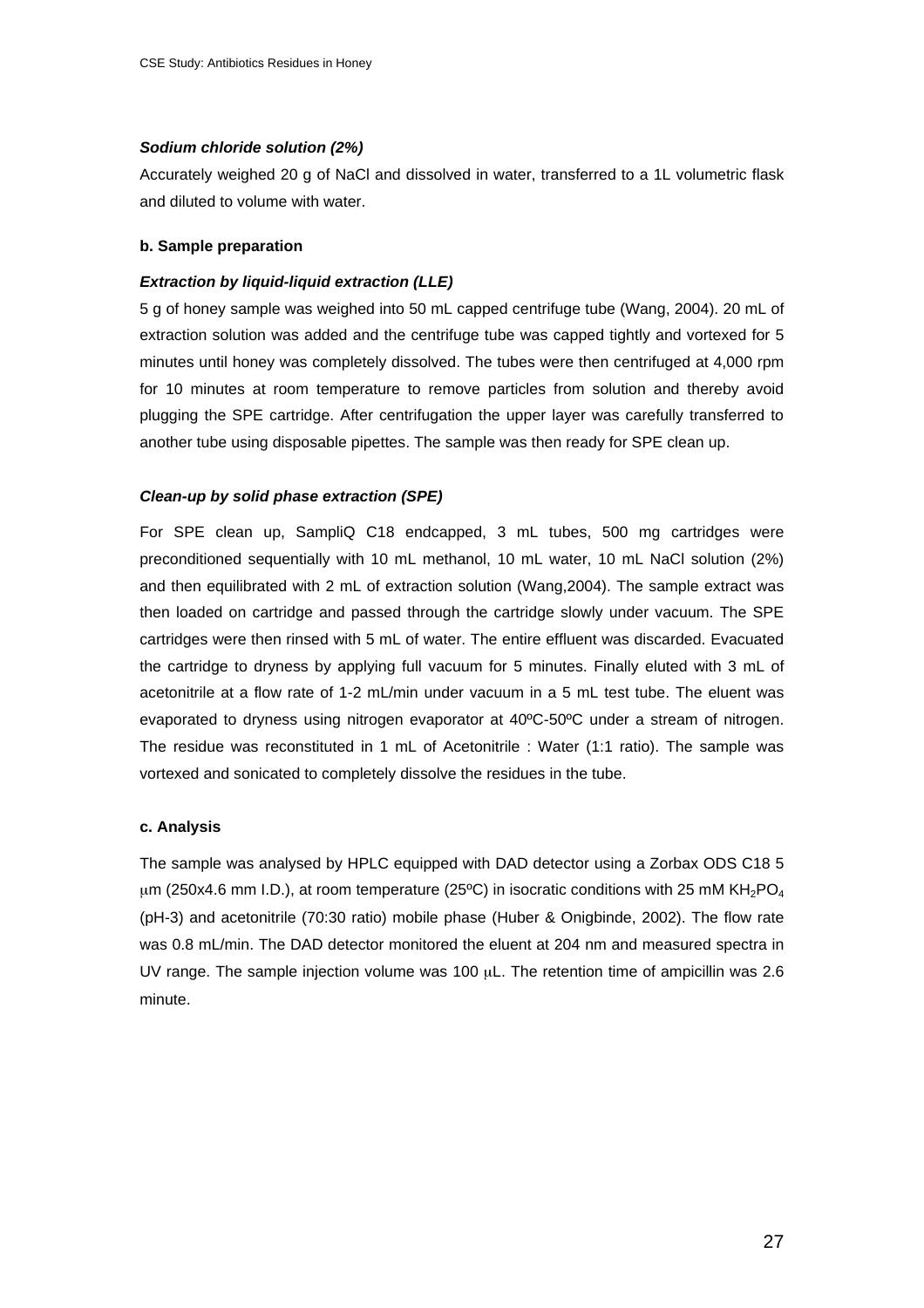***Sodium chloride solution (2%)***

Accurately weighed 20 g of NaCl and dissolved in water, transferred to a 1L volumetric flask and diluted to volume with water.

**b. Sample preparation**

***Extraction by liquid-liquid extraction (LLE)***

5 g of honey sample was weighed into 50 mL capped centrifuge tube (Wang, 2004). 20 mL of extraction solution was added and the centrifuge tube was capped tightly and vortexed for 5 minutes until honey was completely dissolved. The tubes were then centrifuged at 4,000 rpm for 10 minutes at room temperature to remove particles from solution and thereby avoid plugging the SPE cartridge. After centrifugation the upper layer was carefully transferred to another tube using disposable pipettes. The sample was then ready for SPE clean up.

***Clean-up by solid phase extraction (SPE)***

For SPE clean up, SampliQ C18 endcapped, 3 mL tubes, 500 mg cartridges were preconditioned sequentially with 10 mL methanol, 10 mL water, 10 mL NaCl solution (2%) and then equilibrated with 2 mL of extraction solution (Wang,2004). The sample extract was then loaded on cartridge and passed through the cartridge slowly under vacuum. The SPE cartridges were then rinsed with 5 mL of water. The entire effluent was discarded. Evacuated the cartridge to dryness by applying full vacuum for 5 minutes. Finally eluted with 3 mL of acetonitrile at a flow rate of 1-2 mL/min under vacuum in a 5 mL test tube. The eluent was evaporated to dryness using nitrogen evaporator at 40ºC-50ºC under a stream of nitrogen. The residue was reconstituted in 1 mL of Acetonitrile : Water (1:1 ratio). The sample was vortexed and sonicated to completely dissolve the residues in the tube.

**c. Analysis**

The sample was analysed by HPLC equipped with DAD detector using a Zorbax ODS C18 5 μm (250x4.6 mm I.D.), at room temperature (25ºC) in isocratic conditions with 25 mM $KH_2PO_4$ (pH-3) and acetonitrile (70:30 ratio) mobile phase (Huber & Onigbinde, 2002). The flow rate was 0.8 mL/min. The DAD detector monitored the eluent at 204 nm and measured spectra in UV range. The sample injection volume was 100 μL. The retention time of ampicillin was 2.6 minute.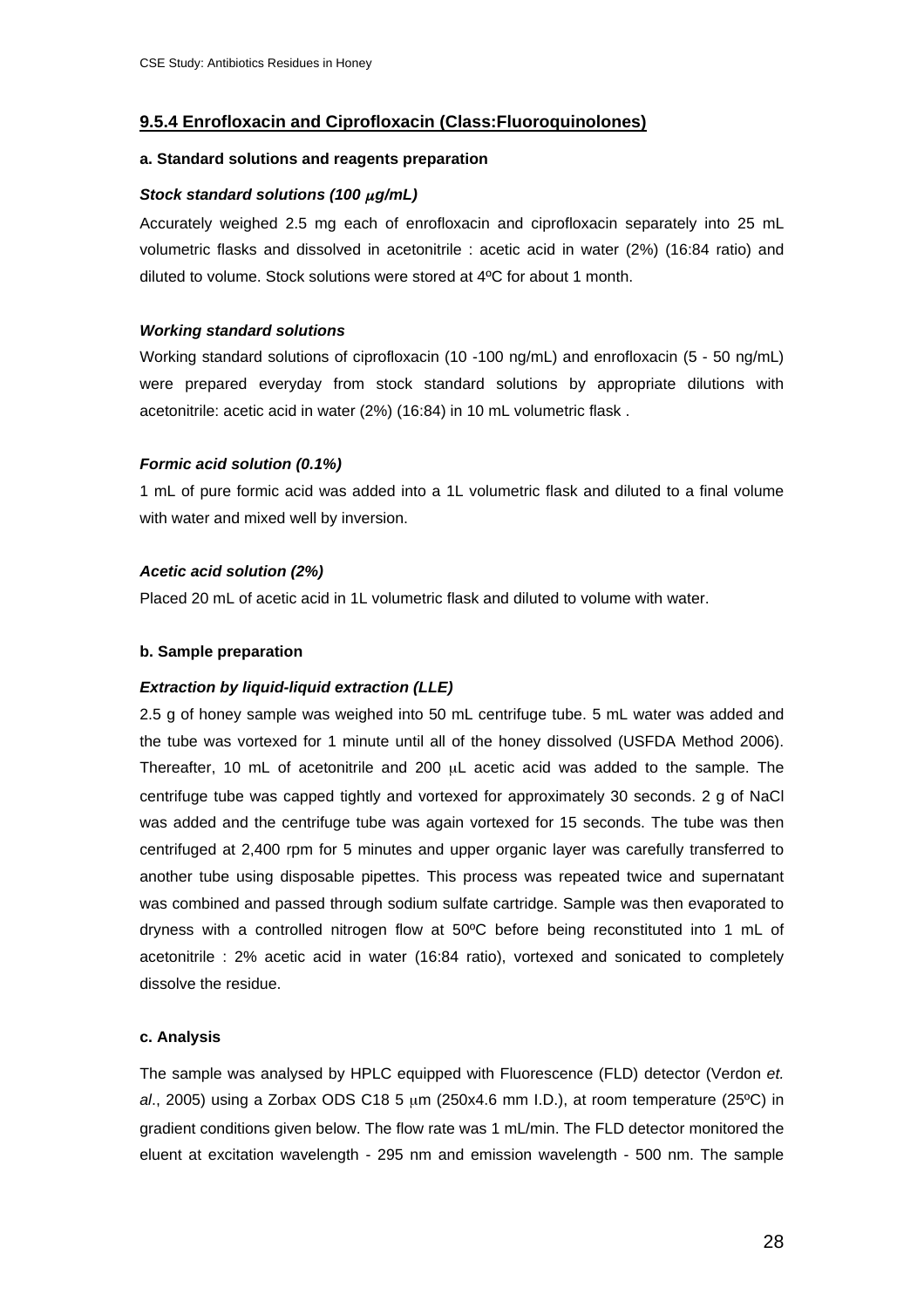### 9.5.4 Enrofloxacin and Ciprofloxacin (Class:Fluoroquinolones)

**a. Standard solutions and reagents preparation**

***Stock standard solutions (100 $\mu$g/mL)***

Accurately weighed 2.5 mg each of enrofloxacin and ciprofloxacin separately into 25 mL volumetric flasks and dissolved in acetonitrile : acetic acid in water (2%) (16:84 ratio) and diluted to volume. Stock solutions were stored at 4ºC for about 1 month.

***Working standard solutions***

Working standard solutions of ciprofloxacin (10 -100 ng/mL) and enrofloxacin (5 - 50 ng/mL) were prepared everyday from stock standard solutions by appropriate dilutions with acetonitrile: acetic acid in water (2%) (16:84) in 10 mL volumetric flask .

***Formic acid solution (0.1%)***

1 mL of pure formic acid was added into a 1L volumetric flask and diluted to a final volume with water and mixed well by inversion.

***Acetic acid solution (2%)***

Placed 20 mL of acetic acid in 1L volumetric flask and diluted to volume with water.

**b. Sample preparation**

***Extraction by liquid-liquid extraction (LLE)***

2.5 g of honey sample was weighed into 50 mL centrifuge tube. 5 mL water was added and the tube was vortexed for 1 minute until all of the honey dissolved (USFDA Method 2006). Thereafter, 10 mL of acetonitrile and 200 $\mu$L acetic acid was added to the sample. The centrifuge tube was capped tightly and vortexed for approximately 30 seconds. 2 g of NaCl was added and the centrifuge tube was again vortexed for 15 seconds. The tube was then centrifuged at 2,400 rpm for 5 minutes and upper organic layer was carefully transferred to another tube using disposable pipettes. This process was repeated twice and supernatant was combined and passed through sodium sulfate cartridge. Sample was then evaporated to dryness with a controlled nitrogen flow at 50ºC before being reconstituted into 1 mL of acetonitrile : 2% acetic acid in water (16:84 ratio), vortexed and sonicated to completely dissolve the residue.

**c. Analysis**

The sample was analysed by HPLC equipped with Fluorescence (FLD) detector (Verdon *et. al*., 2005) using a Zorbax ODS C18 5 $\mu$m (250x4.6 mm I.D.), at room temperature (25ºC) in gradient conditions given below. The flow rate was 1 mL/min. The FLD detector monitored the eluent at excitation wavelength - 295 nm and emission wavelength - 500 nm. The sample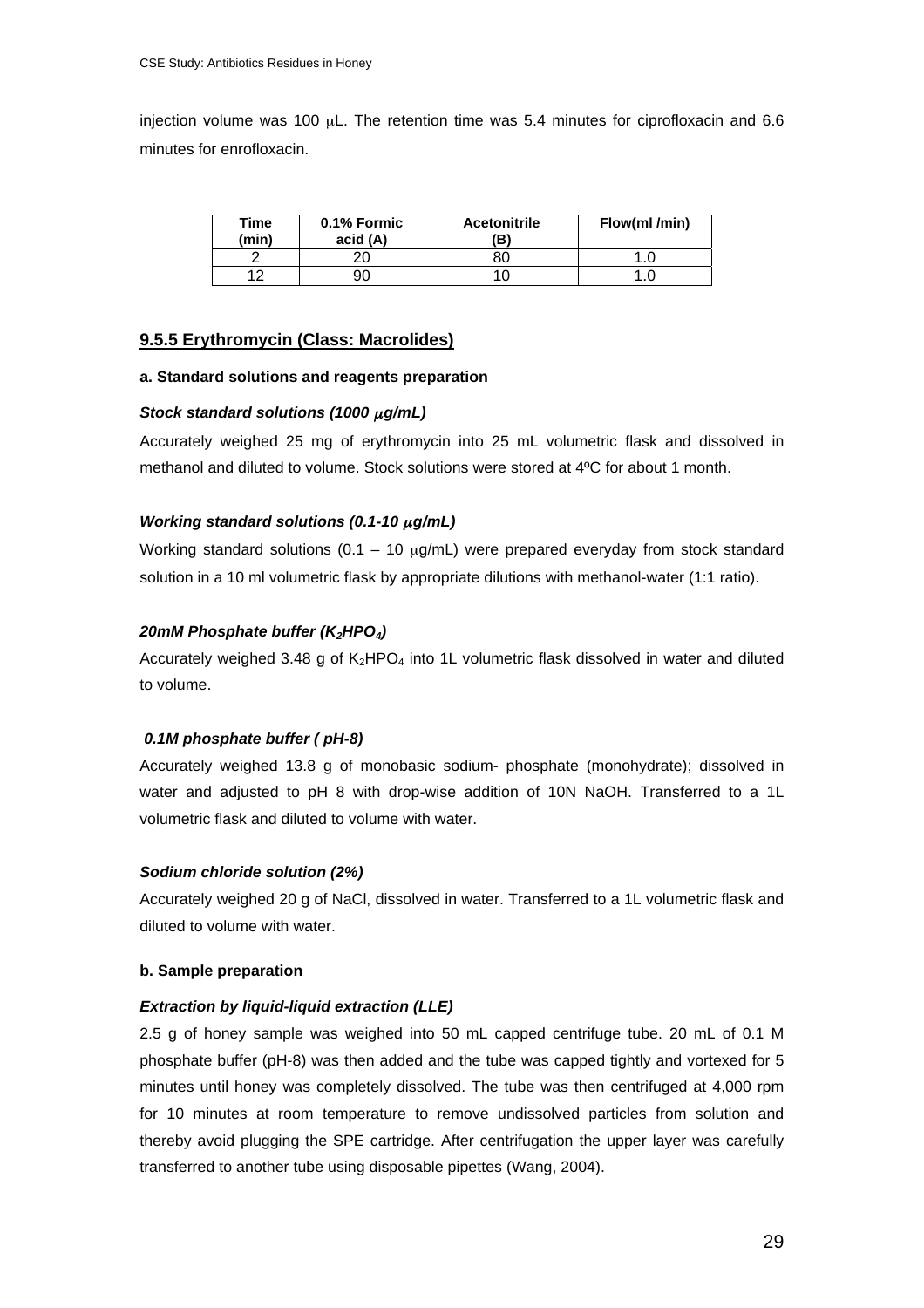injection volume was 100 μL. The retention time was 5.4 minutes for ciprofloxacin and 6.6 minutes for enrofloxacin.

| Time (min) | 0.1% Formic acid (A) | Acetonitrile (B) | Flow(ml /min) |
|---|---|---|---|
| 2 | 20 | 80 | 1.0 |
| 12 | 90 | 10 | 1.0 |

### 9.5.5 Erythromycin (Class: Macrolides)

**a. Standard solutions and reagents preparation**

***Stock standard solutions (1000 μg/mL)***

Accurately weighed 25 mg of erythromycin into 25 mL volumetric flask and dissolved in methanol and diluted to volume. Stock solutions were stored at 4ºC for about 1 month.

***Working standard solutions (0.1-10 μg/mL)***

Working standard solutions (0.1 – 10 μg/mL) were prepared everyday from stock standard solution in a 10 ml volumetric flask by appropriate dilutions with methanol-water (1:1 ratio).

***20mM Phosphate buffer ($K_2HPO_4$)***

Accurately weighed 3.48 g of $K_2HPO_4$ into 1L volumetric flask dissolved in water and diluted to volume.

***0.1M phosphate buffer ( pH-8)***

Accurately weighed 13.8 g of monobasic sodium- phosphate (monohydrate); dissolved in water and adjusted to pH 8 with drop-wise addition of 10N NaOH. Transferred to a 1L volumetric flask and diluted to volume with water.

***Sodium chloride solution (2%)***

Accurately weighed 20 g of NaCl, dissolved in water. Transferred to a 1L volumetric flask and diluted to volume with water.

**b. Sample preparation**

***Extraction by liquid-liquid extraction (LLE)***

2.5 g of honey sample was weighed into 50 mL capped centrifuge tube. 20 mL of 0.1 M phosphate buffer (pH-8) was then added and the tube was capped tightly and vortexed for 5 minutes until honey was completely dissolved. The tube was then centrifuged at 4,000 rpm for 10 minutes at room temperature to remove undissolved particles from solution and thereby avoid plugging the SPE cartridge. After centrifugation the upper layer was carefully transferred to another tube using disposable pipettes (Wang, 2004).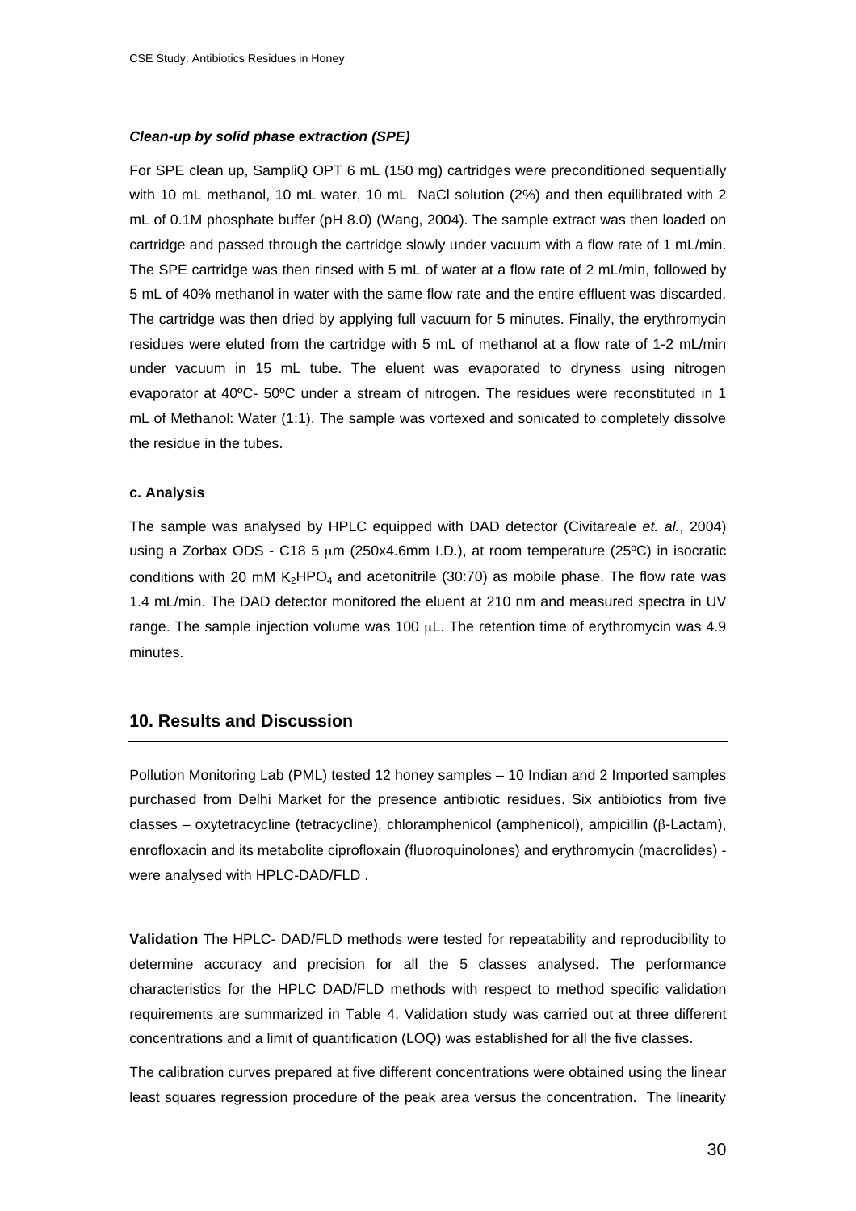***Clean-up by solid phase extraction (SPE)***

For SPE clean up, SampliQ OPT 6 mL (150 mg) cartridges were preconditioned sequentially with 10 mL methanol, 10 mL water, 10 mL NaCl solution (2%) and then equilibrated with 2 mL of 0.1M phosphate buffer (pH 8.0) (Wang, 2004). The sample extract was then loaded on cartridge and passed through the cartridge slowly under vacuum with a flow rate of 1 mL/min. The SPE cartridge was then rinsed with 5 mL of water at a flow rate of 2 mL/min, followed by 5 mL of 40% methanol in water with the same flow rate and the entire effluent was discarded. The cartridge was then dried by applying full vacuum for 5 minutes. Finally, the erythromycin residues were eluted from the cartridge with 5 mL of methanol at a flow rate of 1-2 mL/min under vacuum in 15 mL tube. The eluent was evaporated to dryness using nitrogen evaporator at 40ºC- 50ºC under a stream of nitrogen. The residues were reconstituted in 1 mL of Methanol: Water (1:1). The sample was vortexed and sonicated to completely dissolve the residue in the tubes.

**c. Analysis**

The sample was analysed by HPLC equipped with DAD detector (Civitareale *et. al.*, 2004) using a Zorbax ODS - C18 5 μm (250x4.6mm I.D.), at room temperature (25ºC) in isocratic conditions with 20 mM $K_2HPO_4$ and acetonitrile (30:70) as mobile phase. The flow rate was 1.4 mL/min. The DAD detector monitored the eluent at 210 nm and measured spectra in UV range. The sample injection volume was 100 μL. The retention time of erythromycin was 4.9 minutes.

## 10. Results and Discussion

Pollution Monitoring Lab (PML) tested 12 honey samples – 10 Indian and 2 Imported samples purchased from Delhi Market for the presence antibiotic residues. Six antibiotics from five classes – oxytetracycline (tetracycline), chloramphenicol (amphenicol), ampicillin (β-Lactam), enrofloxacin and its metabolite ciprofloxain (fluoroquinolones) and erythromycin (macrolides) - were analysed with HPLC-DAD/FLD .

**Validation** The HPLC- DAD/FLD methods were tested for repeatability and reproducibility to determine accuracy and precision for all the 5 classes analysed. The performance characteristics for the HPLC DAD/FLD methods with respect to method specific validation requirements are summarized in Table 4. Validation study was carried out at three different concentrations and a limit of quantification (LOQ) was established for all the five classes.

The calibration curves prepared at five different concentrations were obtained using the linear least squares regression procedure of the peak area versus the concentration. The linearity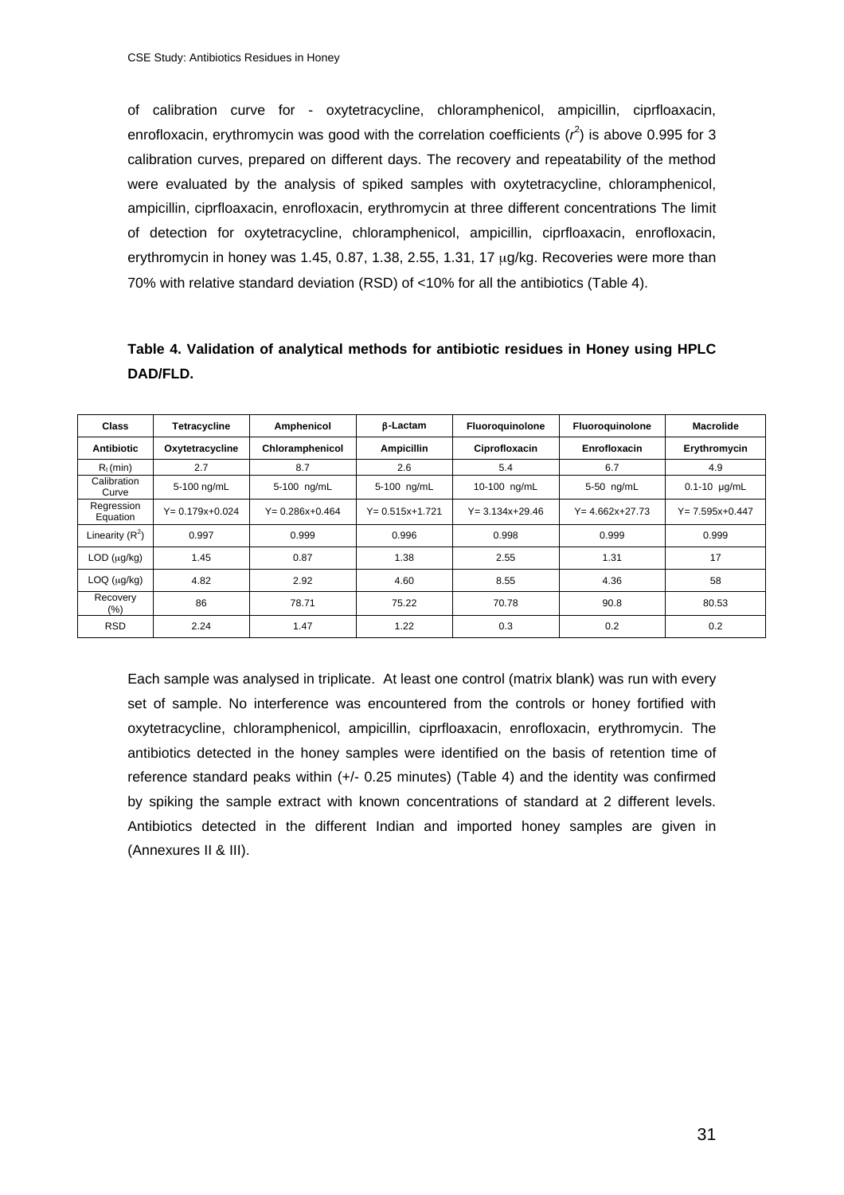of calibration curve for - oxytetracycline, chloramphenicol, ampicillin, ciprfloaxacin, enrofloxacin, erythromycin was good with the correlation coefficients ($r^2$) is above 0.995 for 3 calibration curves, prepared on different days. The recovery and repeatability of the method were evaluated by the analysis of spiked samples with oxytetracycline, chloramphenicol, ampicillin, ciprfloaxacin, enrofloxacin, erythromycin at three different concentrations The limit of detection for oxytetracycline, chloramphenicol, ampicillin, ciprfloaxacin, enrofloxacin, erythromycin in honey was 1.45, 0.87, 1.38, 2.55, 1.31, 17 μg/kg. Recoveries were more than 70% with relative standard deviation (RSD) of <10% for all the antibiotics (Table 4).

**Table 4. Validation of analytical methods for antibiotic residues in Honey using HPLC DAD/FLD.**

| Class | Tetracycline | Amphenicol | β-Lactam | Fluoroquinolone | Fluoroquinolone | Macrolide |
|---|---|---|---|---|---|---|
| **Antibiotic** | **Oxytetracycline** | **Chloramphenicol** | **Ampicillin** | **Ciprofloxacin** | **Enrofloxacin** | **Erythromycin** |
| $R_t$ (min) | 2.7 | 8.7 | 2.6 | 5.4 | 6.7 | 4.9 |
| Calibration Curve | 5-100 ng/mL | 5-100 ng/mL | 5-100 ng/mL | 10-100 ng/mL | 5-50 ng/mL | 0.1-10 μg/mL |
| Regression Equation | Y= 0.179x+0.024 | Y= 0.286x+0.464 | Y= 0.515x+1.721 | Y= 3.134x+29.46 | Y= 4.662x+27.73 | Y= 7.595x+0.447 |
| Linearity ($R^2$) | 0.997 | 0.999 | 0.996 | 0.998 | 0.999 | 0.999 |
| LOD (μg/kg) | 1.45 | 0.87 | 1.38 | 2.55 | 1.31 | 17 |
| LOQ (μg/kg) | 4.82 | 2.92 | 4.60 | 8.55 | 4.36 | 58 |
| Recovery (%) | 86 | 78.71 | 75.22 | 70.78 | 90.8 | 80.53 |
| RSD | 2.24 | 1.47 | 1.22 | 0.3 | 0.2 | 0.2 |

Each sample was analysed in triplicate. At least one control (matrix blank) was run with every set of sample. No interference was encountered from the controls or honey fortified with oxytetracycline, chloramphenicol, ampicillin, ciprfloaxacin, enrofloxacin, erythromycin. The antibiotics detected in the honey samples were identified on the basis of retention time of reference standard peaks within (+/- 0.25 minutes) (Table 4) and the identity was confirmed by spiking the sample extract with known concentrations of standard at 2 different levels. Antibiotics detected in the different Indian and imported honey samples are given in (Annexures II & III).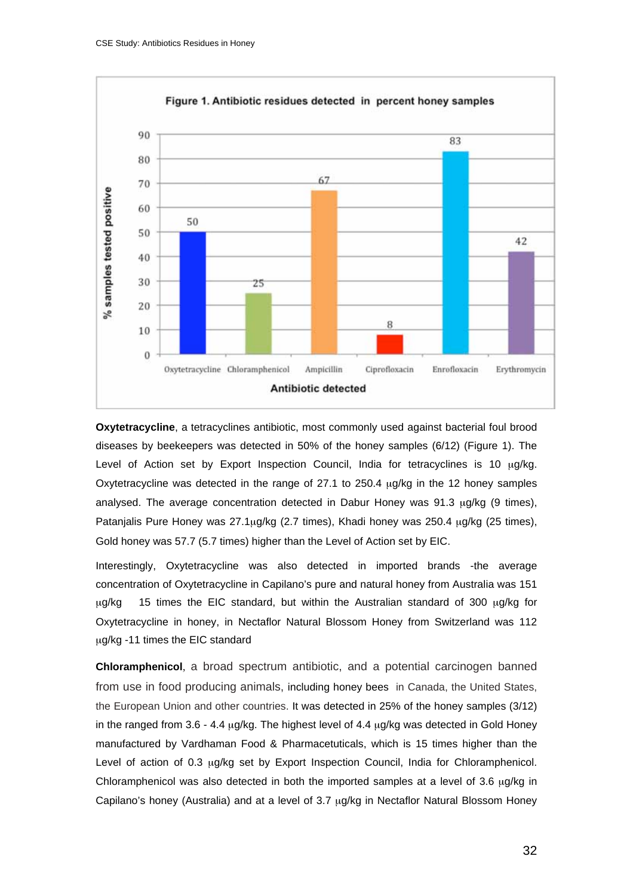**Figure 1. Antibiotic residues detected in percent honey samples**

| Antibiotic detected | % samples tested positive |
|---|---|
| Oxytetracycline | 50 |
| Chloramphenicol | 25 |
| Ampicillin | 67 |
| Ciprofloxacin | 8 |
| Enrofloxacin | 83 |
| Erythromycin | 42 |

**Oxytetracycline**, a tetracyclines antibiotic, most commonly used against bacterial foul brood diseases by beekeepers was detected in 50% of the honey samples (6/12) (Figure 1). The Level of Action set by Export Inspection Council, India for tetracyclines is 10 μg/kg. Oxytetracycline was detected in the range of 27.1 to 250.4 μg/kg in the 12 honey samples analysed. The average concentration detected in Dabur Honey was 91.3 μg/kg (9 times), Patanjalis Pure Honey was 27.1μg/kg (2.7 times), Khadi honey was 250.4 μg/kg (25 times), Gold honey was 57.7 (5.7 times) higher than the Level of Action set by EIC.

Interestingly, Oxytetracycline was also detected in imported brands -the average concentration of Oxytetracycline in Capilano's pure and natural honey from Australia was 151 μg/kg 15 times the EIC standard, but within the Australian standard of 300 μg/kg for Oxytetracycline in honey, in Nectaflor Natural Blossom Honey from Switzerland was 112 μg/kg -11 times the EIC standard

**Chloramphenicol**, a broad spectrum antibiotic, and a potential carcinogen banned from use in food producing animals, including honey bees in Canada, the United States, the European Union and other countries. It was detected in 25% of the honey samples (3/12) in the ranged from 3.6 - 4.4 μg/kg. The highest level of 4.4 μg/kg was detected in Gold Honey manufactured by Vardhaman Food & Pharmacetuticals, which is 15 times higher than the Level of action of 0.3 μg/kg set by Export Inspection Council, India for Chloramphenicol. Chloramphenicol was also detected in both the imported samples at a level of 3.6 μg/kg in Capilano's honey (Australia) and at a level of 3.7 μg/kg in Nectaflor Natural Blossom Honey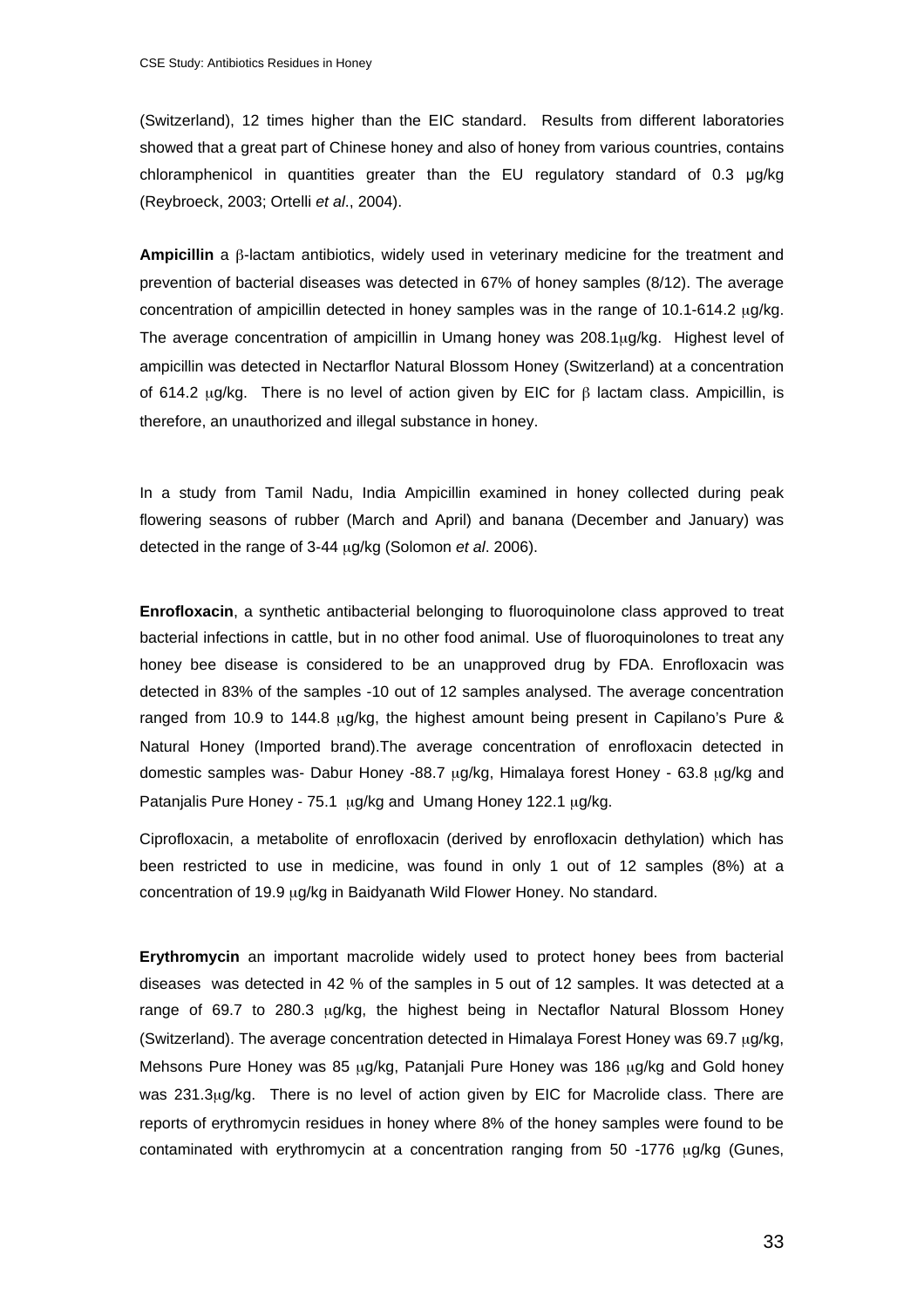(Switzerland), 12 times higher than the EIC standard. Results from different laboratories showed that a great part of Chinese honey and also of honey from various countries, contains chloramphenicol in quantities greater than the EU regulatory standard of 0.3 μg/kg (Reybroeck, 2003; Ortelli *et al*., 2004).

**Ampicillin** a β-lactam antibiotics, widely used in veterinary medicine for the treatment and prevention of bacterial diseases was detected in 67% of honey samples (8/12). The average concentration of ampicillin detected in honey samples was in the range of 10.1-614.2 μg/kg. The average concentration of ampicillin in Umang honey was 208.1μg/kg. Highest level of ampicillin was detected in Nectarflor Natural Blossom Honey (Switzerland) at a concentration of 614.2 μg/kg. There is no level of action given by EIC for β lactam class. Ampicillin, is therefore, an unauthorized and illegal substance in honey.

In a study from Tamil Nadu, India Ampicillin examined in honey collected during peak flowering seasons of rubber (March and April) and banana (December and January) was detected in the range of 3-44 μg/kg (Solomon *et al*. 2006).

**Enrofloxacin**, a synthetic antibacterial belonging to fluoroquinolone class approved to treat bacterial infections in cattle, but in no other food animal. Use of fluoroquinolones to treat any honey bee disease is considered to be an unapproved drug by FDA. Enrofloxacin was detected in 83% of the samples -10 out of 12 samples analysed. The average concentration ranged from 10.9 to 144.8 μg/kg, the highest amount being present in Capilano's Pure & Natural Honey (Imported brand).The average concentration of enrofloxacin detected in domestic samples was- Dabur Honey -88.7 μg/kg, Himalaya forest Honey - 63.8 μg/kg and Patanjalis Pure Honey - 75.1 μg/kg and Umang Honey 122.1 μg/kg.

Ciprofloxacin, a metabolite of enrofloxacin (derived by enrofloxacin dethylation) which has been restricted to use in medicine, was found in only 1 out of 12 samples (8%) at a concentration of 19.9 μg/kg in Baidyanath Wild Flower Honey. No standard.

**Erythromycin** an important macrolide widely used to protect honey bees from bacterial diseases was detected in 42 % of the samples in 5 out of 12 samples. It was detected at a range of 69.7 to 280.3 μg/kg, the highest being in Nectaflor Natural Blossom Honey (Switzerland). The average concentration detected in Himalaya Forest Honey was 69.7 μg/kg, Mehsons Pure Honey was 85 μg/kg, Patanjali Pure Honey was 186 μg/kg and Gold honey was 231.3μg/kg. There is no level of action given by EIC for Macrolide class. There are reports of erythromycin residues in honey where 8% of the honey samples were found to be contaminated with erythromycin at a concentration ranging from 50 -1776 μg/kg (Gunes,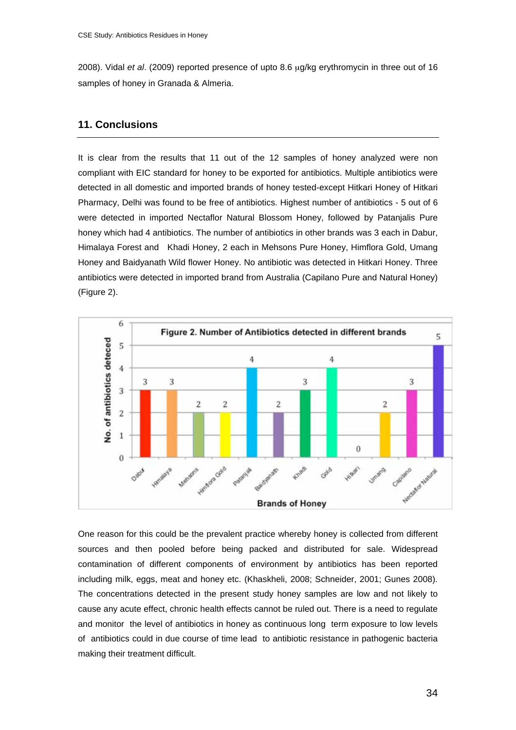2008). Vidal *et al*. (2009) reported presence of upto 8.6 μg/kg erythromycin in three out of 16 samples of honey in Granada & Almeria.

## 11. Conclusions

It is clear from the results that 11 out of the 12 samples of honey analyzed were non compliant with EIC standard for honey to be exported for antibiotics. Multiple antibiotics were detected in all domestic and imported brands of honey tested-except Hitkari Honey of Hitkari Pharmacy, Delhi was found to be free of antibiotics. Highest number of antibiotics - 5 out of 6 were detected in imported Nectaflor Natural Blossom Honey, followed by Patanjalis Pure honey which had 4 antibiotics. The number of antibiotics in other brands was 3 each in Dabur, Himalaya Forest and Khadi Honey, 2 each in Mehsons Pure Honey, Himflora Gold, Umang Honey and Baidyanath Wild flower Honey. No antibiotic was detected in Hitkari Honey. Three antibiotics were detected in imported brand from Australia (Capilano Pure and Natural Honey) (Figure 2).

**Figure 2. Number of Antibiotics detected in different brands**

| Brands of Honey | No. of antibiotics deteced |
|---|---|
| Dabur | 3 |
| Himalaya | 3 |
| Mehsons | 2 |
| Himflora Gold | 2 |
| Patanjali | 4 |
| Baidyanath | 2 |
| Khadi | 3 |
| Gold | 4 |
| Hitkari | 0 |
| Umang | 2 |
| Capilano | 3 |
| Nectaflor Natural | 5 |

One reason for this could be the prevalent practice whereby honey is collected from different sources and then pooled before being packed and distributed for sale. Widespread contamination of different components of environment by antibiotics has been reported including milk, eggs, meat and honey etc. (Khaskheli, 2008; Schneider, 2001; Gunes 2008). The concentrations detected in the present study honey samples are low and not likely to cause any acute effect, chronic health effects cannot be ruled out. There is a need to regulate and monitor the level of antibiotics in honey as continuous long term exposure to low levels of antibiotics could in due course of time lead to antibiotic resistance in pathogenic bacteria making their treatment difficult.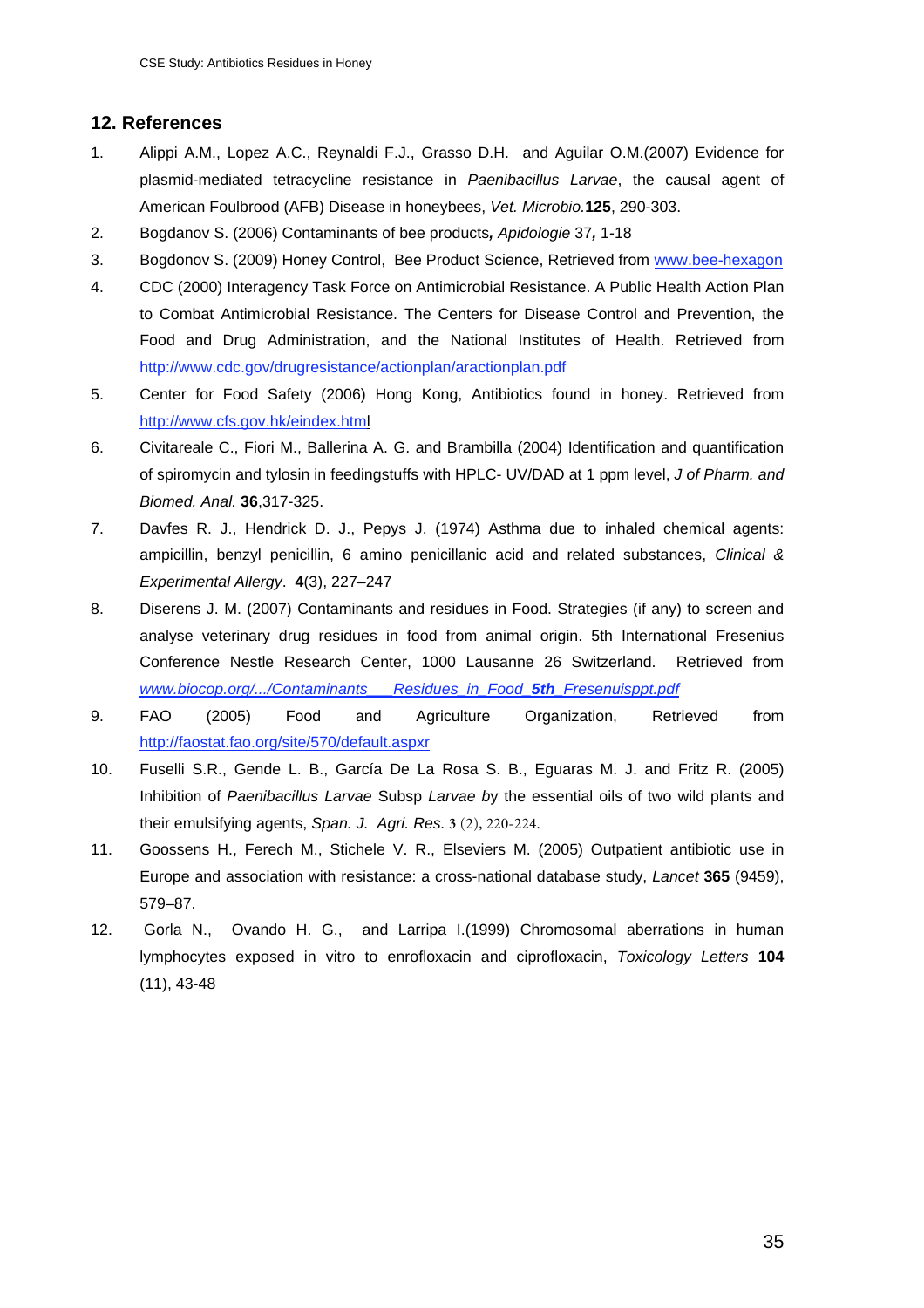## 12. References

1. Alippi A.M., Lopez A.C., Reynaldi F.J., Grasso D.H. and Aguilar O.M.(2007) Evidence for plasmid-mediated tetracycline resistance in *Paenibacillus Larvae*, the causal agent of American Foulbrood (AFB) Disease in honeybees, *Vet. Microbio.***125**, 290-303.
2. Bogdanov S. (2006) Contaminants of bee products**,** *Apidologie* 37***,*** 1-18
3. Bogdanov S. (2009) Honey Control, Bee Product Science, Retrieved from www.bee-hexagon
4. CDC (2000) Interagency Task Force on Antimicrobial Resistance. A Public Health Action Plan to Combat Antimicrobial Resistance. The Centers for Disease Control and Prevention, the Food and Drug Administration, and the National Institutes of Health. Retrieved from http://www.cdc.gov/drugresistance/actionplan/aractionplan.pdf
5. Center for Food Safety (2006) Hong Kong, Antibiotics found in honey. Retrieved from http://www.cfs.gov.hk/eindex.html
6. Civitareale C., Fiori M., Ballerina A. G. and Brambilla (2004) Identification and quantification of spiromycin and tylosin in feedingstuffs with HPLC- UV/DAD at 1 ppm level, *J of Pharm. and Biomed. Anal.* **36**,317-325.
7. Davfes R. J., Hendrick D. J., Pepys J. (1974) Asthma due to inhaled chemical agents: ampicillin, benzyl penicillin, 6 amino penicillanic acid and related substances, *Clinical & Experimental Allergy*. **4**(3), 227–247
8. Diserens J. M. (2007) Contaminants and residues in Food. Strategies (if any) to screen and analyse veterinary drug residues in food from animal origin. 5th International Fresenius Conference Nestle Research Center, 1000 Lausanne 26 Switzerland. Retrieved from *www.biocop.org/.../Contaminants___Residues_in_Food_**5th**_Fresenuisppt.pdf*
9. FAO (2005) Food and Agriculture Organization, Retrieved from http://faostat.fao.org/site/570/default.aspxr
10. Fuselli S.R., Gende L. B., García De La Rosa S. B., Eguaras M. J. and Fritz R. (2005) Inhibition of *Paenibacillus Larvae* Subsp *Larvae* by the essential oils of two wild plants and their emulsifying agents, *Span. J. Agri. Res.* 3 (2), 220-224.
11. Goossens H., Ferech M., Stichele V. R., Elseviers M. (2005) Outpatient antibiotic use in Europe and association with resistance: a cross-national database study, *Lancet* **365** (9459), 579–87.
12. Gorla N., Ovando H. G., and Larripa I.(1999) Chromosomal aberrations in human lymphocytes exposed in vitro to enrofloxacin and ciprofloxacin, *Toxicology Letters* **104** (11), 43-48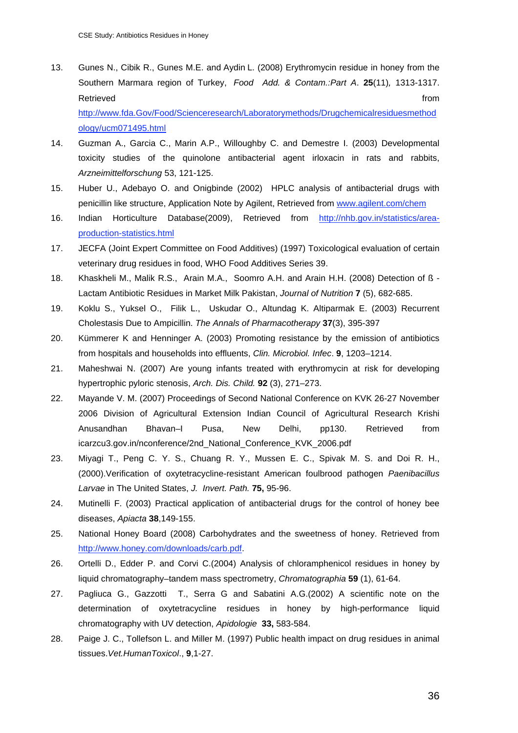13. Gunes N., Cibik R., Gunes M.E. and Aydin L. (2008) Erythromycin residue in honey from the Southern Marmara region of Turkey, *Food Add. & Contam.:Part A*. **25**(11), 1313-1317. Retrieved from http://www.fda.Gov/Food/Scienceresearch/Laboratorymethods/Drugchemicalresiduesmethodology/ucm071495.html

14. Guzman A., Garcia C., Marin A.P., Willoughby C. and Demestre I. (2003) Developmental toxicity studies of the quinolone antibacterial agent irloxacin in rats and rabbits, *Arzneimittelforschung* 53, 121-125.

15. Huber U., Adebayo O. and Onigbinde (2002) HPLC analysis of antibacterial drugs with penicillin like structure, Application Note by Agilent, Retrieved from www.agilent.com/chem

16. Indian Horticulture Database(2009), Retrieved from http://nhb.gov.in/statistics/area-production-statistics.html

17. JECFA (Joint Expert Committee on Food Additives) (1997) Toxicological evaluation of certain veterinary drug residues in food, WHO Food Additives Series 39.

18. Khaskheli M., Malik R.S., Arain M.A., Soomro A.H. and Arain H.H. (2008) Detection of ß -Lactam Antibiotic Residues in Market Milk Pakistan, *Journal of Nutrition* **7** (5), 682-685.

19. Koklu S., Yuksel O., Filik L., Uskudar O., Altundag K. Altiparmak E. (2003) Recurrent Cholestasis Due to Ampicillin. *The Annals of Pharmacotherapy* **37**(3), 395-397

20. Kümmerer K and Henninger A. (2003) Promoting resistance by the emission of antibiotics from hospitals and households into effluents, *Clin. Microbiol. Infec*. **9**, 1203–1214.

21. Maheshwai N. (2007) Are young infants treated with erythromycin at risk for developing hypertrophic pyloric stenosis, *Arch. Dis. Child.* **92** (3), 271–273.

22. Mayande V. M. (2007) Proceedings of Second National Conference on KVK 26-27 November 2006 Division of Agricultural Extension Indian Council of Agricultural Research Krishi Anusandhan Bhavan–I Pusa, New Delhi, pp130. Retrieved from icarzcu3.gov.in/nconference/2nd_National_Conference_KVK_2006.pdf

23. Miyagi T., Peng C. Y. S., Chuang R. Y., Mussen E. C., Spivak M. S. and Doi R. H., (2000).Verification of oxytetracycline-resistant American foulbrood pathogen *Paenibacillus Larvae* in The United States, *J. Invert. Path.* **75,** 95-96.

24. Mutinelli F. (2003) Practical application of antibacterial drugs for the control of honey bee diseases, *Apiacta* **38**,149-155.

25. National Honey Board (2008) Carbohydrates and the sweetness of honey. Retrieved from http://www.honey.com/downloads/carb.pdf.

26. Ortelli D., Edder P. and Corvi C.(2004) Analysis of chloramphenicol residues in honey by liquid chromatography–tandem mass spectrometry, *Chromatographia* **59** (1), 61-64.

27. Pagliuca G., Gazzotti T., Serra G and Sabatini A.G.(2002) A scientific note on the determination of oxytetracycline residues in honey by high-performance liquid chromatography with UV detection, *Apidologie* **33,** 583-584.

28. Paige J. C., Tollefson L. and Miller M. (1997) Public health impact on drug residues in animal tissues.*Vet.HumanToxicol*., **9**,1-27.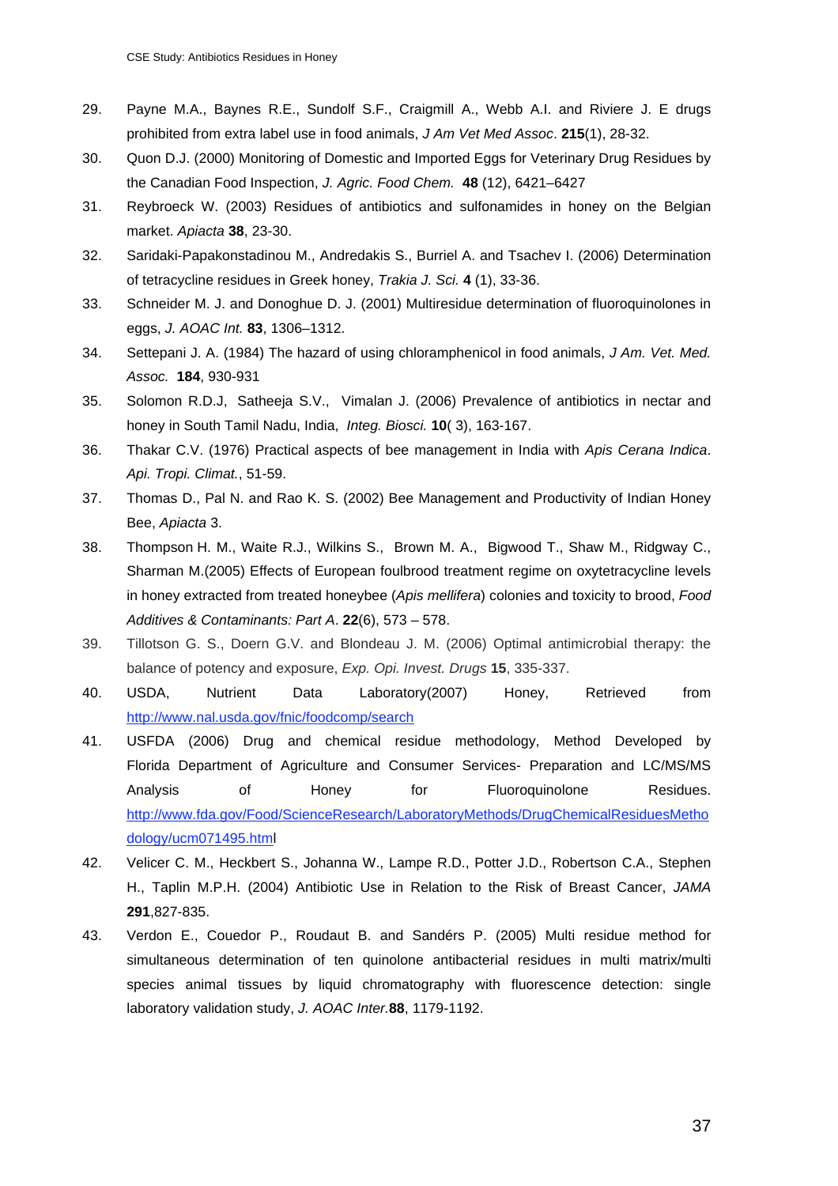29. Payne M.A., Baynes R.E., Sundolf S.F., Craigmill A., Webb A.I. and Riviere J. E drugs prohibited from extra label use in food animals, *J Am Vet Med Assoc*. **215**(1), 28-32.
30. Quon D.J. (2000) Monitoring of Domestic and Imported Eggs for Veterinary Drug Residues by the Canadian Food Inspection, *J. Agric. Food Chem.* **48** (12), 6421–6427
31. Reybroeck W. (2003) Residues of antibiotics and sulfonamides in honey on the Belgian market. *Apiacta* **38**, 23-30.
32. Saridaki-Papakonstadinou M., Andredakis S., Burriel A. and Tsachev I. (2006) Determination of tetracycline residues in Greek honey, *Trakia J. Sci.* **4** (1), 33-36.
33. Schneider M. J. and Donoghue D. J. (2001) Multiresidue determination of fluoroquinolones in eggs, *J. AOAC Int.* **83**, 1306–1312.
34. Settepani J. A. (1984) The hazard of using chloramphenicol in food animals, *J Am. Vet. Med. Assoc.* **184**, 930-931
35. Solomon R.D.J, Satheeja S.V., Vimalan J. (2006) Prevalence of antibiotics in nectar and honey in South Tamil Nadu, India, *Integ. Biosci.* **10**( 3), 163-167.
36. Thakar C.V. (1976) Practical aspects of bee management in India with *Apis Cerana Indica*. *Api. Tropi. Climat.*, 51-59.
37. Thomas D., Pal N. and Rao K. S. (2002) Bee Management and Productivity of Indian Honey Bee, *Apiacta* 3.
38. Thompson H. M., Waite R.J., Wilkins S., Brown M. A., Bigwood T., Shaw M., Ridgway C., Sharman M.(2005) Effects of European foulbrood treatment regime on oxytetracycline levels in honey extracted from treated honeybee (*Apis mellifera*) colonies and toxicity to brood, *Food Additives & Contaminants: Part A*. **22**(6), 573 – 578.
39. Tillotson G. S., Doern G.V. and Blondeau J. M. (2006) Optimal antimicrobial therapy: the balance of potency and exposure, *Exp. Opi. Invest. Drugs* **15**, 335-337.
40. USDA, Nutrient Data Laboratory(2007) Honey, Retrieved from http://www.nal.usda.gov/fnic/foodcomp/search
41. USFDA (2006) Drug and chemical residue methodology, Method Developed by Florida Department of Agriculture and Consumer Services- Preparation and LC/MS/MS Analysis of Honey for Fluoroquinolone Residues. http://www.fda.gov/Food/ScienceResearch/LaboratoryMethods/DrugChemicalResiduesMethodology/ucm071495.html
42. Velicer C. M., Heckbert S., Johanna W., Lampe R.D., Potter J.D., Robertson C.A., Stephen H., Taplin M.P.H. (2004) Antibiotic Use in Relation to the Risk of Breast Cancer, *JAMA* **291**,827-835.
43. Verdon E., Couedor P., Roudaut B. and Sandérs P. (2005) Multi residue method for simultaneous determination of ten quinolone antibacterial residues in multi matrix/multi species animal tissues by liquid chromatography with fluorescence detection: single laboratory validation study, *J. AOAC Inter.***88**, 1179-1192.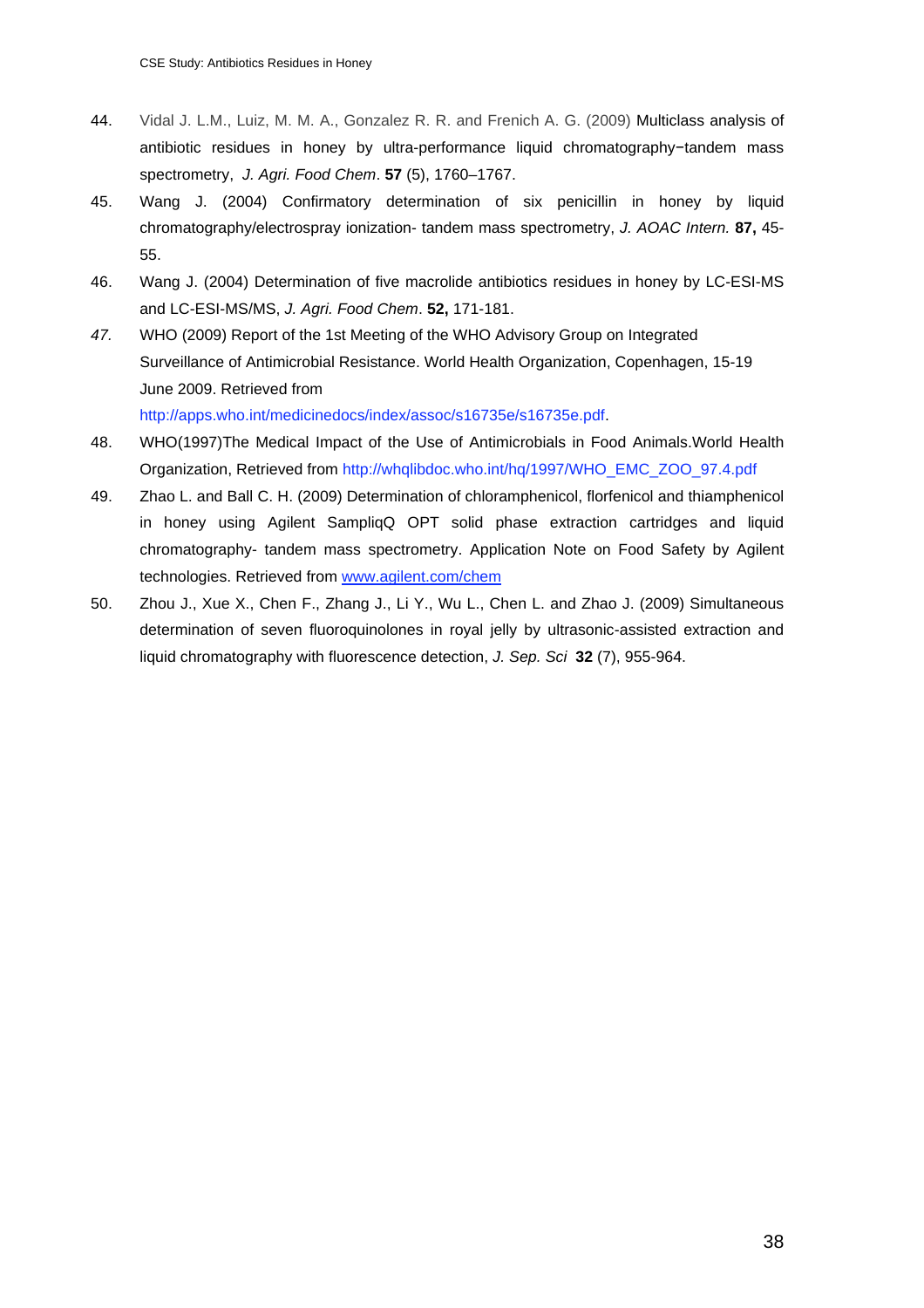44. Vidal J. L.M., Luiz, M. M. A., Gonzalez R. R. and Frenich A. G. (2009) Multiclass analysis of antibiotic residues in honey by ultra-performance liquid chromatography−tandem mass spectrometry, *J. Agri. Food Chem*. **57** (5), 1760–1767.
45. Wang J. (2004) Confirmatory determination of six penicillin in honey by liquid chromatography/electrospray ionization- tandem mass spectrometry, *J. AOAC Intern.* **87,** 45-55.
46. Wang J. (2004) Determination of five macrolide antibiotics residues in honey by LC-ESI-MS and LC-ESI-MS/MS, *J. Agri. Food Chem*. **52,** 171-181.
47. WHO (2009) Report of the 1st Meeting of the WHO Advisory Group on Integrated Surveillance of Antimicrobial Resistance. World Health Organization, Copenhagen, 15-19 June 2009. Retrieved from http://apps.who.int/medicinedocs/index/assoc/s16735e/s16735e.pdf.
48. WHO(1997)The Medical Impact of the Use of Antimicrobials in Food Animals.World Health Organization, Retrieved from http://whqlibdoc.who.int/hq/1997/WHO_EMC_ZOO_97.4.pdf
49. Zhao L. and Ball C. H. (2009) Determination of chloramphenicol, florfenicol and thiamphenicol in honey using Agilent SampliqQ OPT solid phase extraction cartridges and liquid chromatography- tandem mass spectrometry. Application Note on Food Safety by Agilent technologies. Retrieved from www.agilent.com/chem
50. Zhou J., Xue X., Chen F., Zhang J., Li Y., Wu L., Chen L. and Zhao J. (2009) Simultaneous determination of seven fluoroquinolones in royal jelly by ultrasonic-assisted extraction and liquid chromatography with fluorescence detection, *J. Sep. Sci* **32** (7), 955-964.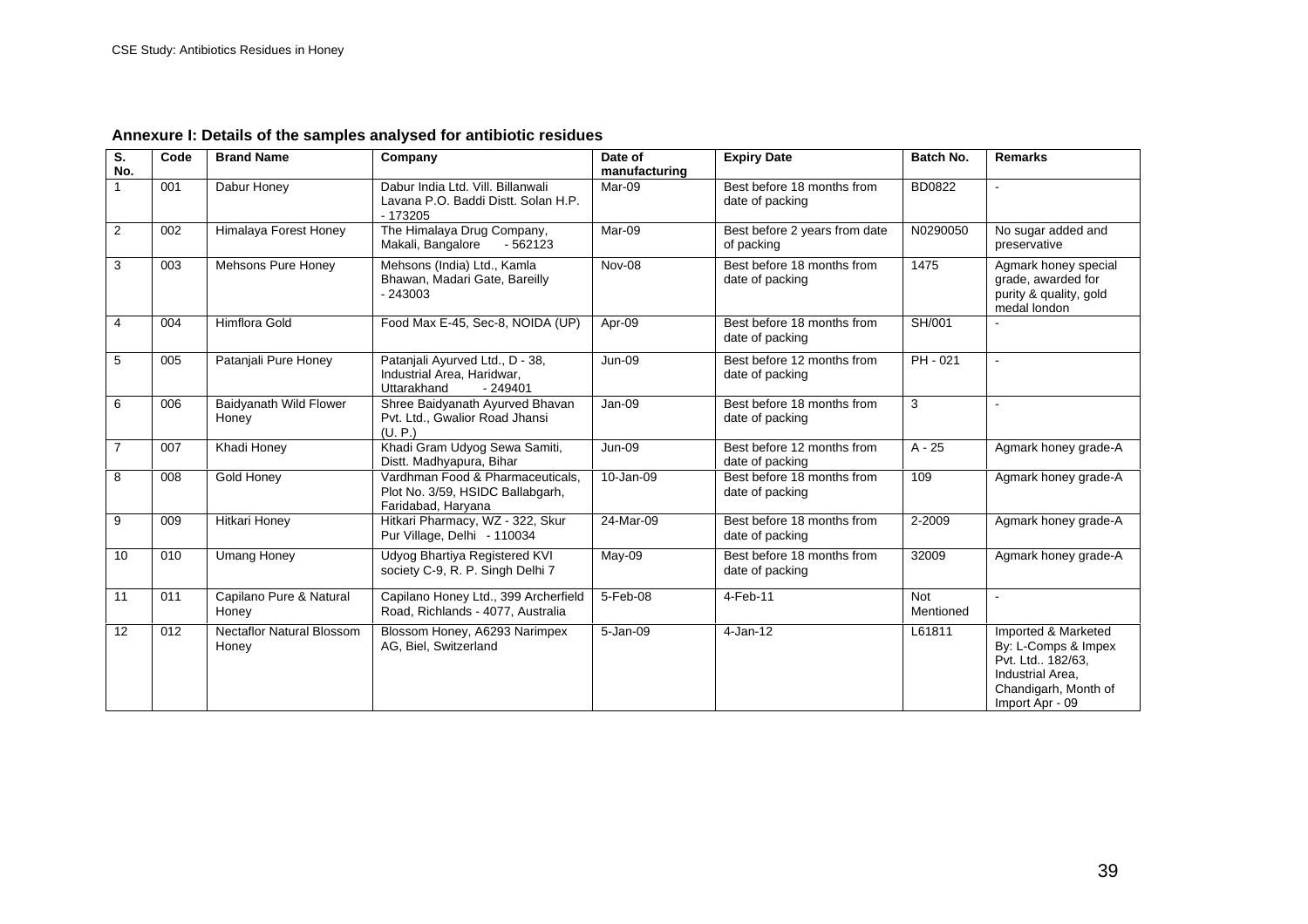**Annexure I: Details of the samples analysed for antibiotic residues**

| S. No. | Code | Brand Name | Company | Date of manufacturing | Expiry Date | Batch No. | Remarks |
|---|---|---|---|---|---|---|---|
| 1 | 001 | Dabur Honey | Dabur India Ltd. Vill. Billanwali Lavana P.O. Baddi Distt. Solan H.P. - 173205 | Mar-09 | Best before 18 months from date of packing | BD0822 | - |
| 2 | 002 | Himalaya Forest Honey | The Himalaya Drug Company, Makali, Bangalore - 562123 | Mar-09 | Best before 2 years from date of packing | N0290050 | No sugar added and preservative |
| 3 | 003 | Mehsons Pure Honey | Mehsons (India) Ltd., Kamla Bhawan, Madari Gate, Bareilly - 243003 | Nov-08 | Best before 18 months from date of packing | 1475 | Agmark honey special grade, awarded for purity & quality, gold medal london |
| 4 | 004 | Himflora Gold | Food Max E-45, Sec-8, NOIDA (UP) | Apr-09 | Best before 18 months from date of packing | SH/001 | - |
| 5 | 005 | Patanjali Pure Honey | Patanjali Ayurved Ltd., D - 38, Industrial Area, Haridwar, Uttarakhand - 249401 | Jun-09 | Best before 12 months from date of packing | PH - 021 | - |
| 6 | 006 | Baidyanath Wild Flower Honey | Shree Baidyanath Ayurved Bhavan Pvt. Ltd., Gwalior Road Jhansi (U. P.) | Jan-09 | Best before 18 months from date of packing | 3 | - |
| 7 | 007 | Khadi Honey | Khadi Gram Udyog Sewa Samiti, Distt. Madhyapura, Bihar | Jun-09 | Best before 12 months from date of packing | A - 25 | Agmark honey grade-A |
| 8 | 008 | Gold Honey | Vardhman Food & Pharmaceuticals, Plot No. 3/59, HSIDC Ballabgarh, Faridabad, Haryana | 10-Jan-09 | Best before 18 months from date of packing | 109 | Agmark honey grade-A |
| 9 | 009 | Hitkari Honey | Hitkari Pharmacy, WZ - 322, Skur Pur Village, Delhi - 110034 | 24-Mar-09 | Best before 18 months from date of packing | 2-2009 | Agmark honey grade-A |
| 10 | 010 | Umang Honey | Udyog Bhartiya Registered KVI society C-9, R. P. Singh Delhi 7 | May-09 | Best before 18 months from date of packing | 32009 | Agmark honey grade-A |
| 11 | 011 | Capilano Pure & Natural Honey | Capilano Honey Ltd., 399 Archerfield Road, Richlands - 4077, Australia | 5-Feb-08 | 4-Feb-11 | Not Mentioned | - |
| 12 | 012 | Nectaflor Natural Blossom Honey | Blossom Honey, A6293 Narimpex AG, Biel, Switzerland | 5-Jan-09 | 4-Jan-12 | L61811 | Imported & Marketed By: L-Comps & Impex Pvt. Ltd.. 182/63, Industrial Area, Chandigarh, Month of Import Apr - 09 |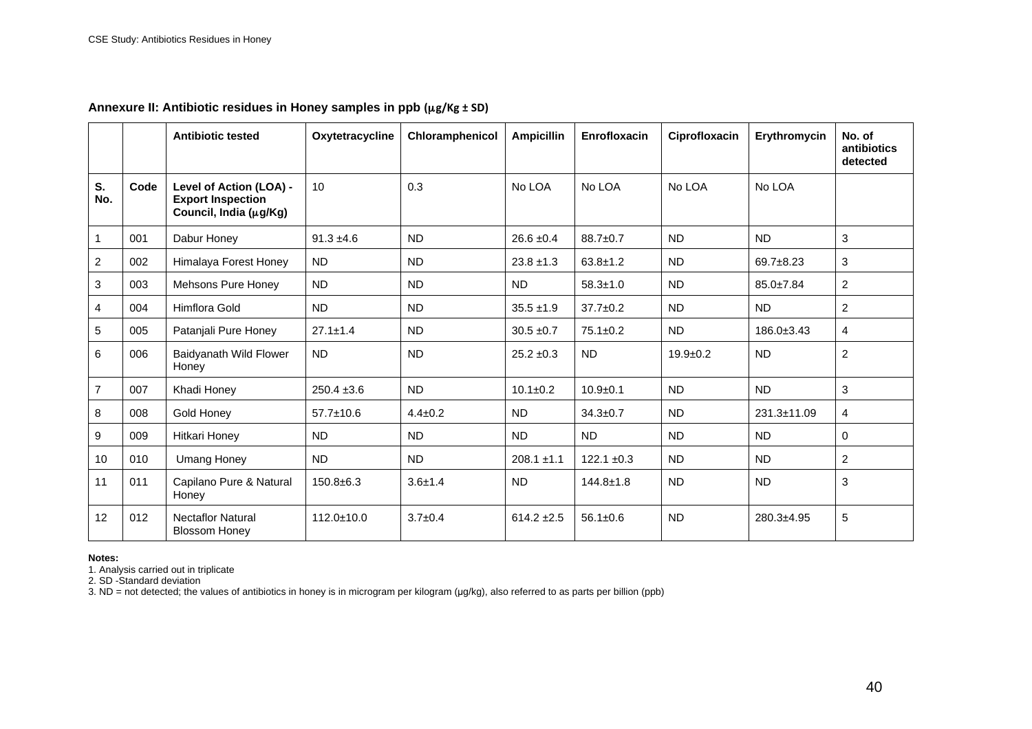**Annexure II: Antibiotic residues in Honey samples in ppb (μg/Kg ± SD)**

| | | Antibiotic tested | Oxytetracycline | Chloramphenicol | Ampicillin | Enrofloxacin | Ciprofloxacin | Erythromycin | No. of antibiotics detected |
|---|---|---|---|---|---|---|---|---|---|
| S. No. | Code | Level of Action (LOA) - Export Inspection Council, India (μg/Kg) | 10 | 0.3 | No LOA | No LOA | No LOA | No LOA | |
| 1 | 001 | Dabur Honey | 91.3 ±4.6 | ND | 26.6 ±0.4 | 88.7±0.7 | ND | ND | 3 |
| 2 | 002 | Himalaya Forest Honey | ND | ND | 23.8 ±1.3 | 63.8±1.2 | ND | 69.7±8.23 | 3 |
| 3 | 003 | Mehsons Pure Honey | ND | ND | ND | 58.3±1.0 | ND | 85.0±7.84 | 2 |
| 4 | 004 | Himflora Gold | ND | ND | 35.5 ±1.9 | 37.7±0.2 | ND | ND | 2 |
| 5 | 005 | Patanjali Pure Honey | 27.1±1.4 | ND | 30.5 ±0.7 | 75.1±0.2 | ND | 186.0±3.43 | 4 |
| 6 | 006 | Baidyanath Wild Flower Honey | ND | ND | 25.2 ±0.3 | ND | 19.9±0.2 | ND | 2 |
| 7 | 007 | Khadi Honey | 250.4 ±3.6 | ND | 10.1±0.2 | 10.9±0.1 | ND | ND | 3 |
| 8 | 008 | Gold Honey | 57.7±10.6 | 4.4±0.2 | ND | 34.3±0.7 | ND | 231.3±11.09 | 4 |
| 9 | 009 | Hitkari Honey | ND | ND | ND | ND | ND | ND | 0 |
| 10 | 010 | Umang Honey | ND | ND | 208.1 ±1.1 | 122.1 ±0.3 | ND | ND | 2 |
| 11 | 011 | Capilano Pure & Natural Honey | 150.8±6.3 | 3.6±1.4 | ND | 144.8±1.8 | ND | ND | 3 |
| 12 | 012 | Nectaflor Natural Blossom Honey | 112.0±10.0 | 3.7±0.4 | 614.2 ±2.5 | 56.1±0.6 | ND | 280.3±4.95 | 5 |

**Notes:**

1. Analysis carried out in triplicate
2. SD -Standard deviation
3. ND = not detected; the values of antibiotics in honey is in microgram per kilogram (μg/kg), also referred to as parts per billion (ppb)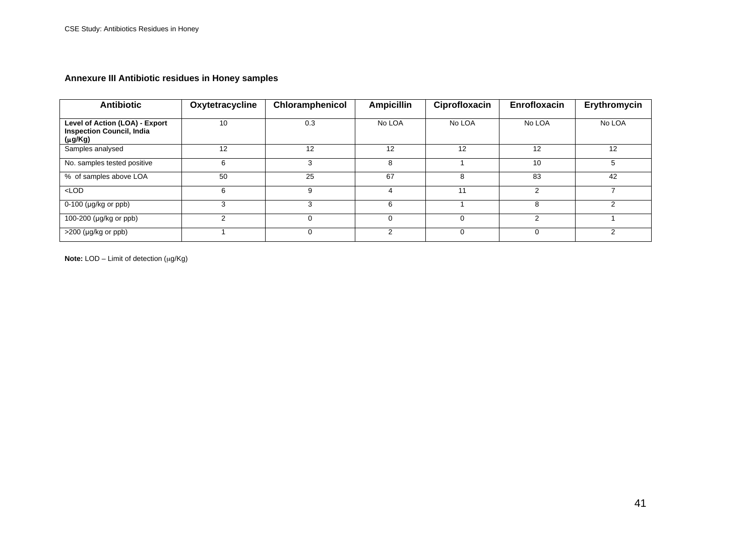**Annexure III Antibiotic residues in Honey samples**

| Antibiotic | Oxytetracycline | Chloramphenicol | Ampicillin | Ciprofloxacin | Enrofloxacin | Erythromycin |
|---|---|---|---|---|---|---|
| **Level of Action (LOA) - Export Inspection Council, India (μg/Kg)** | 10 | 0.3 | No LOA | No LOA | No LOA | No LOA |
| Samples analysed | 12 | 12 | 12 | 12 | 12 | 12 |
| No. samples tested positive | 6 | 3 | 8 | 1 | 10 | 5 |
| % of samples above LOA | 50 | 25 | 67 | 8 | 83 | 42 |
| <LOD | 6 | 9 | 4 | 11 | 2 | 7 |
| 0-100 (µg/kg or ppb) | 3 | 3 | 6 | 1 | 8 | 2 |
| 100-200 (µg/kg or ppb) | 2 | 0 | 0 | 0 | 2 | 1 |
| >200 (µg/kg or ppb) | 1 | 0 | 2 | 0 | 0 | 2 |

**Note:** LOD – Limit of detection (μg/Kg)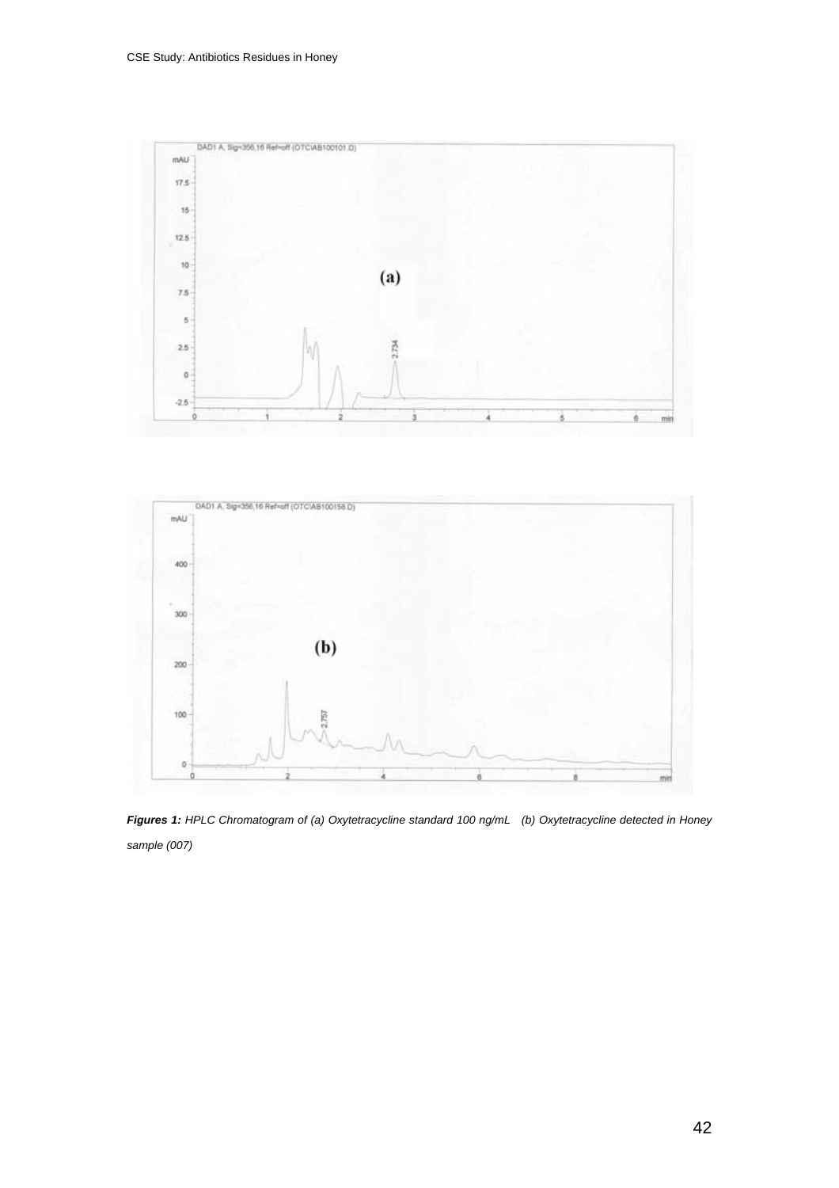*__Figures 1:__ HPLC Chromatogram of (a) Oxytetracycline standard 100 ng/mL (b) Oxytetracycline detected in Honey sample (007)*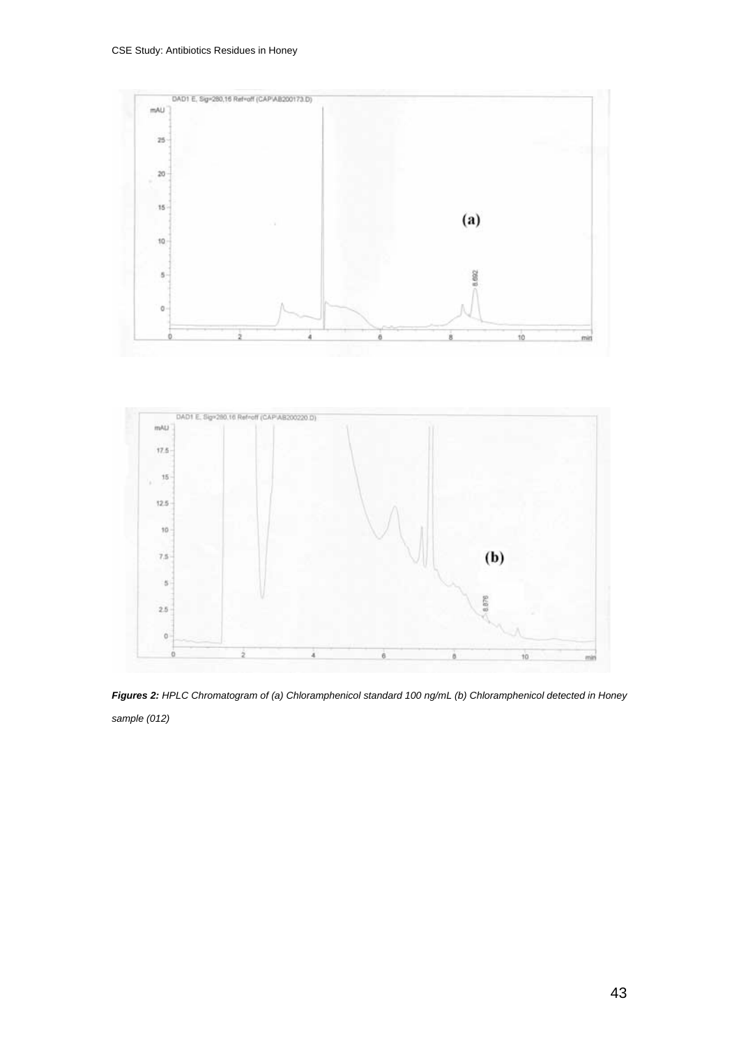***Figures 2:*** *HPLC Chromatogram of (a) Chloramphenicol standard 100 ng/mL (b) Chloramphenicol detected in Honey sample (012)*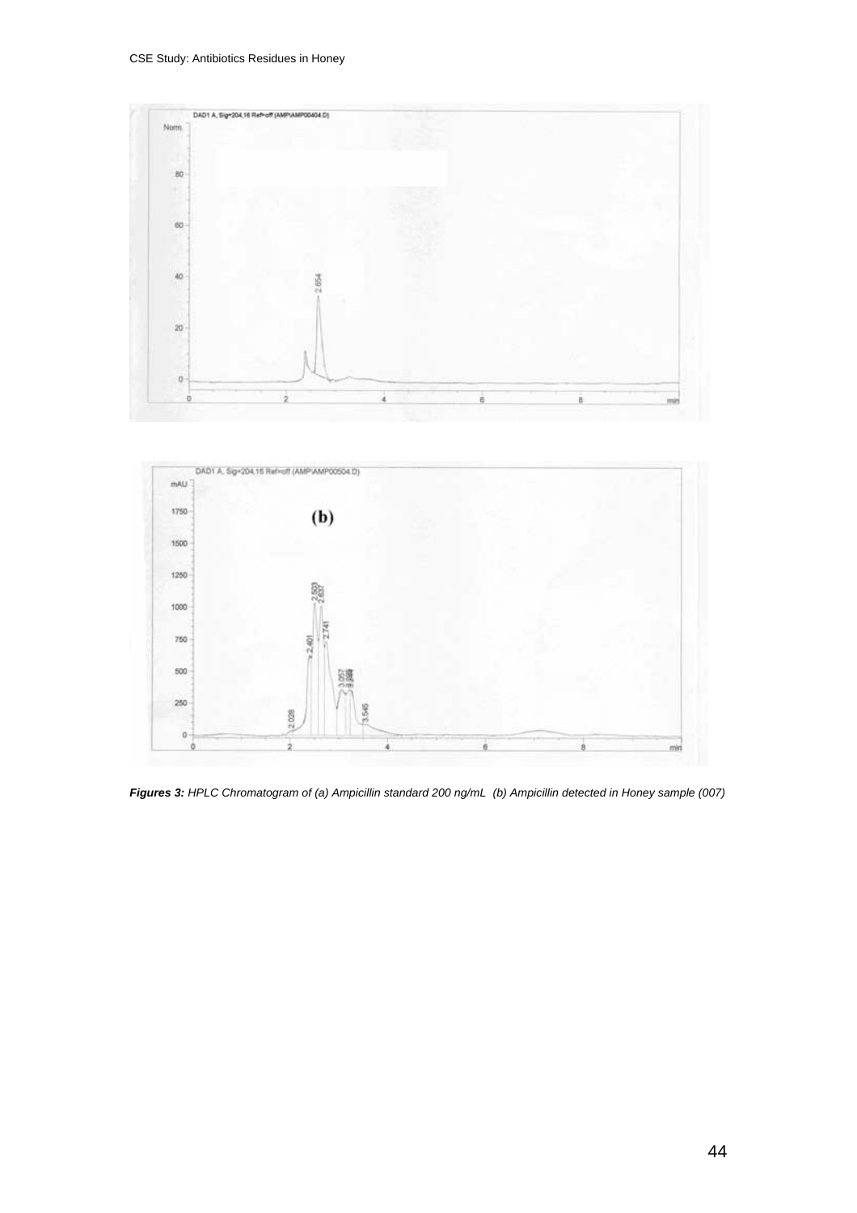*Figures 3: HPLC Chromatogram of (a) Ampicillin standard 200 ng/mL (b) Ampicillin detected in Honey sample (007)*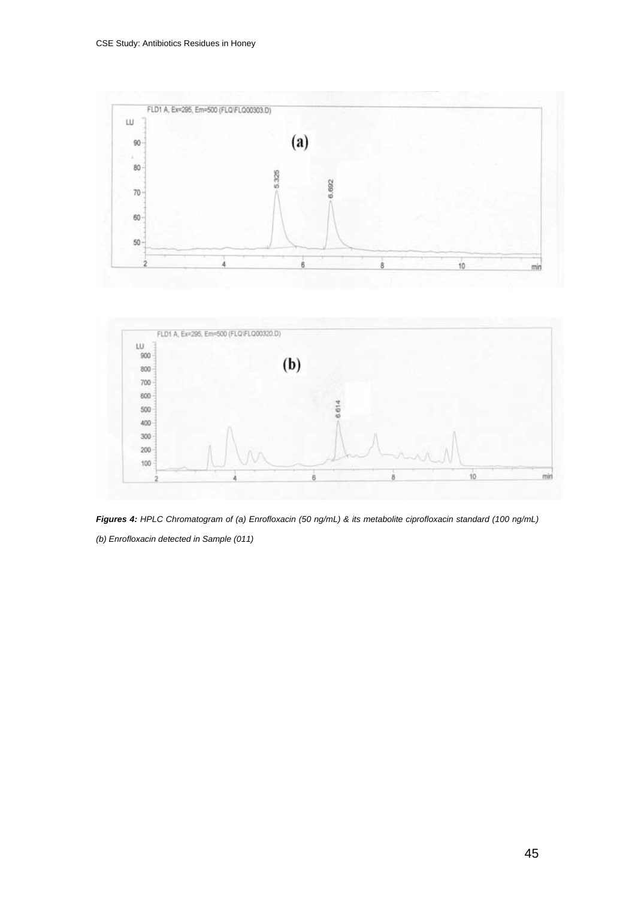FLD1 A, Ex=295, Em=500 (FLQ\FLQ00303.D)

(a)

FLD1 A, Ex=295, Em=500 (FLQ\FLQ00320.D)

(b)

***Figures 4:*** *HPLC Chromatogram of (a) Enrofloxacin (50 ng/mL) & its metabolite ciprofloxacin standard (100 ng/mL)*

*(b) Enrofloxacin detected in Sample (011)*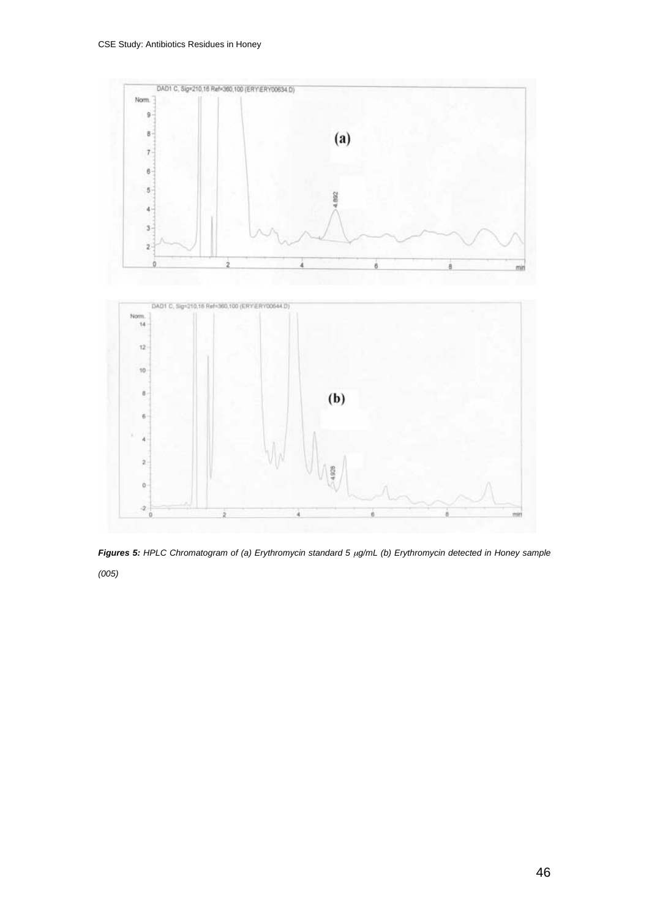DAD1 C, Sig=210,16 Ref=360,100 (ERY\ERY00634.D)

Norm.

9

8

7

6

5

4

3

2

(a)

4.892

0

2

4

6

8

min

DAD1 C, Sig=210,16 Ref=360,100 (ERY\ERY00644.D)

Norm.

14

12

10

8

6

4

2

0

-2

(b)

4.928

0

2

4

6

8

min

***Figures 5:*** *HPLC Chromatogram of (a) Erythromycin standard 5 μg/mL (b) Erythromycin detected in Honey sample (005)*